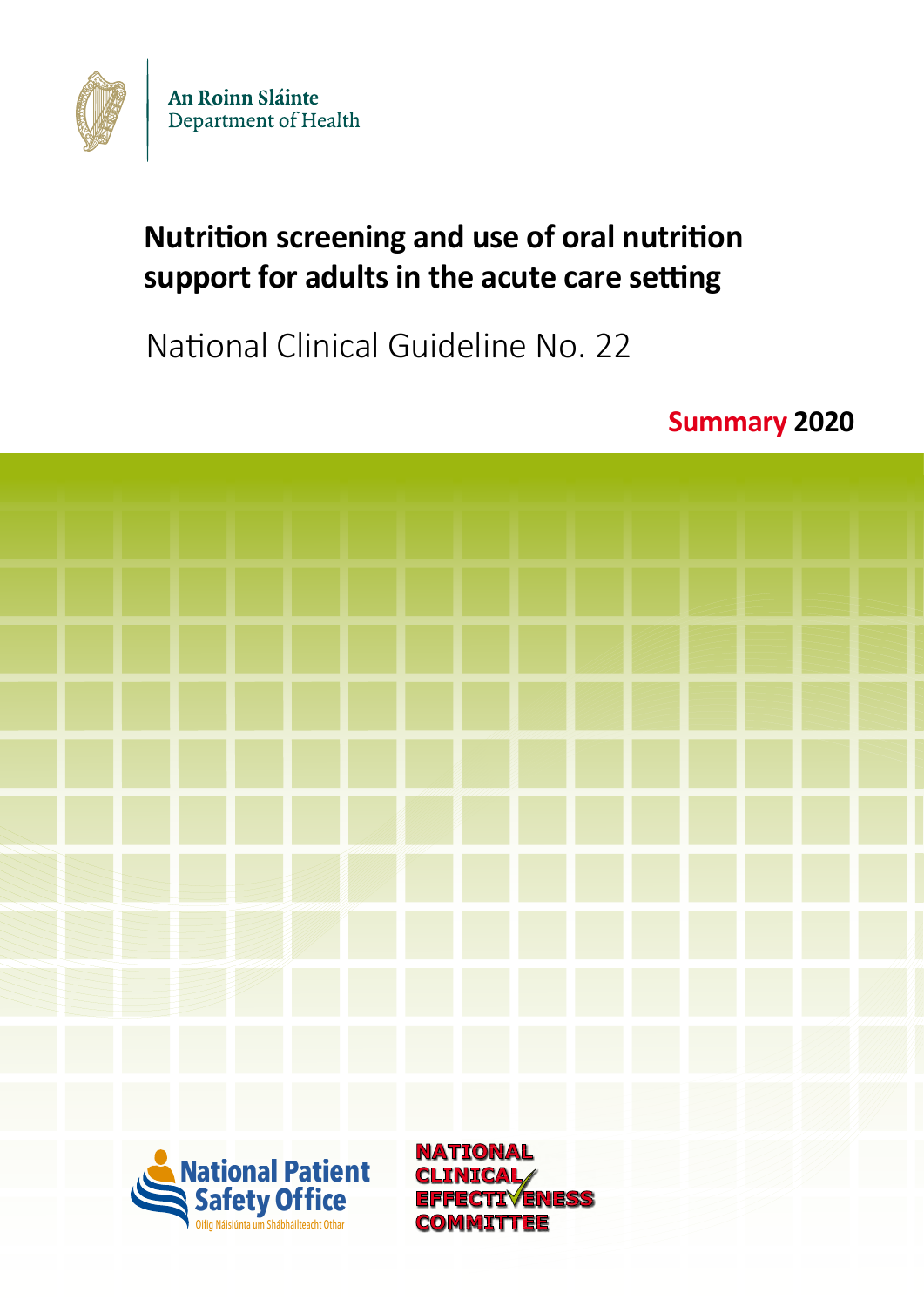An Roinn Sláinte
Department of Health

# Nutrition screening and use of oral nutrition support for adults in the acute care setting

National Clinical Guideline No. 22

**Summary 2020**

National Patient Safety Office
Oifig Náisiúnta um Shábháilteacht Othar

NATIONAL CLINICAL EFFECTIVENESS COMMITTEE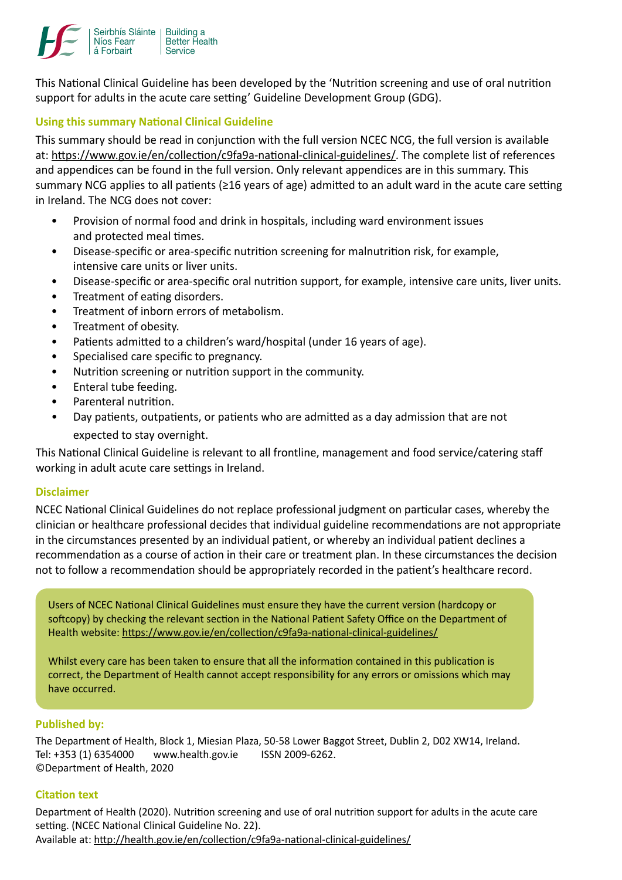This National Clinical Guideline has been developed by the 'Nutrition screening and use of oral nutrition support for adults in the acute care setting' Guideline Development Group (GDG).

## Using this summary National Clinical Guideline

This summary should be read in conjunction with the full version NCEC NCG, the full version is available at: https://www.gov.ie/en/collection/c9fa9a-national-clinical-guidelines/. The complete list of references and appendices can be found in the full version. Only relevant appendices are in this summary. This summary NCG applies to all patients (≥16 years of age) admitted to an adult ward in the acute care setting in Ireland. The NCG does not cover:

- Provision of normal food and drink in hospitals, including ward environment issues and protected meal times.
- Disease-specific or area-specific nutrition screening for malnutrition risk, for example, intensive care units or liver units.
- Disease-specific or area-specific oral nutrition support, for example, intensive care units, liver units.
- Treatment of eating disorders.
- Treatment of inborn errors of metabolism.
- Treatment of obesity.
- Patients admitted to a children's ward/hospital (under 16 years of age).
- Specialised care specific to pregnancy.
- Nutrition screening or nutrition support in the community.
- Enteral tube feeding.
- Parenteral nutrition.
- Day patients, outpatients, or patients who are admitted as a day admission that are not expected to stay overnight.

This National Clinical Guideline is relevant to all frontline, management and food service/catering staff working in adult acute care settings in Ireland.

## Disclaimer

NCEC National Clinical Guidelines do not replace professional judgment on particular cases, whereby the clinician or healthcare professional decides that individual guideline recommendations are not appropriate in the circumstances presented by an individual patient, or whereby an individual patient declines a recommendation as a course of action in their care or treatment plan. In these circumstances the decision not to follow a recommendation should be appropriately recorded in the patient's healthcare record.

Users of NCEC National Clinical Guidelines must ensure they have the current version (hardcopy or softcopy) by checking the relevant section in the National Patient Safety Office on the Department of Health website: https://www.gov.ie/en/collection/c9fa9a-national-clinical-guidelines/

Whilst every care has been taken to ensure that all the information contained in this publication is correct, the Department of Health cannot accept responsibility for any errors or omissions which may have occurred.

## Published by:

The Department of Health, Block 1, Miesian Plaza, 50-58 Lower Baggot Street, Dublin 2, D02 XW14, Ireland.
Tel: +353 (1) 6354000 www.health.gov.ie ISSN 2009-6262.
©Department of Health, 2020

## Citation text

Department of Health (2020). Nutrition screening and use of oral nutrition support for adults in the acute care setting. (NCEC National Clinical Guideline No. 22).
Available at: http://health.gov.ie/en/collection/c9fa9a-national-clinical-guidelines/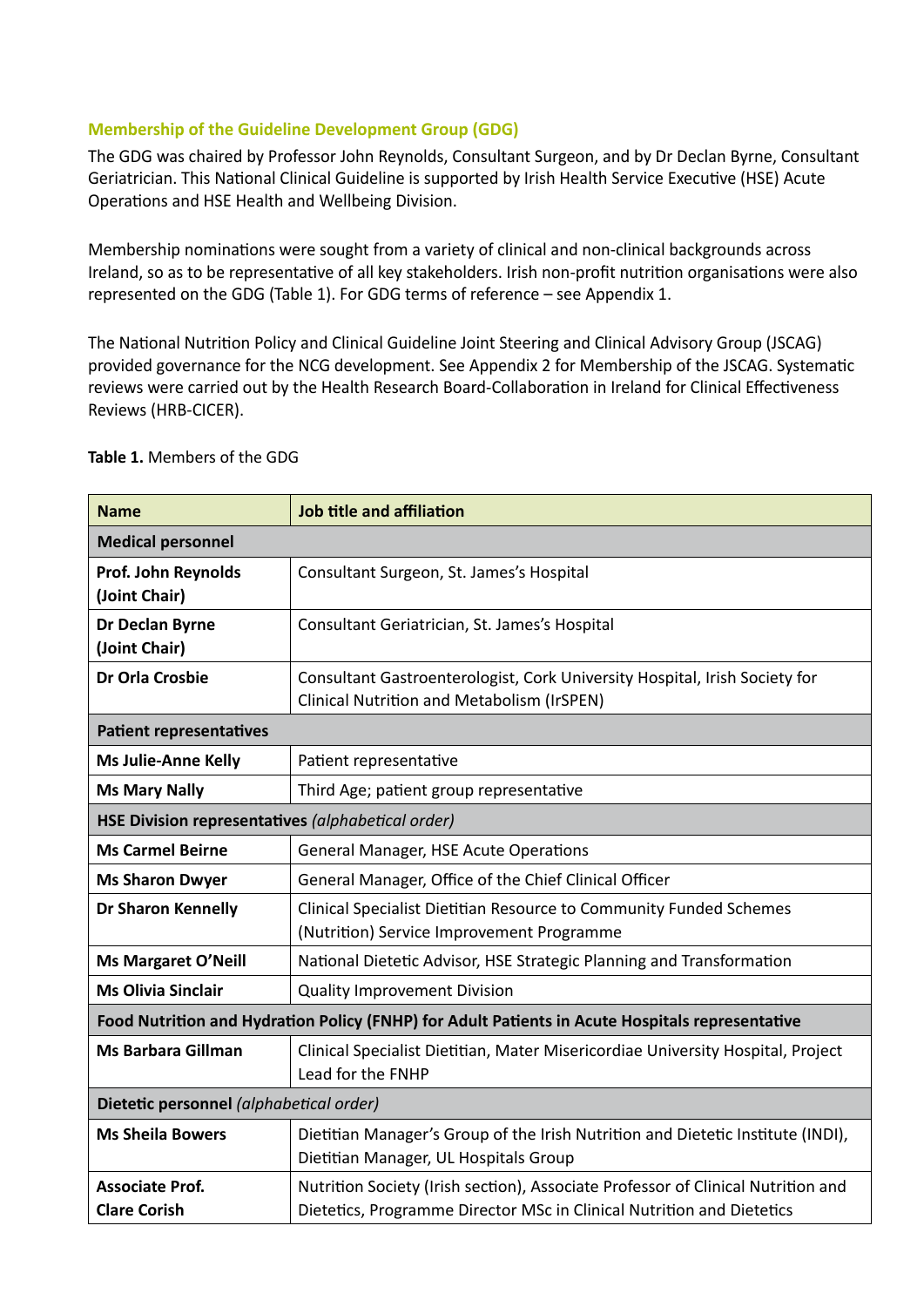## Membership of the Guideline Development Group (GDG)

The GDG was chaired by Professor John Reynolds, Consultant Surgeon, and by Dr Declan Byrne, Consultant Geriatrician. This National Clinical Guideline is supported by Irish Health Service Executive (HSE) Acute Operations and HSE Health and Wellbeing Division.

Membership nominations were sought from a variety of clinical and non-clinical backgrounds across Ireland, so as to be representative of all key stakeholders. Irish non-profit nutrition organisations were also represented on the GDG (Table 1). For GDG terms of reference – see Appendix 1.

The National Nutrition Policy and Clinical Guideline Joint Steering and Clinical Advisory Group (JSCAG) provided governance for the NCG development. See Appendix 2 for Membership of the JSCAG. Systematic reviews were carried out by the Health Research Board-Collaboration in Ireland for Clinical Effectiveness Reviews (HRB-CICER).

**Table 1.** Members of the GDG

| Name | Job title and affiliation |
|---|---|
| **Medical personnel** | |
| **Prof. John Reynolds (Joint Chair)** | Consultant Surgeon, St. James's Hospital |
| **Dr Declan Byrne (Joint Chair)** | Consultant Geriatrician, St. James's Hospital |
| **Dr Orla Crosbie** | Consultant Gastroenterologist, Cork University Hospital, Irish Society for Clinical Nutrition and Metabolism (IrSPEN) |
| **Patient representatives** | |
| **Ms Julie-Anne Kelly** | Patient representative |
| **Ms Mary Nally** | Third Age; patient group representative |
| **HSE Division representatives** *(alphabetical order)* | |
| **Ms Carmel Beirne** | General Manager, HSE Acute Operations |
| **Ms Sharon Dwyer** | General Manager, Office of the Chief Clinical Officer |
| **Dr Sharon Kennelly** | Clinical Specialist Dietitian Resource to Community Funded Schemes (Nutrition) Service Improvement Programme |
| **Ms Margaret O'Neill** | National Dietetic Advisor, HSE Strategic Planning and Transformation |
| **Ms Olivia Sinclair** | Quality Improvement Division |
| **Food Nutrition and Hydration Policy (FNHP) for Adult Patients in Acute Hospitals representative** | |
| **Ms Barbara Gillman** | Clinical Specialist Dietitian, Mater Misericordiae University Hospital, Project Lead for the FNHP |
| **Dietetic personnel** *(alphabetical order)* | |
| **Ms Sheila Bowers** | Dietitian Manager's Group of the Irish Nutrition and Dietetic Institute (INDI), Dietitian Manager, UL Hospitals Group |
| **Associate Prof. Clare Corish** | Nutrition Society (Irish section), Associate Professor of Clinical Nutrition and Dietetics, Programme Director MSc in Clinical Nutrition and Dietetics |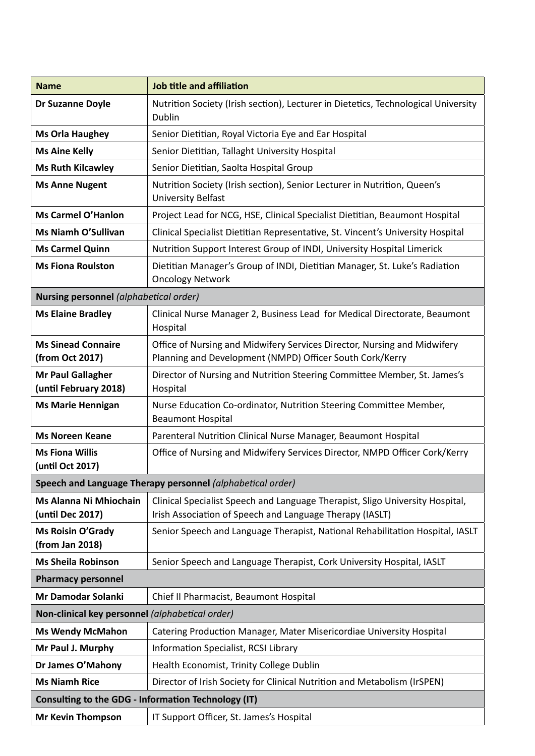| Name | Job title and affiliation |
|---|---|
| **Dr Suzanne Doyle** | Nutrition Society (Irish section), Lecturer in Dietetics, Technological University Dublin |
| **Ms Orla Haughey** | Senior Dietitian, Royal Victoria Eye and Ear Hospital |
| **Ms Aine Kelly** | Senior Dietitian, Tallaght University Hospital |
| **Ms Ruth Kilcawley** | Senior Dietitian, Saolta Hospital Group |
| **Ms Anne Nugent** | Nutrition Society (Irish section), Senior Lecturer in Nutrition, Queen's University Belfast |
| **Ms Carmel O'Hanlon** | Project Lead for NCG, HSE, Clinical Specialist Dietitian, Beaumont Hospital |
| **Ms Niamh O'Sullivan** | Clinical Specialist Dietitian Representative, St. Vincent's University Hospital |
| **Ms Carmel Quinn** | Nutrition Support Interest Group of INDI, University Hospital Limerick |
| **Ms Fiona Roulston** | Dietitian Manager's Group of INDI, Dietitian Manager, St. Luke's Radiation Oncology Network |
| **Nursing personnel** *(alphabetical order)* | |
| **Ms Elaine Bradley** | Clinical Nurse Manager 2, Business Lead for Medical Directorate, Beaumont Hospital |
| **Ms Sinead Connaire (from Oct 2017)** | Office of Nursing and Midwifery Services Director, Nursing and Midwifery Planning and Development (NMPD) Officer South Cork/Kerry |
| **Mr Paul Gallagher (until February 2018)** | Director of Nursing and Nutrition Steering Committee Member, St. James's Hospital |
| **Ms Marie Hennigan** | Nurse Education Co-ordinator, Nutrition Steering Committee Member, Beaumont Hospital |
| **Ms Noreen Keane** | Parenteral Nutrition Clinical Nurse Manager, Beaumont Hospital |
| **Ms Fiona Willis (until Oct 2017)** | Office of Nursing and Midwifery Services Director, NMPD Officer Cork/Kerry |
| **Speech and Language Therapy personnel** *(alphabetical order)* | |
| **Ms Alanna Ni Mhiochain (until Dec 2017)** | Clinical Specialist Speech and Language Therapist, Sligo University Hospital, Irish Association of Speech and Language Therapy (IASLT) |
| **Ms Roisin O'Grady (from Jan 2018)** | Senior Speech and Language Therapist, National Rehabilitation Hospital, IASLT |
| **Ms Sheila Robinson** | Senior Speech and Language Therapist, Cork University Hospital, IASLT |
| **Pharmacy personnel** | |
| **Mr Damodar Solanki** | Chief II Pharmacist, Beaumont Hospital |
| **Non-clinical key personnel** *(alphabetical order)* | |
| **Ms Wendy McMahon** | Catering Production Manager, Mater Misericordiae University Hospital |
| **Mr Paul J. Murphy** | Information Specialist, RCSI Library |
| **Dr James O'Mahony** | Health Economist, Trinity College Dublin |
| **Ms Niamh Rice** | Director of Irish Society for Clinical Nutrition and Metabolism (IrSPEN) |
| **Consulting to the GDG - Information Technology (IT)** | |
| **Mr Kevin Thompson** | IT Support Officer, St. James's Hospital |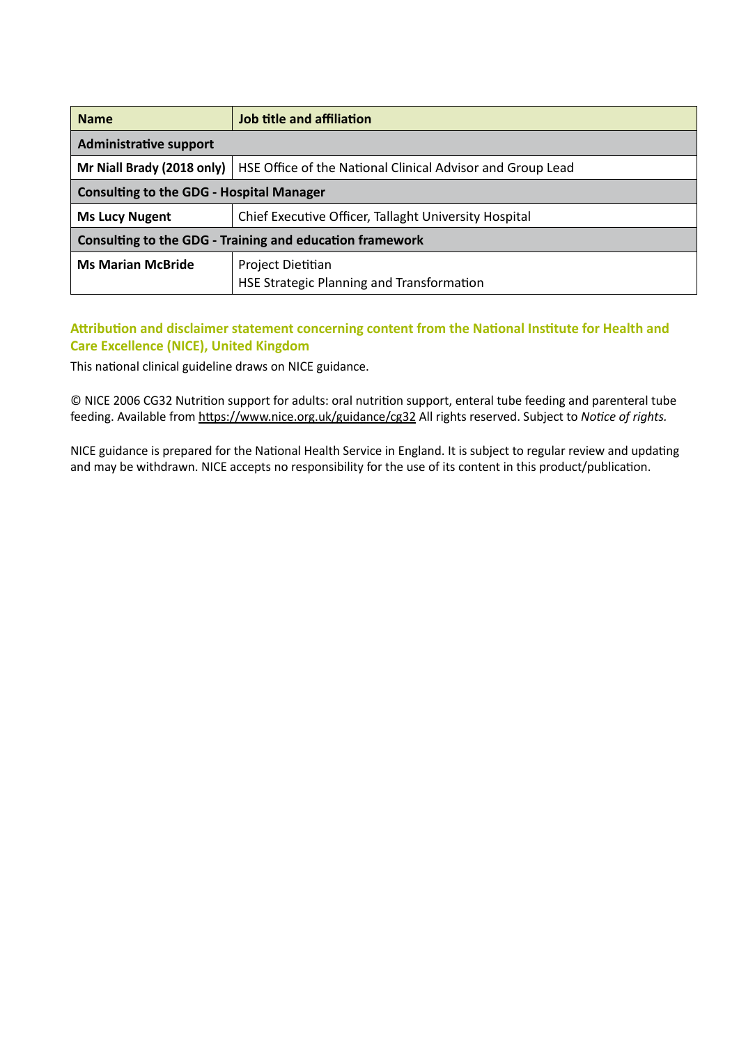| Name | Job title and affiliation |
|---|---|
| **Administrative support** | |
| **Mr Niall Brady (2018 only)** | HSE Office of the National Clinical Advisor and Group Lead |
| **Consulting to the GDG - Hospital Manager** | |
| **Ms Lucy Nugent** | Chief Executive Officer, Tallaght University Hospital |
| **Consulting to the GDG - Training and education framework** | |
| **Ms Marian McBride** | Project Dietitian<br>HSE Strategic Planning and Transformation |

### Attribution and disclaimer statement concerning content from the National Institute for Health and Care Excellence (NICE), United Kingdom

This national clinical guideline draws on NICE guidance.

© NICE 2006 CG32 Nutrition support for adults: oral nutrition support, enteral tube feeding and parenteral tube feeding. Available from https://www.nice.org.uk/guidance/cg32 All rights reserved. Subject to *Notice of rights.*

NICE guidance is prepared for the National Health Service in England. It is subject to regular review and updating and may be withdrawn. NICE accepts no responsibility for the use of its content in this product/publication.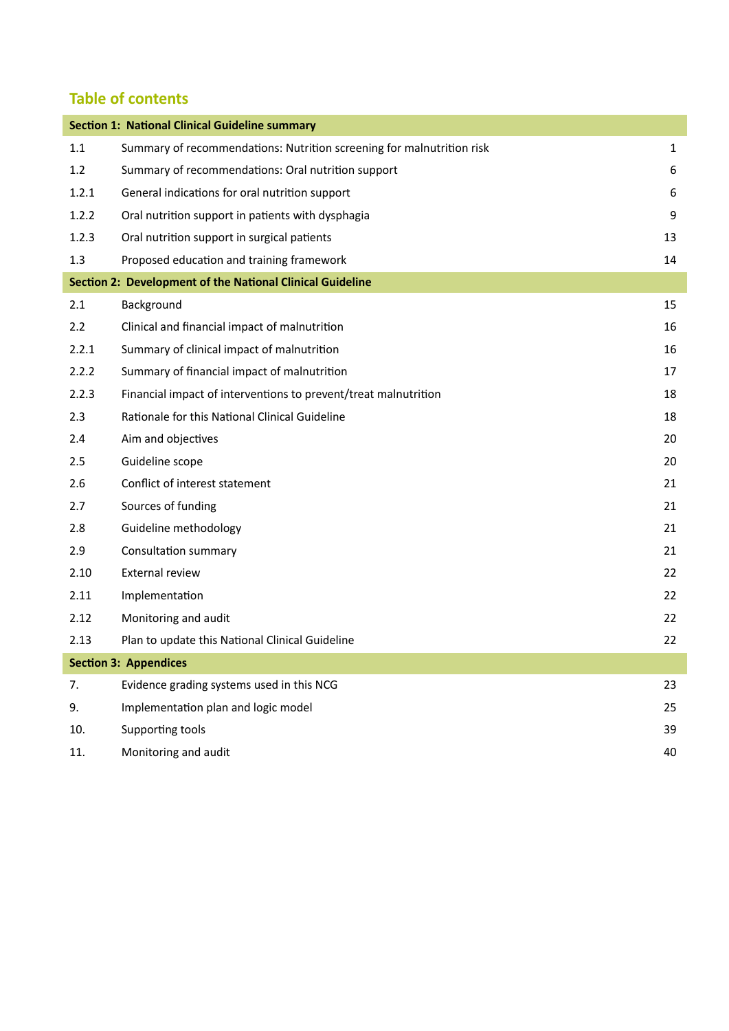## Table of contents

| | | |
|---|---|---|
| **Section 1: National Clinical Guideline summary** | | |
| 1.1 | Summary of recommendations: Nutrition screening for malnutrition risk | 1 |
| 1.2 | Summary of recommendations: Oral nutrition support | 6 |
| 1.2.1 | General indications for oral nutrition support | 6 |
| 1.2.2 | Oral nutrition support in patients with dysphagia | 9 |
| 1.2.3 | Oral nutrition support in surgical patients | 13 |
| 1.3 | Proposed education and training framework | 14 |
| **Section 2: Development of the National Clinical Guideline** | | |
| 2.1 | Background | 15 |
| 2.2 | Clinical and financial impact of malnutrition | 16 |
| 2.2.1 | Summary of clinical impact of malnutrition | 16 |
| 2.2.2 | Summary of financial impact of malnutrition | 17 |
| 2.2.3 | Financial impact of interventions to prevent/treat malnutrition | 18 |
| 2.3 | Rationale for this National Clinical Guideline | 18 |
| 2.4 | Aim and objectives | 20 |
| 2.5 | Guideline scope | 20 |
| 2.6 | Conflict of interest statement | 21 |
| 2.7 | Sources of funding | 21 |
| 2.8 | Guideline methodology | 21 |
| 2.9 | Consultation summary | 21 |
| 2.10 | External review | 22 |
| 2.11 | Implementation | 22 |
| 2.12 | Monitoring and audit | 22 |
| 2.13 | Plan to update this National Clinical Guideline | 22 |
| **Section 3: Appendices** | | |
| 7. | Evidence grading systems used in this NCG | 23 |
| 9. | Implementation plan and logic model | 25 |
| 10. | Supporting tools | 39 |
| 11. | Monitoring and audit | 40 |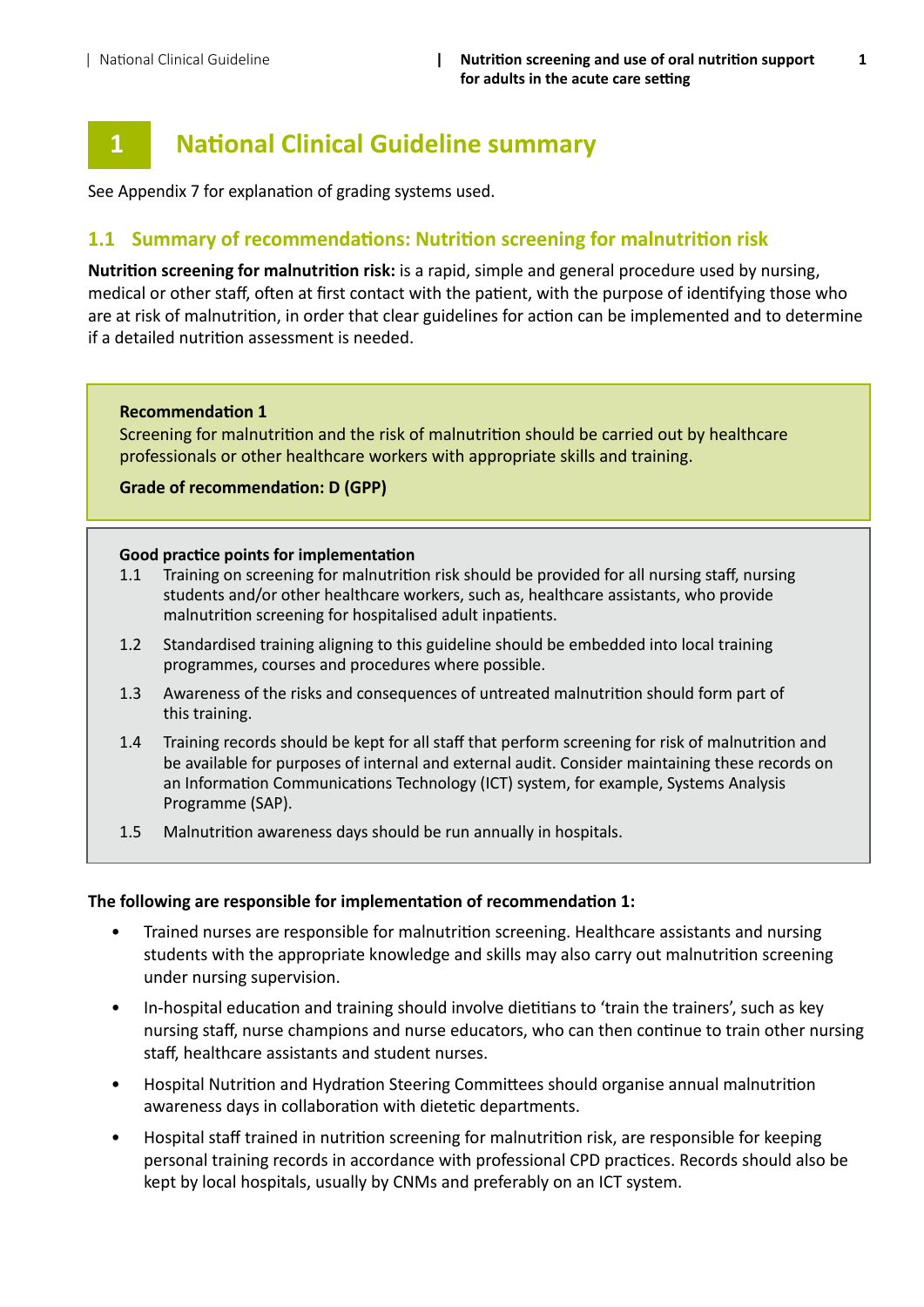# 1 National Clinical Guideline summary

See Appendix 7 for explanation of grading systems used.

## 1.1 Summary of recommendations: Nutrition screening for malnutrition risk

**Nutrition screening for malnutrition risk:** is a rapid, simple and general procedure used by nursing, medical or other staff, often at first contact with the patient, with the purpose of identifying those who are at risk of malnutrition, in order that clear guidelines for action can be implemented and to determine if a detailed nutrition assessment is needed.

**Recommendation 1**
Screening for malnutrition and the risk of malnutrition should be carried out by healthcare professionals or other healthcare workers with appropriate skills and training.

**Grade of recommendation: D (GPP)**

**Good practice points for implementation**

1.1 Training on screening for malnutrition risk should be provided for all nursing staff, nursing students and/or other healthcare workers, such as, healthcare assistants, who provide malnutrition screening for hospitalised adult inpatients.

1.2 Standardised training aligning to this guideline should be embedded into local training programmes, courses and procedures where possible.

1.3 Awareness of the risks and consequences of untreated malnutrition should form part of this training.

1.4 Training records should be kept for all staff that perform screening for risk of malnutrition and be available for purposes of internal and external audit. Consider maintaining these records on an Information Communications Technology (ICT) system, for example, Systems Analysis Programme (SAP).

1.5 Malnutrition awareness days should be run annually in hospitals.

**The following are responsible for implementation of recommendation 1:**

- Trained nurses are responsible for malnutrition screening. Healthcare assistants and nursing students with the appropriate knowledge and skills may also carry out malnutrition screening under nursing supervision.
- In-hospital education and training should involve dietitians to 'train the trainers', such as key nursing staff, nurse champions and nurse educators, who can then continue to train other nursing staff, healthcare assistants and student nurses.
- Hospital Nutrition and Hydration Steering Committees should organise annual malnutrition awareness days in collaboration with dietetic departments.
- Hospital staff trained in nutrition screening for malnutrition risk, are responsible for keeping personal training records in accordance with professional CPD practices. Records should also be kept by local hospitals, usually by CNMs and preferably on an ICT system.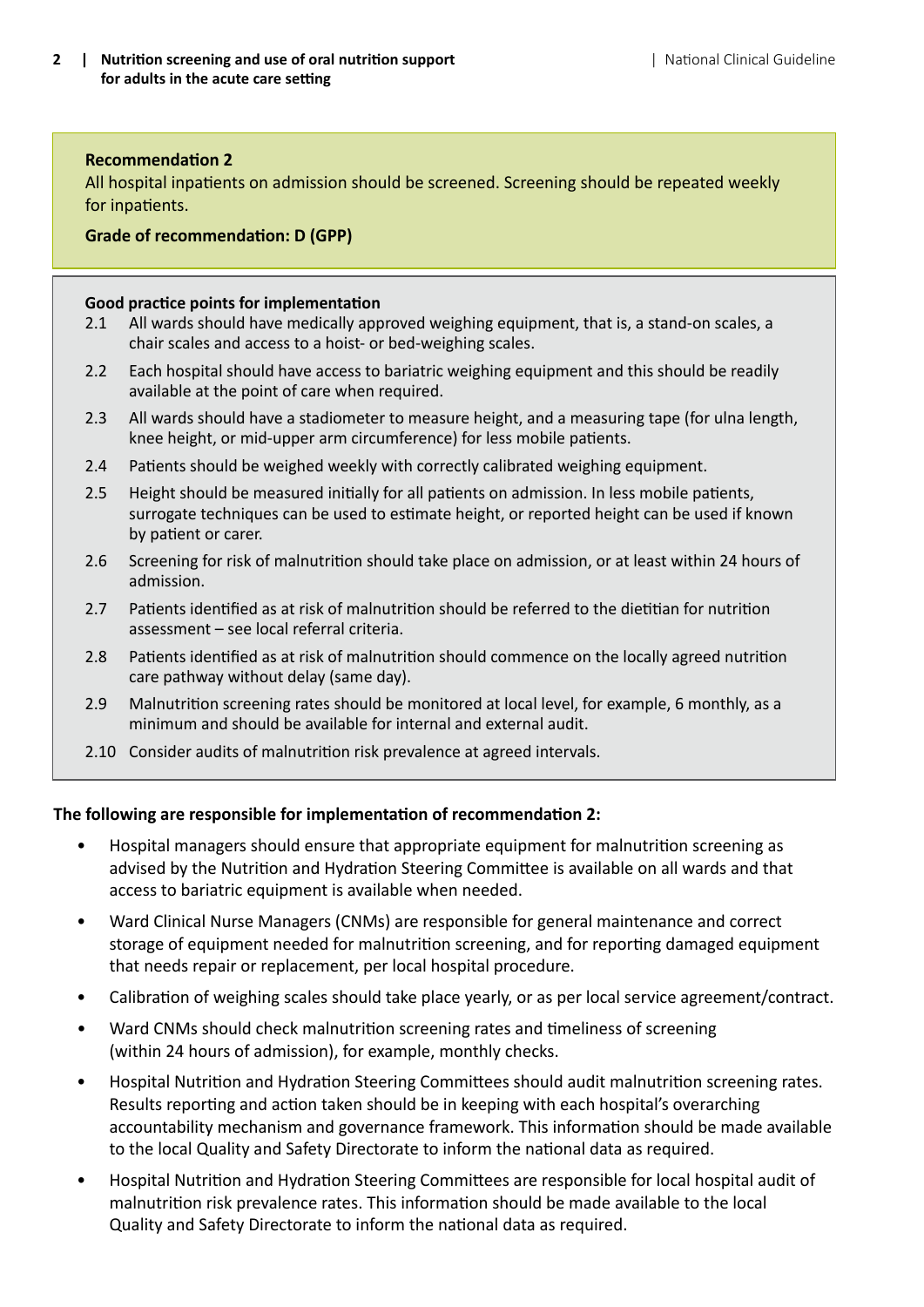**Recommendation 2**

All hospital inpatients on admission should be screened. Screening should be repeated weekly for inpatients.

**Grade of recommendation: D (GPP)**

**Good practice points for implementation**

2.1 All wards should have medically approved weighing equipment, that is, a stand-on scales, a chair scales and access to a hoist- or bed-weighing scales.

2.2 Each hospital should have access to bariatric weighing equipment and this should be readily available at the point of care when required.

2.3 All wards should have a stadiometer to measure height, and a measuring tape (for ulna length, knee height, or mid-upper arm circumference) for less mobile patients.

2.4 Patients should be weighed weekly with correctly calibrated weighing equipment.

2.5 Height should be measured initially for all patients on admission. In less mobile patients, surrogate techniques can be used to estimate height, or reported height can be used if known by patient or carer.

2.6 Screening for risk of malnutrition should take place on admission, or at least within 24 hours of admission.

2.7 Patients identified as at risk of malnutrition should be referred to the dietitian for nutrition assessment – see local referral criteria.

2.8 Patients identified as at risk of malnutrition should commence on the locally agreed nutrition care pathway without delay (same day).

2.9 Malnutrition screening rates should be monitored at local level, for example, 6 monthly, as a minimum and should be available for internal and external audit.

2.10 Consider audits of malnutrition risk prevalence at agreed intervals.

**The following are responsible for implementation of recommendation 2:**

- Hospital managers should ensure that appropriate equipment for malnutrition screening as advised by the Nutrition and Hydration Steering Committee is available on all wards and that access to bariatric equipment is available when needed.
- Ward Clinical Nurse Managers (CNMs) are responsible for general maintenance and correct storage of equipment needed for malnutrition screening, and for reporting damaged equipment that needs repair or replacement, per local hospital procedure.
- Calibration of weighing scales should take place yearly, or as per local service agreement/contract.
- Ward CNMs should check malnutrition screening rates and timeliness of screening (within 24 hours of admission), for example, monthly checks.
- Hospital Nutrition and Hydration Steering Committees should audit malnutrition screening rates. Results reporting and action taken should be in keeping with each hospital's overarching accountability mechanism and governance framework. This information should be made available to the local Quality and Safety Directorate to inform the national data as required.
- Hospital Nutrition and Hydration Steering Committees are responsible for local hospital audit of malnutrition risk prevalence rates. This information should be made available to the local Quality and Safety Directorate to inform the national data as required.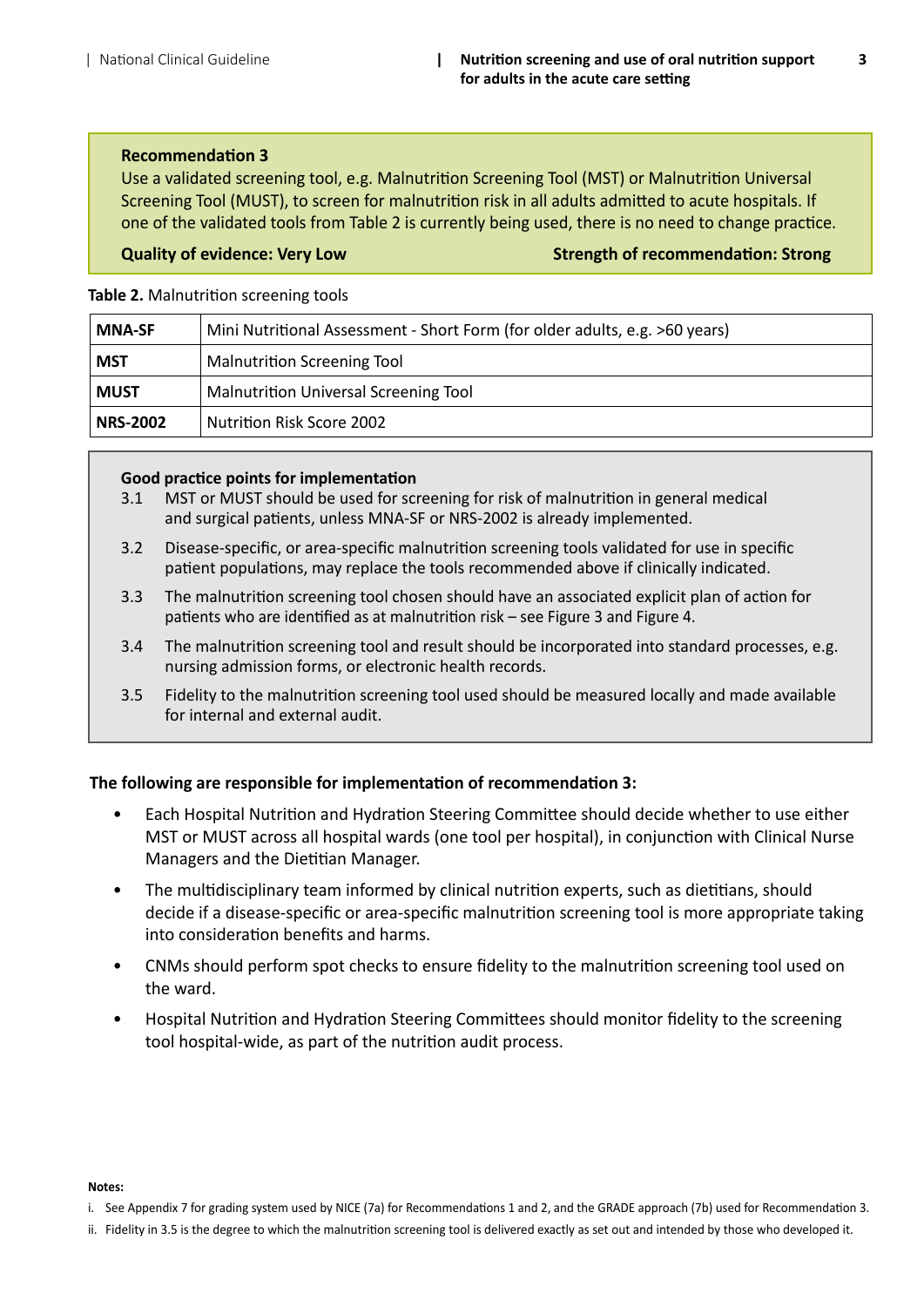**Recommendation 3**

Use a validated screening tool, e.g. Malnutrition Screening Tool (MST) or Malnutrition Universal Screening Tool (MUST), to screen for malnutrition risk in all adults admitted to acute hospitals. If one of the validated tools from Table 2 is currently being used, there is no need to change practice.

**Quality of evidence: Very Low** **Strength of recommendation: Strong**

**Table 2.** Malnutrition screening tools

| | |
|---|---|
| **MNA-SF** | Mini Nutritional Assessment - Short Form (for older adults, e.g. >60 years) |
| **MST** | Malnutrition Screening Tool |
| **MUST** | Malnutrition Universal Screening Tool |
| **NRS-2002** | Nutrition Risk Score 2002 |

**Good practice points for implementation**

3.1 MST or MUST should be used for screening for risk of malnutrition in general medical and surgical patients, unless MNA-SF or NRS-2002 is already implemented.

3.2 Disease-specific, or area-specific malnutrition screening tools validated for use in specific patient populations, may replace the tools recommended above if clinically indicated.

3.3 The malnutrition screening tool chosen should have an associated explicit plan of action for patients who are identified as at malnutrition risk – see Figure 3 and Figure 4.

3.4 The malnutrition screening tool and result should be incorporated into standard processes, e.g. nursing admission forms, or electronic health records.

3.5 Fidelity to the malnutrition screening tool used should be measured locally and made available for internal and external audit.

**The following are responsible for implementation of recommendation 3:**

- Each Hospital Nutrition and Hydration Steering Committee should decide whether to use either MST or MUST across all hospital wards (one tool per hospital), in conjunction with Clinical Nurse Managers and the Dietitian Manager.
- The multidisciplinary team informed by clinical nutrition experts, such as dietitians, should decide if a disease-specific or area-specific malnutrition screening tool is more appropriate taking into consideration benefits and harms.
- CNMs should perform spot checks to ensure fidelity to the malnutrition screening tool used on the ward.
- Hospital Nutrition and Hydration Steering Committees should monitor fidelity to the screening tool hospital-wide, as part of the nutrition audit process.

**Notes:**

i. See Appendix 7 for grading system used by NICE (7a) for Recommendations 1 and 2, and the GRADE approach (7b) used for Recommendation 3.

ii. Fidelity in 3.5 is the degree to which the malnutrition screening tool is delivered exactly as set out and intended by those who developed it.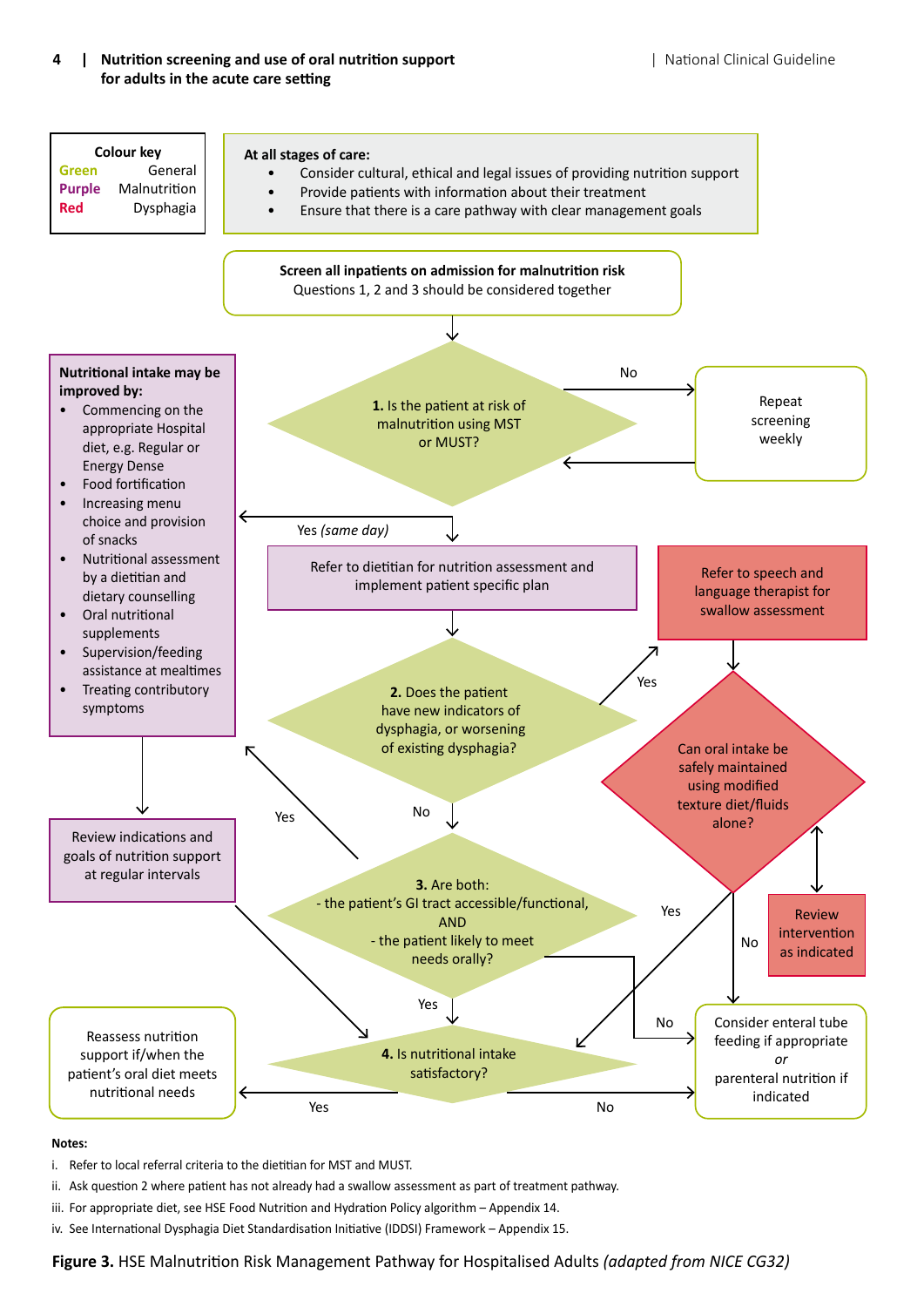**Colour key**

| Colour | Meaning |
|---|---|
| Green | General |
| Purple | Malnutrition |
| Red | Dysphagia |

**At all stages of care:**

- Consider cultural, ethical and legal issues of providing nutrition support
- Provide patients with information about their treatment
- Ensure that there is a care pathway with clear management goals

**Screen all inpatients on admission for malnutrition risk**
Questions 1, 2 and 3 should be considered together

**1.** Is the patient at risk of malnutrition using MST or MUST?

- No → Repeat screening weekly (then return to question 1)
- Yes *(same day)* → Refer to dietitian for nutrition assessment and implement patient specific plan

**Nutritional intake may be improved by:**

- Commencing on the appropriate Hospital diet, e.g. Regular or Energy Dense
- Food fortification
- Increasing menu choice and provision of snacks
- Nutritional assessment by a dietitian and dietary counselling
- Oral nutritional supplements
- Supervision/feeding assistance at mealtimes
- Treating contributory symptoms

→ Review indications and goals of nutrition support at regular intervals

**2.** Does the patient have new indicators of dysphagia, or worsening of existing dysphagia?

- Yes → Refer to speech and language therapist for swallow assessment → Can oral intake be safely maintained using modified texture diet/fluids alone?
  - Yes → 4. Is nutritional intake satisfactory?
  - No → Consider enteral tube feeding if appropriate *or* parenteral nutrition if indicated
  - ↔ Review intervention as indicated
- No → 3.

**3.** Are both:
- the patient's GI tract accessible/functional,
AND
- the patient likely to meet needs orally?

- Yes → 4.
- No → Consider enteral tube feeding if appropriate *or* parenteral nutrition if indicated

**4.** Is nutritional intake satisfactory?

- Yes → Reassess nutrition support if/when the patient's oral diet meets nutritional needs
- No → Consider enteral tube feeding if appropriate *or* parenteral nutrition if indicated

**Notes:**

i. Refer to local referral criteria to the dietitian for MST and MUST.

ii. Ask question 2 where patient has not already had a swallow assessment as part of treatment pathway.

iii. For appropriate diet, see HSE Food Nutrition and Hydration Policy algorithm – Appendix 14.

iv. See International Dysphagia Diet Standardisation Initiative (IDDSI) Framework – Appendix 15.

**Figure 3.** HSE Malnutrition Risk Management Pathway for Hospitalised Adults *(adapted from NICE CG32)*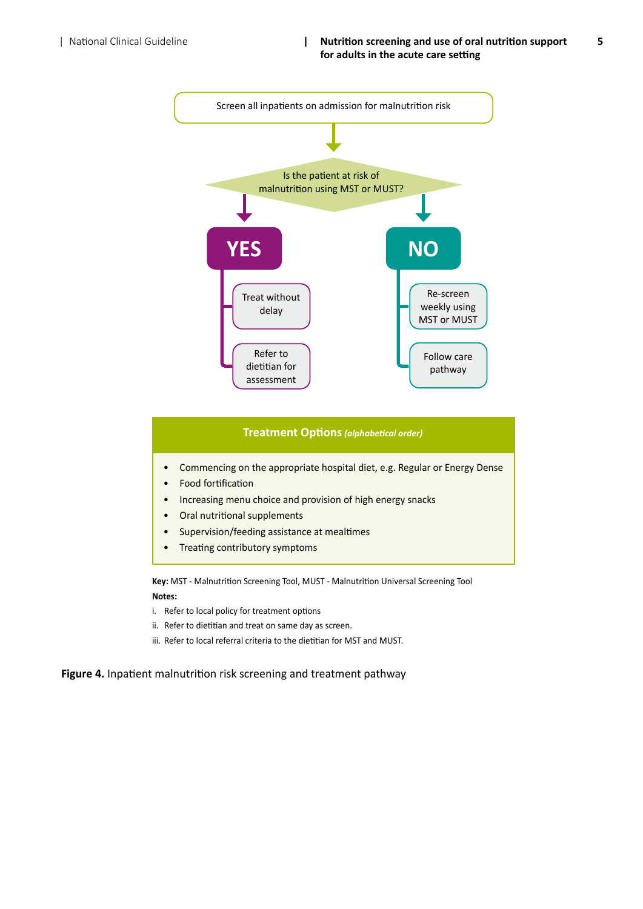Screen all inpatients on admission for malnutrition risk

Is the patient at risk of malnutrition using MST or MUST?

**YES**

- Treat without delay
- Refer to dietitian for assessment

**NO**

- Re-screen weekly using MST or MUST
- Follow care pathway

**Treatment Options** *(alphabetical order)*

- Commencing on the appropriate hospital diet, e.g. Regular or Energy Dense
- Food fortification
- Increasing menu choice and provision of high energy snacks
- Oral nutritional supplements
- Supervision/feeding assistance at mealtimes
- Treating contributory symptoms

**Key:** MST - Malnutrition Screening Tool, MUST - Malnutrition Universal Screening Tool

**Notes:**

i. Refer to local policy for treatment options

ii. Refer to dietitian and treat on same day as screen.

iii. Refer to local referral criteria to the dietitian for MST and MUST.

**Figure 4.** Inpatient malnutrition risk screening and treatment pathway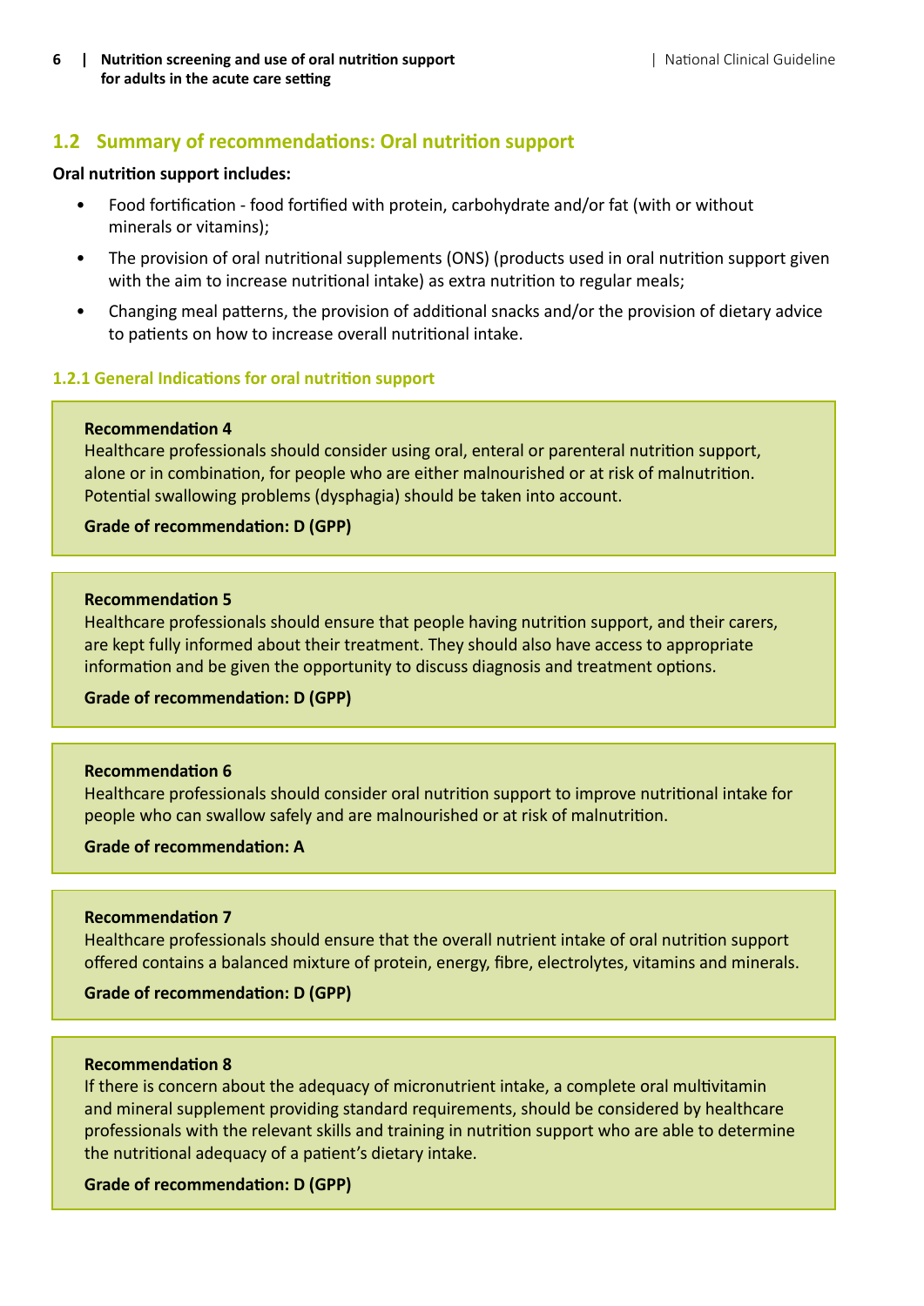## 1.2 Summary of recommendations: Oral nutrition support

**Oral nutrition support includes:**

- Food fortification - food fortified with protein, carbohydrate and/or fat (with or without minerals or vitamins);
- The provision of oral nutritional supplements (ONS) (products used in oral nutrition support given with the aim to increase nutritional intake) as extra nutrition to regular meals;
- Changing meal patterns, the provision of additional snacks and/or the provision of dietary advice to patients on how to increase overall nutritional intake.

### 1.2.1 General Indications for oral nutrition support

**Recommendation 4**
Healthcare professionals should consider using oral, enteral or parenteral nutrition support, alone or in combination, for people who are either malnourished or at risk of malnutrition. Potential swallowing problems (dysphagia) should be taken into account.

**Grade of recommendation: D (GPP)**

**Recommendation 5**
Healthcare professionals should ensure that people having nutrition support, and their carers, are kept fully informed about their treatment. They should also have access to appropriate information and be given the opportunity to discuss diagnosis and treatment options.

**Grade of recommendation: D (GPP)**

**Recommendation 6**
Healthcare professionals should consider oral nutrition support to improve nutritional intake for people who can swallow safely and are malnourished or at risk of malnutrition.

**Grade of recommendation: A**

**Recommendation 7**
Healthcare professionals should ensure that the overall nutrient intake of oral nutrition support offered contains a balanced mixture of protein, energy, fibre, electrolytes, vitamins and minerals.

**Grade of recommendation: D (GPP)**

**Recommendation 8**
If there is concern about the adequacy of micronutrient intake, a complete oral multivitamin and mineral supplement providing standard requirements, should be considered by healthcare professionals with the relevant skills and training in nutrition support who are able to determine the nutritional adequacy of a patient's dietary intake.

**Grade of recommendation: D (GPP)**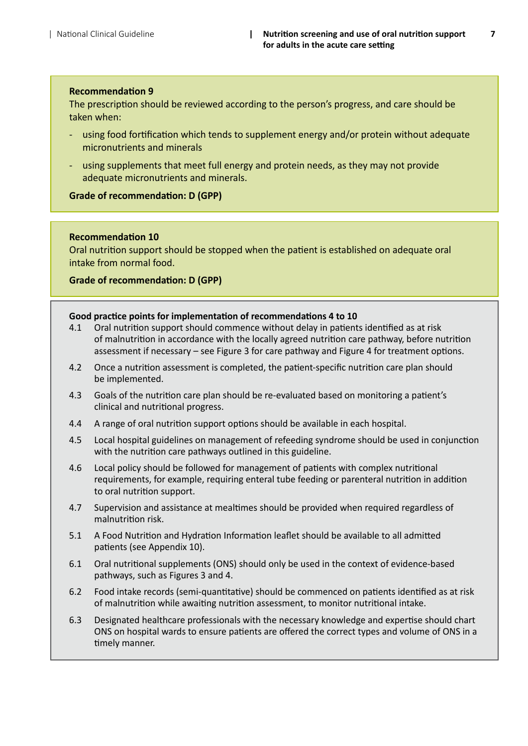**Recommendation 9**

The prescription should be reviewed according to the person's progress, and care should be taken when:

- using food fortification which tends to supplement energy and/or protein without adequate micronutrients and minerals
- using supplements that meet full energy and protein needs, as they may not provide adequate micronutrients and minerals.

**Grade of recommendation: D (GPP)**

**Recommendation 10**

Oral nutrition support should be stopped when the patient is established on adequate oral intake from normal food.

**Grade of recommendation: D (GPP)**

**Good practice points for implementation of recommendations 4 to 10**

4.1 Oral nutrition support should commence without delay in patients identified as at risk of malnutrition in accordance with the locally agreed nutrition care pathway, before nutrition assessment if necessary – see Figure 3 for care pathway and Figure 4 for treatment options.

4.2 Once a nutrition assessment is completed, the patient-specific nutrition care plan should be implemented.

4.3 Goals of the nutrition care plan should be re-evaluated based on monitoring a patient's clinical and nutritional progress.

4.4 A range of oral nutrition support options should be available in each hospital.

4.5 Local hospital guidelines on management of refeeding syndrome should be used in conjunction with the nutrition care pathways outlined in this guideline.

4.6 Local policy should be followed for management of patients with complex nutritional requirements, for example, requiring enteral tube feeding or parenteral nutrition in addition to oral nutrition support.

4.7 Supervision and assistance at mealtimes should be provided when required regardless of malnutrition risk.

5.1 A Food Nutrition and Hydration Information leaflet should be available to all admitted patients (see Appendix 10).

6.1 Oral nutritional supplements (ONS) should only be used in the context of evidence-based pathways, such as Figures 3 and 4.

6.2 Food intake records (semi-quantitative) should be commenced on patients identified as at risk of malnutrition while awaiting nutrition assessment, to monitor nutritional intake.

6.3 Designated healthcare professionals with the necessary knowledge and expertise should chart ONS on hospital wards to ensure patients are offered the correct types and volume of ONS in a timely manner.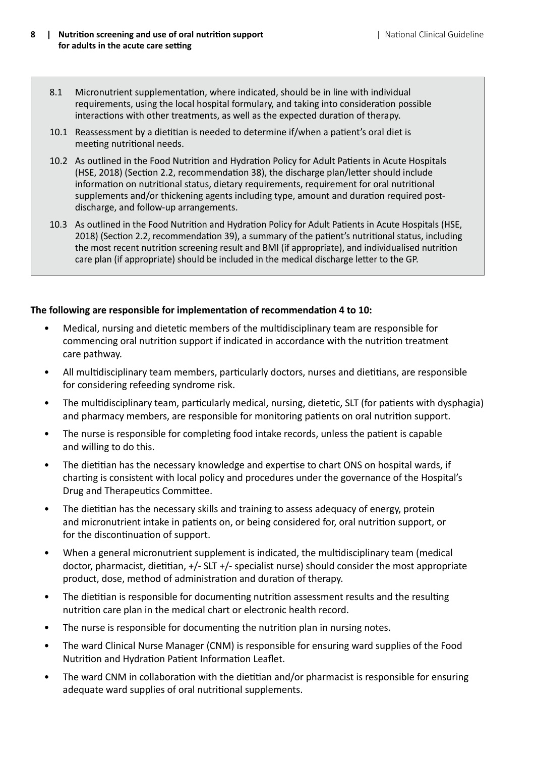8.1 Micronutrient supplementation, where indicated, should be in line with individual requirements, using the local hospital formulary, and taking into consideration possible interactions with other treatments, as well as the expected duration of therapy.

10.1 Reassessment by a dietitian is needed to determine if/when a patient's oral diet is meeting nutritional needs.

10.2 As outlined in the Food Nutrition and Hydration Policy for Adult Patients in Acute Hospitals (HSE, 2018) (Section 2.2, recommendation 38), the discharge plan/letter should include information on nutritional status, dietary requirements, requirement for oral nutritional supplements and/or thickening agents including type, amount and duration required post-discharge, and follow-up arrangements.

10.3 As outlined in the Food Nutrition and Hydration Policy for Adult Patients in Acute Hospitals (HSE, 2018) (Section 2.2, recommendation 39), a summary of the patient's nutritional status, including the most recent nutrition screening result and BMI (if appropriate), and individualised nutrition care plan (if appropriate) should be included in the medical discharge letter to the GP.

**The following are responsible for implementation of recommendation 4 to 10:**

- Medical, nursing and dietetic members of the multidisciplinary team are responsible for commencing oral nutrition support if indicated in accordance with the nutrition treatment care pathway.
- All multidisciplinary team members, particularly doctors, nurses and dietitians, are responsible for considering refeeding syndrome risk.
- The multidisciplinary team, particularly medical, nursing, dietetic, SLT (for patients with dysphagia) and pharmacy members, are responsible for monitoring patients on oral nutrition support.
- The nurse is responsible for completing food intake records, unless the patient is capable and willing to do this.
- The dietitian has the necessary knowledge and expertise to chart ONS on hospital wards, if charting is consistent with local policy and procedures under the governance of the Hospital's Drug and Therapeutics Committee.
- The dietitian has the necessary skills and training to assess adequacy of energy, protein and micronutrient intake in patients on, or being considered for, oral nutrition support, or for the discontinuation of support.
- When a general micronutrient supplement is indicated, the multidisciplinary team (medical doctor, pharmacist, dietitian, +/- SLT +/- specialist nurse) should consider the most appropriate product, dose, method of administration and duration of therapy.
- The dietitian is responsible for documenting nutrition assessment results and the resulting nutrition care plan in the medical chart or electronic health record.
- The nurse is responsible for documenting the nutrition plan in nursing notes.
- The ward Clinical Nurse Manager (CNM) is responsible for ensuring ward supplies of the Food Nutrition and Hydration Patient Information Leaflet.
- The ward CNM in collaboration with the dietitian and/or pharmacist is responsible for ensuring adequate ward supplies of oral nutritional supplements.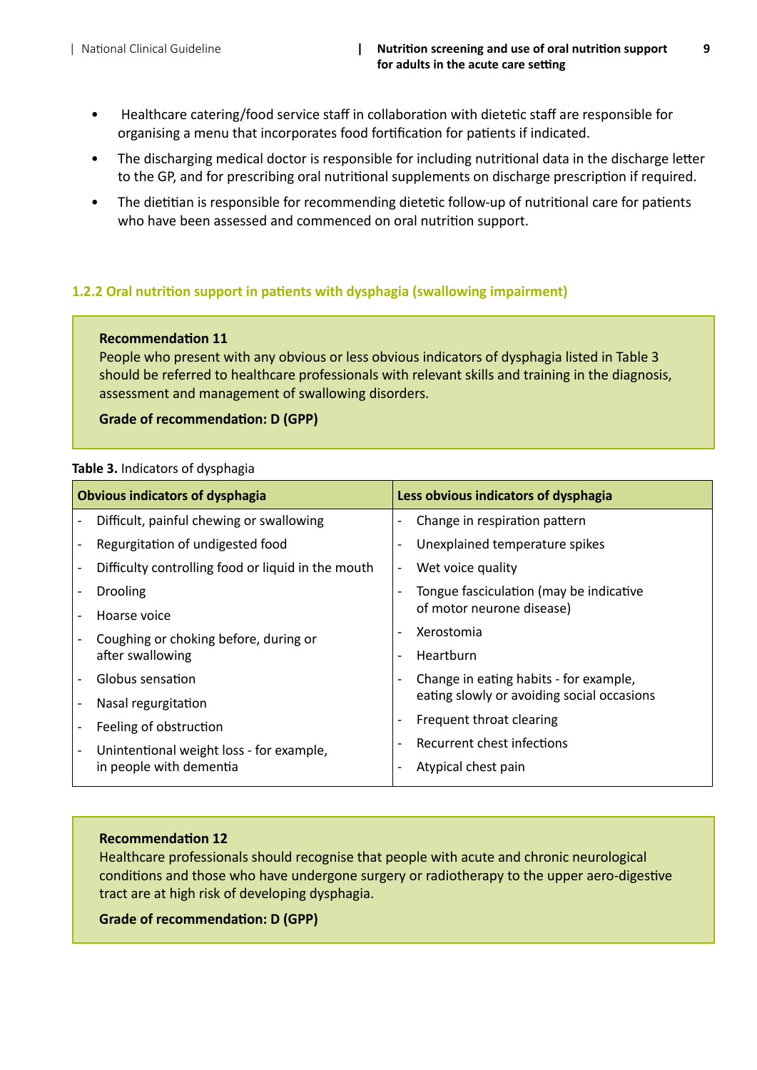- Healthcare catering/food service staff in collaboration with dietetic staff are responsible for organising a menu that incorporates food fortification for patients if indicated.
- The discharging medical doctor is responsible for including nutritional data in the discharge letter to the GP, and for prescribing oral nutritional supplements on discharge prescription if required.
- The dietitian is responsible for recommending dietetic follow-up of nutritional care for patients who have been assessed and commenced on oral nutrition support.

### 1.2.2 Oral nutrition support in patients with dysphagia (swallowing impairment)

**Recommendation 11**
People who present with any obvious or less obvious indicators of dysphagia listed in Table 3 should be referred to healthcare professionals with relevant skills and training in the diagnosis, assessment and management of swallowing disorders.

**Grade of recommendation: D (GPP)**

**Table 3.** Indicators of dysphagia

| Obvious indicators of dysphagia | Less obvious indicators of dysphagia |
|---|---|
| - Difficult, painful chewing or swallowing | - Change in respiration pattern |
| - Regurgitation of undigested food | - Unexplained temperature spikes |
| - Difficulty controlling food or liquid in the mouth | - Wet voice quality |
| - Drooling | - Tongue fasciculation (may be indicative of motor neurone disease) |
| - Hoarse voice | - Xerostomia |
| - Coughing or choking before, during or after swallowing | - Heartburn |
| - Globus sensation | - Change in eating habits - for example, eating slowly or avoiding social occasions |
| - Nasal regurgitation | - Frequent throat clearing |
| - Feeling of obstruction | - Recurrent chest infections |
| - Unintentional weight loss - for example, in people with dementia | - Atypical chest pain |

**Recommendation 12**
Healthcare professionals should recognise that people with acute and chronic neurological conditions and those who have undergone surgery or radiotherapy to the upper aero-digestive tract are at high risk of developing dysphagia.

**Grade of recommendation: D (GPP)**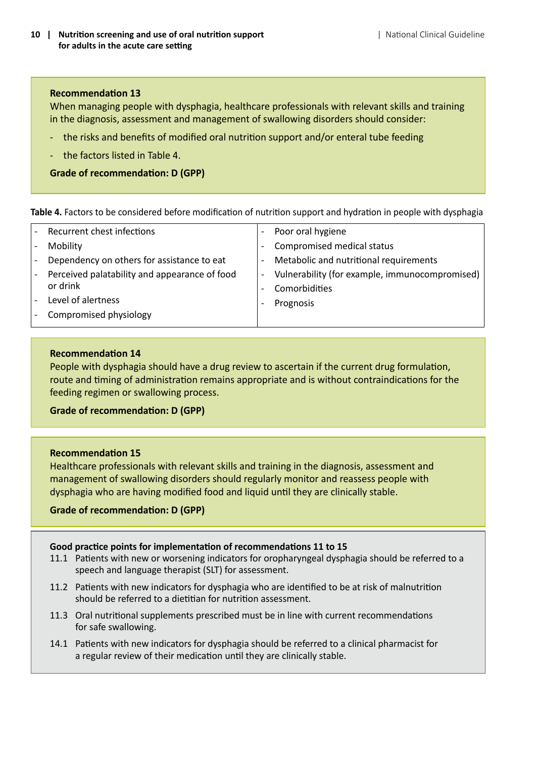**Recommendation 13**

When managing people with dysphagia, healthcare professionals with relevant skills and training in the diagnosis, assessment and management of swallowing disorders should consider:

- the risks and benefits of modified oral nutrition support and/or enteral tube feeding
- the factors listed in Table 4.

**Grade of recommendation: D (GPP)**

**Table 4.** Factors to be considered before modification of nutrition support and hydration in people with dysphagia

| | |
|---|---|
| - Recurrent chest infections | - Poor oral hygiene |
| - Mobility | - Compromised medical status |
| - Dependency on others for assistance to eat | - Metabolic and nutritional requirements |
| - Perceived palatability and appearance of food or drink | - Vulnerability (for example, immunocompromised) |
| - Level of alertness | - Comorbidities |
| - Compromised physiology | - Prognosis |

**Recommendation 14**

People with dysphagia should have a drug review to ascertain if the current drug formulation, route and timing of administration remains appropriate and is without contraindications for the feeding regimen or swallowing process.

**Grade of recommendation: D (GPP)**

**Recommendation 15**

Healthcare professionals with relevant skills and training in the diagnosis, assessment and management of swallowing disorders should regularly monitor and reassess people with dysphagia who are having modified food and liquid until they are clinically stable.

**Grade of recommendation: D (GPP)**

**Good practice points for implementation of recommendations 11 to 15**

11.1 Patients with new or worsening indicators for oropharyngeal dysphagia should be referred to a speech and language therapist (SLT) for assessment.

11.2 Patients with new indicators for dysphagia who are identified to be at risk of malnutrition should be referred to a dietitian for nutrition assessment.

11.3 Oral nutritional supplements prescribed must be in line with current recommendations for safe swallowing.

14.1 Patients with new indicators for dysphagia should be referred to a clinical pharmacist for a regular review of their medication until they are clinically stable.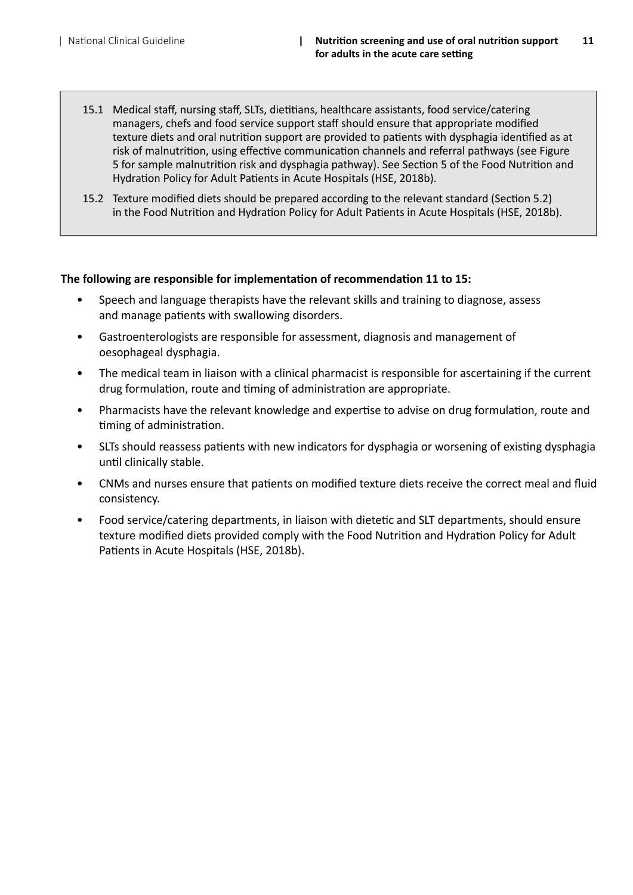15.1 Medical staff, nursing staff, SLTs, dietitians, healthcare assistants, food service/catering managers, chefs and food service support staff should ensure that appropriate modified texture diets and oral nutrition support are provided to patients with dysphagia identified as at risk of malnutrition, using effective communication channels and referral pathways (see Figure 5 for sample malnutrition risk and dysphagia pathway). See Section 5 of the Food Nutrition and Hydration Policy for Adult Patients in Acute Hospitals (HSE, 2018b).

15.2 Texture modified diets should be prepared according to the relevant standard (Section 5.2) in the Food Nutrition and Hydration Policy for Adult Patients in Acute Hospitals (HSE, 2018b).

**The following are responsible for implementation of recommendation 11 to 15:**

- Speech and language therapists have the relevant skills and training to diagnose, assess and manage patients with swallowing disorders.
- Gastroenterologists are responsible for assessment, diagnosis and management of oesophageal dysphagia.
- The medical team in liaison with a clinical pharmacist is responsible for ascertaining if the current drug formulation, route and timing of administration are appropriate.
- Pharmacists have the relevant knowledge and expertise to advise on drug formulation, route and timing of administration.
- SLTs should reassess patients with new indicators for dysphagia or worsening of existing dysphagia until clinically stable.
- CNMs and nurses ensure that patients on modified texture diets receive the correct meal and fluid consistency.
- Food service/catering departments, in liaison with dietetic and SLT departments, should ensure texture modified diets provided comply with the Food Nutrition and Hydration Policy for Adult Patients in Acute Hospitals (HSE, 2018b).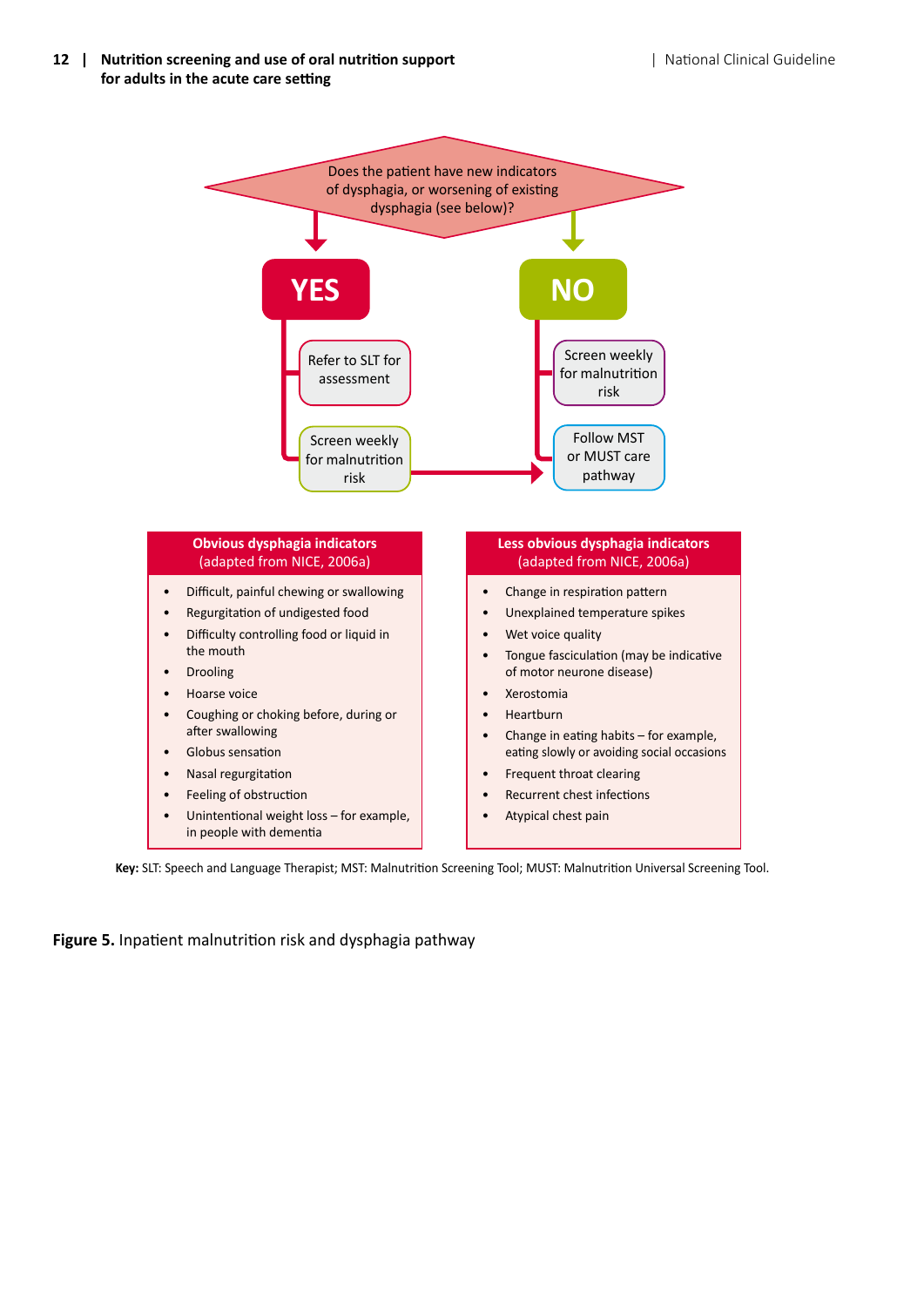Does the patient have new indicators of dysphagia, or worsening of existing dysphagia (see below)?

**YES**

- Refer to SLT for assessment
- Screen weekly for malnutrition risk

**NO**

- Screen weekly for malnutrition risk
- Follow MST or MUST care pathway

| Obvious dysphagia indicators (adapted from NICE, 2006a) | Less obvious dysphagia indicators (adapted from NICE, 2006a) |
|---|---|
| Difficult, painful chewing or swallowing | Change in respiration pattern |
| Regurgitation of undigested food | Unexplained temperature spikes |
| Difficulty controlling food or liquid in the mouth | Wet voice quality |
| Drooling | Tongue fasciculation (may be indicative of motor neurone disease) |
| Hoarse voice | Xerostomia |
| Coughing or choking before, during or after swallowing | Heartburn |
| Globus sensation | Change in eating habits – for example, eating slowly or avoiding social occasions |
| Nasal regurgitation | Frequent throat clearing |
| Feeling of obstruction | Recurrent chest infections |
| Unintentional weight loss – for example, in people with dementia | Atypical chest pain |

**Key:** SLT: Speech and Language Therapist; MST: Malnutrition Screening Tool; MUST: Malnutrition Universal Screening Tool.

**Figure 5.** Inpatient malnutrition risk and dysphagia pathway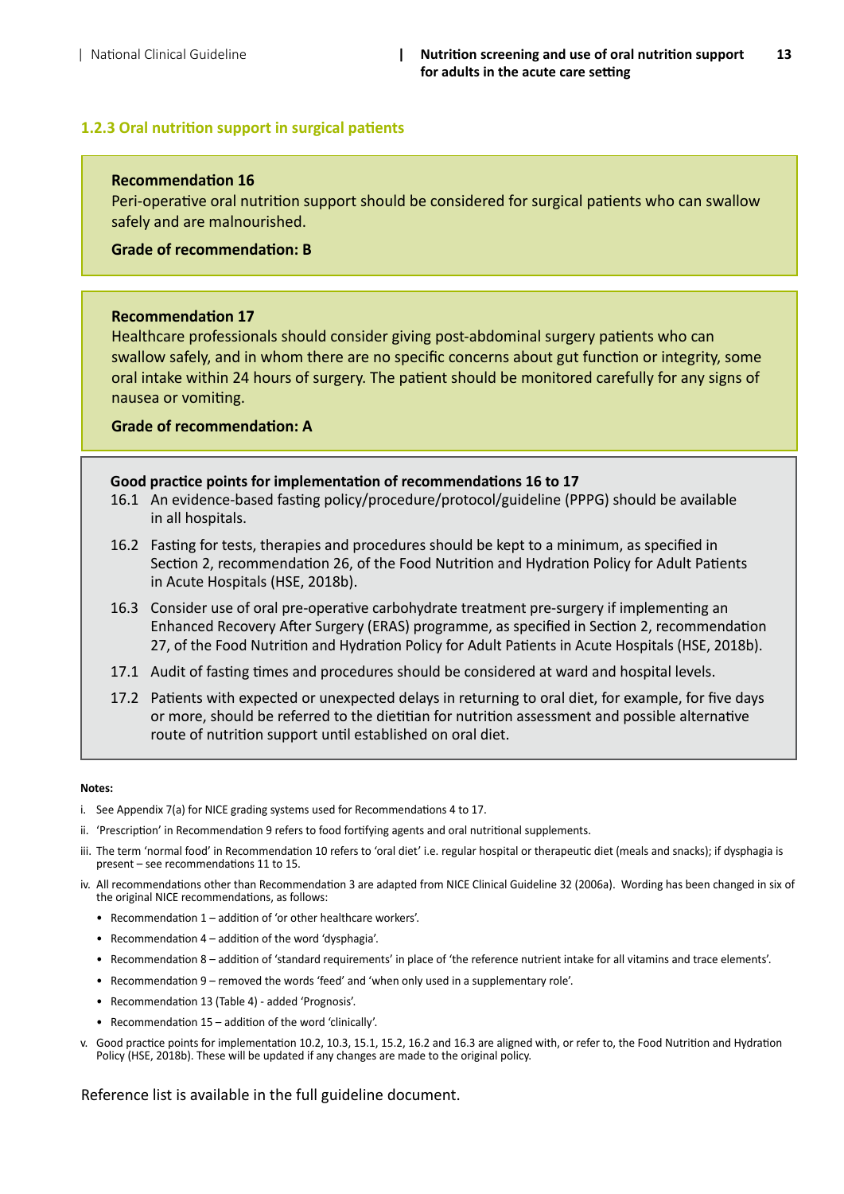### 1.2.3 Oral nutrition support in surgical patients

**Recommendation 16**

Peri-operative oral nutrition support should be considered for surgical patients who can swallow safely and are malnourished.

**Grade of recommendation: B**

**Recommendation 17**

Healthcare professionals should consider giving post-abdominal surgery patients who can swallow safely, and in whom there are no specific concerns about gut function or integrity, some oral intake within 24 hours of surgery. The patient should be monitored carefully for any signs of nausea or vomiting.

**Grade of recommendation: A**

**Good practice points for implementation of recommendations 16 to 17**

16.1 An evidence-based fasting policy/procedure/protocol/guideline (PPPG) should be available in all hospitals.

16.2 Fasting for tests, therapies and procedures should be kept to a minimum, as specified in Section 2, recommendation 26, of the Food Nutrition and Hydration Policy for Adult Patients in Acute Hospitals (HSE, 2018b).

16.3 Consider use of oral pre-operative carbohydrate treatment pre-surgery if implementing an Enhanced Recovery After Surgery (ERAS) programme, as specified in Section 2, recommendation 27, of the Food Nutrition and Hydration Policy for Adult Patients in Acute Hospitals (HSE, 2018b).

17.1 Audit of fasting times and procedures should be considered at ward and hospital levels.

17.2 Patients with expected or unexpected delays in returning to oral diet, for example, for five days or more, should be referred to the dietitian for nutrition assessment and possible alternative route of nutrition support until established on oral diet.

**Notes:**

i. See Appendix 7(a) for NICE grading systems used for Recommendations 4 to 17.

ii. 'Prescription' in Recommendation 9 refers to food fortifying agents and oral nutritional supplements.

iii. The term 'normal food' in Recommendation 10 refers to 'oral diet' i.e. regular hospital or therapeutic diet (meals and snacks); if dysphagia is present – see recommendations 11 to 15.

iv. All recommendations other than Recommendation 3 are adapted from NICE Clinical Guideline 32 (2006a). Wording has been changed in six of the original NICE recommendations, as follows:

- Recommendation 1 – addition of 'or other healthcare workers'.
- Recommendation 4 – addition of the word 'dysphagia'.
- Recommendation 8 – addition of 'standard requirements' in place of 'the reference nutrient intake for all vitamins and trace elements'.
- Recommendation 9 – removed the words 'feed' and 'when only used in a supplementary role'.
- Recommendation 13 (Table 4) - added 'Prognosis'.
- Recommendation 15 – addition of the word 'clinically'.

v. Good practice points for implementation 10.2, 10.3, 15.1, 15.2, 16.2 and 16.3 are aligned with, or refer to, the Food Nutrition and Hydration Policy (HSE, 2018b). These will be updated if any changes are made to the original policy.

Reference list is available in the full guideline document.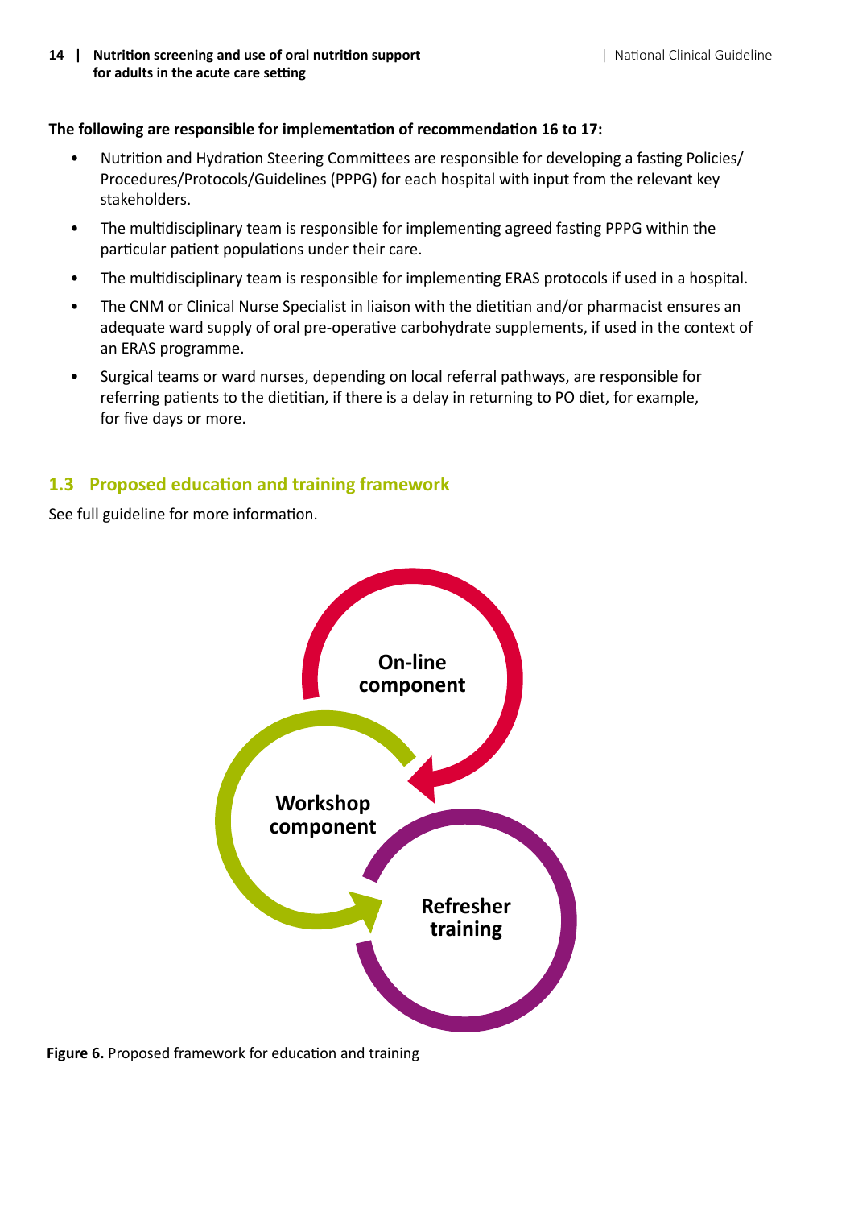**The following are responsible for implementation of recommendation 16 to 17:**

- Nutrition and Hydration Steering Committees are responsible for developing a fasting Policies/Procedures/Protocols/Guidelines (PPPG) for each hospital with input from the relevant key stakeholders.
- The multidisciplinary team is responsible for implementing agreed fasting PPPG within the particular patient populations under their care.
- The multidisciplinary team is responsible for implementing ERAS protocols if used in a hospital.
- The CNM or Clinical Nurse Specialist in liaison with the dietitian and/or pharmacist ensures an adequate ward supply of oral pre-operative carbohydrate supplements, if used in the context of an ERAS programme.
- Surgical teams or ward nurses, depending on local referral pathways, are responsible for referring patients to the dietitian, if there is a delay in returning to PO diet, for example, for five days or more.

## 1.3 Proposed education and training framework

See full guideline for more information.

On-line component

Workshop component

Refresher training

**Figure 6.** Proposed framework for education and training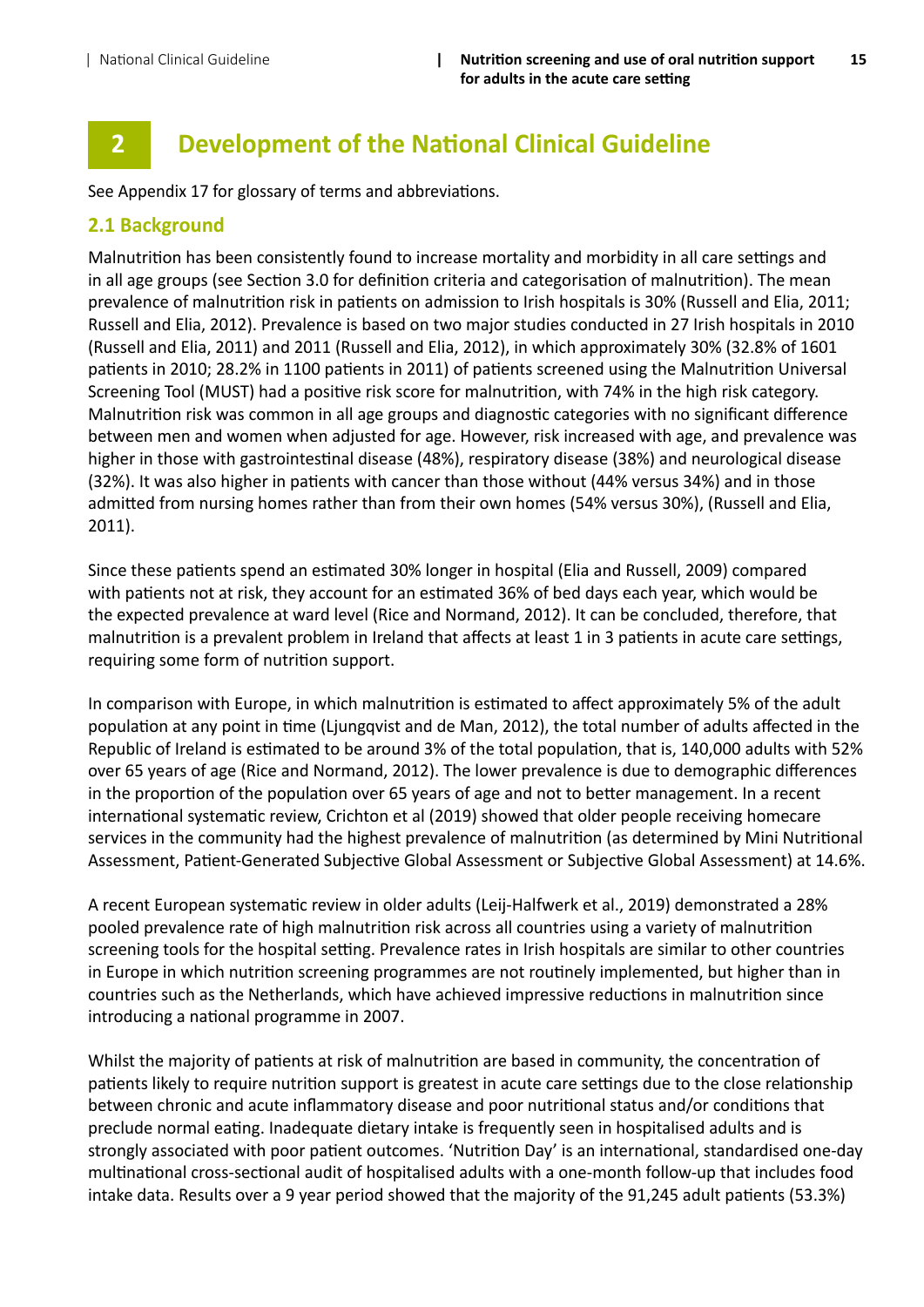# 2 Development of the National Clinical Guideline

See Appendix 17 for glossary of terms and abbreviations.

## 2.1 Background

Malnutrition has been consistently found to increase mortality and morbidity in all care settings and in all age groups (see Section 3.0 for definition criteria and categorisation of malnutrition). The mean prevalence of malnutrition risk in patients on admission to Irish hospitals is 30% (Russell and Elia, 2011; Russell and Elia, 2012). Prevalence is based on two major studies conducted in 27 Irish hospitals in 2010 (Russell and Elia, 2011) and 2011 (Russell and Elia, 2012), in which approximately 30% (32.8% of 1601 patients in 2010; 28.2% in 1100 patients in 2011) of patients screened using the Malnutrition Universal Screening Tool (MUST) had a positive risk score for malnutrition, with 74% in the high risk category. Malnutrition risk was common in all age groups and diagnostic categories with no significant difference between men and women when adjusted for age. However, risk increased with age, and prevalence was higher in those with gastrointestinal disease (48%), respiratory disease (38%) and neurological disease (32%). It was also higher in patients with cancer than those without (44% versus 34%) and in those admitted from nursing homes rather than from their own homes (54% versus 30%), (Russell and Elia, 2011).

Since these patients spend an estimated 30% longer in hospital (Elia and Russell, 2009) compared with patients not at risk, they account for an estimated 36% of bed days each year, which would be the expected prevalence at ward level (Rice and Normand, 2012). It can be concluded, therefore, that malnutrition is a prevalent problem in Ireland that affects at least 1 in 3 patients in acute care settings, requiring some form of nutrition support.

In comparison with Europe, in which malnutrition is estimated to affect approximately 5% of the adult population at any point in time (Ljungqvist and de Man, 2012), the total number of adults affected in the Republic of Ireland is estimated to be around 3% of the total population, that is, 140,000 adults with 52% over 65 years of age (Rice and Normand, 2012). The lower prevalence is due to demographic differences in the proportion of the population over 65 years of age and not to better management. In a recent international systematic review, Crichton et al (2019) showed that older people receiving homecare services in the community had the highest prevalence of malnutrition (as determined by Mini Nutritional Assessment, Patient-Generated Subjective Global Assessment or Subjective Global Assessment) at 14.6%.

A recent European systematic review in older adults (Leij-Halfwerk et al., 2019) demonstrated a 28% pooled prevalence rate of high malnutrition risk across all countries using a variety of malnutrition screening tools for the hospital setting. Prevalence rates in Irish hospitals are similar to other countries in Europe in which nutrition screening programmes are not routinely implemented, but higher than in countries such as the Netherlands, which have achieved impressive reductions in malnutrition since introducing a national programme in 2007.

Whilst the majority of patients at risk of malnutrition are based in community, the concentration of patients likely to require nutrition support is greatest in acute care settings due to the close relationship between chronic and acute inflammatory disease and poor nutritional status and/or conditions that preclude normal eating. Inadequate dietary intake is frequently seen in hospitalised adults and is strongly associated with poor patient outcomes. 'Nutrition Day' is an international, standardised one-day multinational cross-sectional audit of hospitalised adults with a one-month follow-up that includes food intake data. Results over a 9 year period showed that the majority of the 91,245 adult patients (53.3%)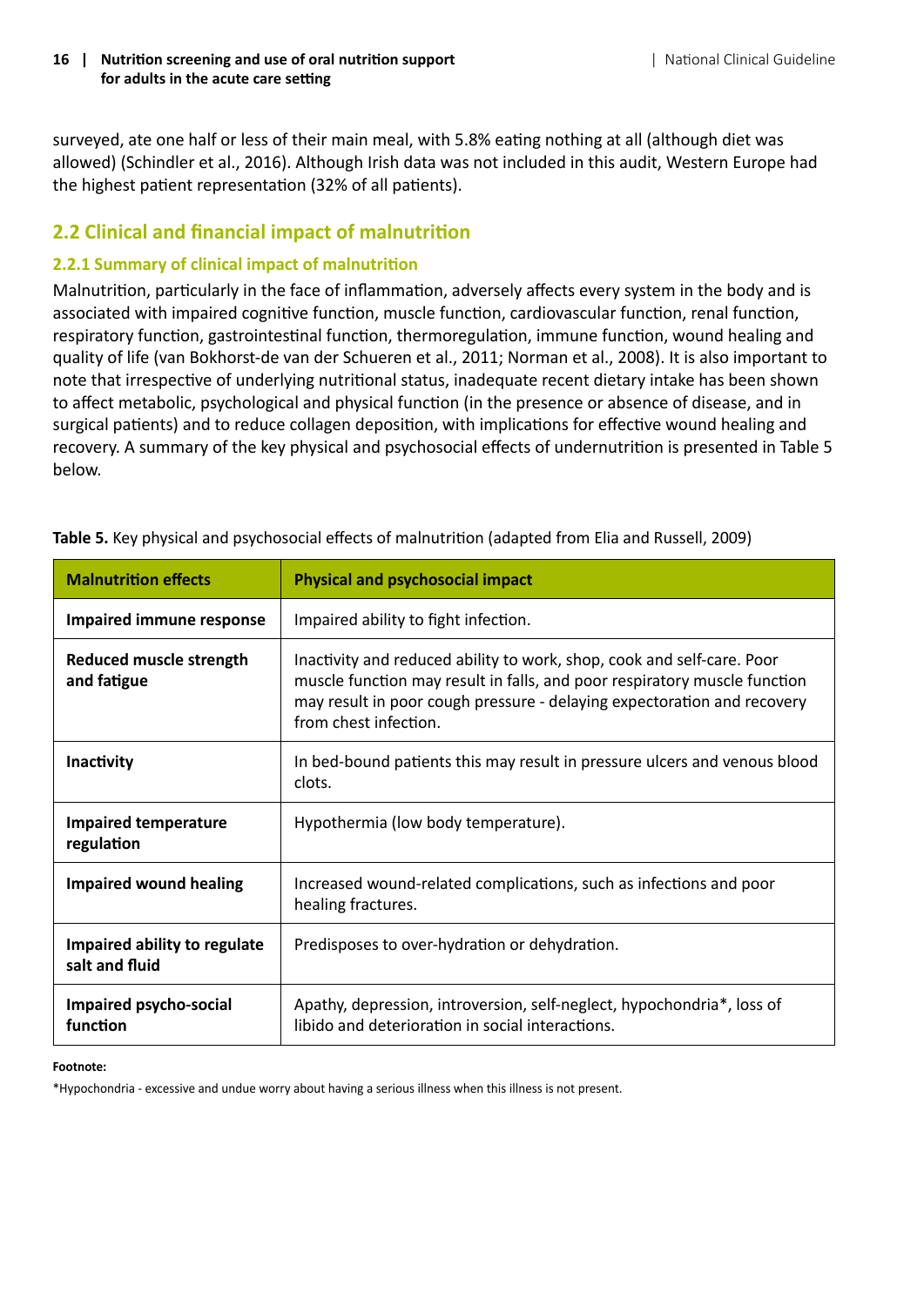surveyed, ate one half or less of their main meal, with 5.8% eating nothing at all (although diet was allowed) (Schindler et al., 2016). Although Irish data was not included in this audit, Western Europe had the highest patient representation (32% of all patients).

## 2.2 Clinical and financial impact of malnutrition

### 2.2.1 Summary of clinical impact of malnutrition

Malnutrition, particularly in the face of inflammation, adversely affects every system in the body and is associated with impaired cognitive function, muscle function, cardiovascular function, renal function, respiratory function, gastrointestinal function, thermoregulation, immune function, wound healing and quality of life (van Bokhorst-de van der Schueren et al., 2011; Norman et al., 2008). It is also important to note that irrespective of underlying nutritional status, inadequate recent dietary intake has been shown to affect metabolic, psychological and physical function (in the presence or absence of disease, and in surgical patients) and to reduce collagen deposition, with implications for effective wound healing and recovery. A summary of the key physical and psychosocial effects of undernutrition is presented in Table 5 below.

**Table 5.** Key physical and psychosocial effects of malnutrition (adapted from Elia and Russell, 2009)

| Malnutrition effects | Physical and psychosocial impact |
|---|---|
| **Impaired immune response** | Impaired ability to fight infection. |
| **Reduced muscle strength and fatigue** | Inactivity and reduced ability to work, shop, cook and self-care. Poor muscle function may result in falls, and poor respiratory muscle function may result in poor cough pressure - delaying expectoration and recovery from chest infection. |
| **Inactivity** | In bed-bound patients this may result in pressure ulcers and venous blood clots. |
| **Impaired temperature regulation** | Hypothermia (low body temperature). |
| **Impaired wound healing** | Increased wound-related complications, such as infections and poor healing fractures. |
| **Impaired ability to regulate salt and fluid** | Predisposes to over-hydration or dehydration. |
| **Impaired psycho-social function** | Apathy, depression, introversion, self-neglect, hypochondria*, loss of libido and deterioration in social interactions. |

**Footnote:**

*Hypochondria - excessive and undue worry about having a serious illness when this illness is not present.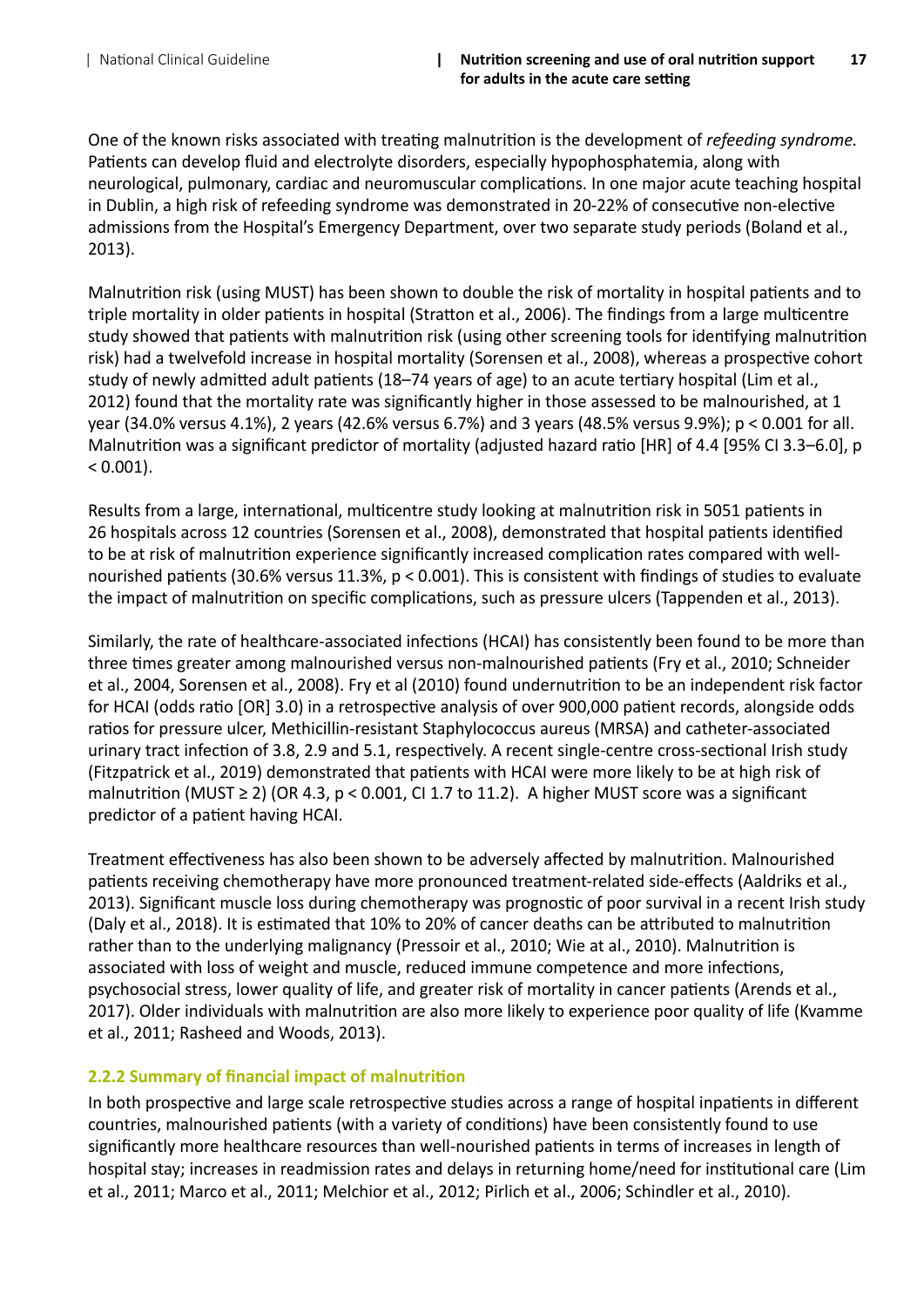One of the known risks associated with treating malnutrition is the development of *refeeding syndrome.* Patients can develop fluid and electrolyte disorders, especially hypophosphatemia, along with neurological, pulmonary, cardiac and neuromuscular complications. In one major acute teaching hospital in Dublin, a high risk of refeeding syndrome was demonstrated in 20-22% of consecutive non-elective admissions from the Hospital's Emergency Department, over two separate study periods (Boland et al., 2013).

Malnutrition risk (using MUST) has been shown to double the risk of mortality in hospital patients and to triple mortality in older patients in hospital (Stratton et al., 2006). The findings from a large multicentre study showed that patients with malnutrition risk (using other screening tools for identifying malnutrition risk) had a twelvefold increase in hospital mortality (Sorensen et al., 2008), whereas a prospective cohort study of newly admitted adult patients (18–74 years of age) to an acute tertiary hospital (Lim et al., 2012) found that the mortality rate was significantly higher in those assessed to be malnourished, at 1 year (34.0% versus 4.1%), 2 years (42.6% versus 6.7%) and 3 years (48.5% versus 9.9%); $p < 0.001$ for all. Malnutrition was a significant predictor of mortality (adjusted hazard ratio [HR] of 4.4 [95% CI 3.3–6.0], $p < 0.001$).

Results from a large, international, multicentre study looking at malnutrition risk in 5051 patients in 26 hospitals across 12 countries (Sorensen et al., 2008), demonstrated that hospital patients identified to be at risk of malnutrition experience significantly increased complication rates compared with well-nourished patients (30.6% versus 11.3%, $p < 0.001$). This is consistent with findings of studies to evaluate the impact of malnutrition on specific complications, such as pressure ulcers (Tappenden et al., 2013).

Similarly, the rate of healthcare-associated infections (HCAI) has consistently been found to be more than three times greater among malnourished versus non-malnourished patients (Fry et al., 2010; Schneider et al., 2004, Sorensen et al., 2008). Fry et al (2010) found undernutrition to be an independent risk factor for HCAI (odds ratio [OR] 3.0) in a retrospective analysis of over 900,000 patient records, alongside odds ratios for pressure ulcer, Methicillin-resistant Staphylococcus aureus (MRSA) and catheter-associated urinary tract infection of 3.8, 2.9 and 5.1, respectively. A recent single-centre cross-sectional Irish study (Fitzpatrick et al., 2019) demonstrated that patients with HCAI were more likely to be at high risk of malnutrition (MUST ≥ 2) (OR 4.3, $p < 0.001$, CI 1.7 to 11.2). A higher MUST score was a significant predictor of a patient having HCAI.

Treatment effectiveness has also been shown to be adversely affected by malnutrition. Malnourished patients receiving chemotherapy have more pronounced treatment-related side-effects (Aaldriks et al., 2013). Significant muscle loss during chemotherapy was prognostic of poor survival in a recent Irish study (Daly et al., 2018). It is estimated that 10% to 20% of cancer deaths can be attributed to malnutrition rather than to the underlying malignancy (Pressoir et al., 2010; Wie at al., 2010). Malnutrition is associated with loss of weight and muscle, reduced immune competence and more infections, psychosocial stress, lower quality of life, and greater risk of mortality in cancer patients (Arends et al., 2017). Older individuals with malnutrition are also more likely to experience poor quality of life (Kvamme et al., 2011; Rasheed and Woods, 2013).

### 2.2.2 Summary of financial impact of malnutrition

In both prospective and large scale retrospective studies across a range of hospital inpatients in different countries, malnourished patients (with a variety of conditions) have been consistently found to use significantly more healthcare resources than well-nourished patients in terms of increases in length of hospital stay; increases in readmission rates and delays in returning home/need for institutional care (Lim et al., 2011; Marco et al., 2011; Melchior et al., 2012; Pirlich et al., 2006; Schindler et al., 2010).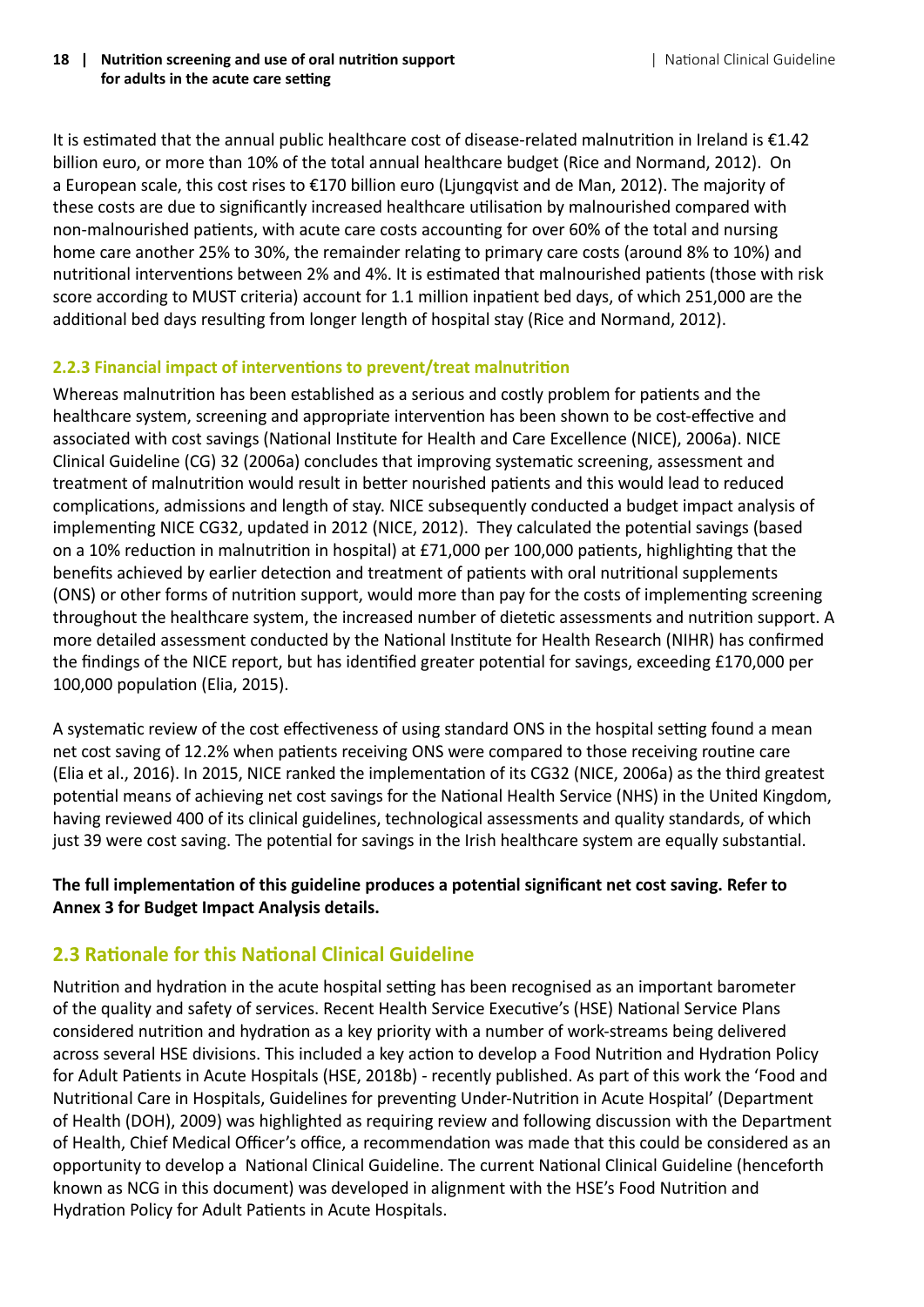It is estimated that the annual public healthcare cost of disease-related malnutrition in Ireland is €1.42 billion euro, or more than 10% of the total annual healthcare budget (Rice and Normand, 2012). On a European scale, this cost rises to €170 billion euro (Ljungqvist and de Man, 2012). The majority of these costs are due to significantly increased healthcare utilisation by malnourished compared with non-malnourished patients, with acute care costs accounting for over 60% of the total and nursing home care another 25% to 30%, the remainder relating to primary care costs (around 8% to 10%) and nutritional interventions between 2% and 4%. It is estimated that malnourished patients (those with risk score according to MUST criteria) account for 1.1 million inpatient bed days, of which 251,000 are the additional bed days resulting from longer length of hospital stay (Rice and Normand, 2012).

### 2.2.3 Financial impact of interventions to prevent/treat malnutrition

Whereas malnutrition has been established as a serious and costly problem for patients and the healthcare system, screening and appropriate intervention has been shown to be cost-effective and associated with cost savings (National Institute for Health and Care Excellence (NICE), 2006a). NICE Clinical Guideline (CG) 32 (2006a) concludes that improving systematic screening, assessment and treatment of malnutrition would result in better nourished patients and this would lead to reduced complications, admissions and length of stay. NICE subsequently conducted a budget impact analysis of implementing NICE CG32, updated in 2012 (NICE, 2012). They calculated the potential savings (based on a 10% reduction in malnutrition in hospital) at £71,000 per 100,000 patients, highlighting that the benefits achieved by earlier detection and treatment of patients with oral nutritional supplements (ONS) or other forms of nutrition support, would more than pay for the costs of implementing screening throughout the healthcare system, the increased number of dietetic assessments and nutrition support. A more detailed assessment conducted by the National Institute for Health Research (NIHR) has confirmed the findings of the NICE report, but has identified greater potential for savings, exceeding £170,000 per 100,000 population (Elia, 2015).

A systematic review of the cost effectiveness of using standard ONS in the hospital setting found a mean net cost saving of 12.2% when patients receiving ONS were compared to those receiving routine care (Elia et al., 2016). In 2015, NICE ranked the implementation of its CG32 (NICE, 2006a) as the third greatest potential means of achieving net cost savings for the National Health Service (NHS) in the United Kingdom, having reviewed 400 of its clinical guidelines, technological assessments and quality standards, of which just 39 were cost saving. The potential for savings in the Irish healthcare system are equally substantial.

**The full implementation of this guideline produces a potential significant net cost saving. Refer to Annex 3 for Budget Impact Analysis details.**

## 2.3 Rationale for this National Clinical Guideline

Nutrition and hydration in the acute hospital setting has been recognised as an important barometer of the quality and safety of services. Recent Health Service Executive's (HSE) National Service Plans considered nutrition and hydration as a key priority with a number of work-streams being delivered across several HSE divisions. This included a key action to develop a Food Nutrition and Hydration Policy for Adult Patients in Acute Hospitals (HSE, 2018b) - recently published. As part of this work the 'Food and Nutritional Care in Hospitals, Guidelines for preventing Under-Nutrition in Acute Hospital' (Department of Health (DOH), 2009) was highlighted as requiring review and following discussion with the Department of Health, Chief Medical Officer's office, a recommendation was made that this could be considered as an opportunity to develop a National Clinical Guideline. The current National Clinical Guideline (henceforth known as NCG in this document) was developed in alignment with the HSE's Food Nutrition and Hydration Policy for Adult Patients in Acute Hospitals.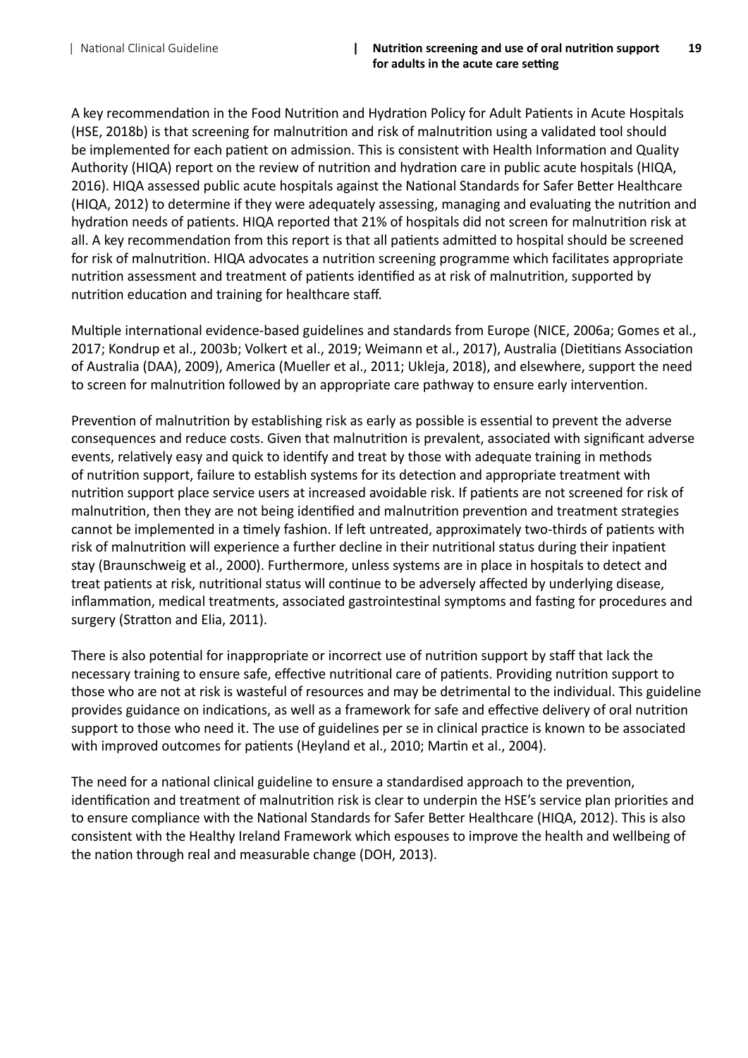A key recommendation in the Food Nutrition and Hydration Policy for Adult Patients in Acute Hospitals (HSE, 2018b) is that screening for malnutrition and risk of malnutrition using a validated tool should be implemented for each patient on admission. This is consistent with Health Information and Quality Authority (HIQA) report on the review of nutrition and hydration care in public acute hospitals (HIQA, 2016). HIQA assessed public acute hospitals against the National Standards for Safer Better Healthcare (HIQA, 2012) to determine if they were adequately assessing, managing and evaluating the nutrition and hydration needs of patients. HIQA reported that 21% of hospitals did not screen for malnutrition risk at all. A key recommendation from this report is that all patients admitted to hospital should be screened for risk of malnutrition. HIQA advocates a nutrition screening programme which facilitates appropriate nutrition assessment and treatment of patients identified as at risk of malnutrition, supported by nutrition education and training for healthcare staff.

Multiple international evidence-based guidelines and standards from Europe (NICE, 2006a; Gomes et al., 2017; Kondrup et al., 2003b; Volkert et al., 2019; Weimann et al., 2017), Australia (Dietitians Association of Australia (DAA), 2009), America (Mueller et al., 2011; Ukleja, 2018), and elsewhere, support the need to screen for malnutrition followed by an appropriate care pathway to ensure early intervention.

Prevention of malnutrition by establishing risk as early as possible is essential to prevent the adverse consequences and reduce costs. Given that malnutrition is prevalent, associated with significant adverse events, relatively easy and quick to identify and treat by those with adequate training in methods of nutrition support, failure to establish systems for its detection and appropriate treatment with nutrition support place service users at increased avoidable risk. If patients are not screened for risk of malnutrition, then they are not being identified and malnutrition prevention and treatment strategies cannot be implemented in a timely fashion. If left untreated, approximately two-thirds of patients with risk of malnutrition will experience a further decline in their nutritional status during their inpatient stay (Braunschweig et al., 2000). Furthermore, unless systems are in place in hospitals to detect and treat patients at risk, nutritional status will continue to be adversely affected by underlying disease, inflammation, medical treatments, associated gastrointestinal symptoms and fasting for procedures and surgery (Stratton and Elia, 2011).

There is also potential for inappropriate or incorrect use of nutrition support by staff that lack the necessary training to ensure safe, effective nutritional care of patients. Providing nutrition support to those who are not at risk is wasteful of resources and may be detrimental to the individual. This guideline provides guidance on indications, as well as a framework for safe and effective delivery of oral nutrition support to those who need it. The use of guidelines per se in clinical practice is known to be associated with improved outcomes for patients (Heyland et al., 2010; Martin et al., 2004).

The need for a national clinical guideline to ensure a standardised approach to the prevention, identification and treatment of malnutrition risk is clear to underpin the HSE's service plan priorities and to ensure compliance with the National Standards for Safer Better Healthcare (HIQA, 2012). This is also consistent with the Healthy Ireland Framework which espouses to improve the health and wellbeing of the nation through real and measurable change (DOH, 2013).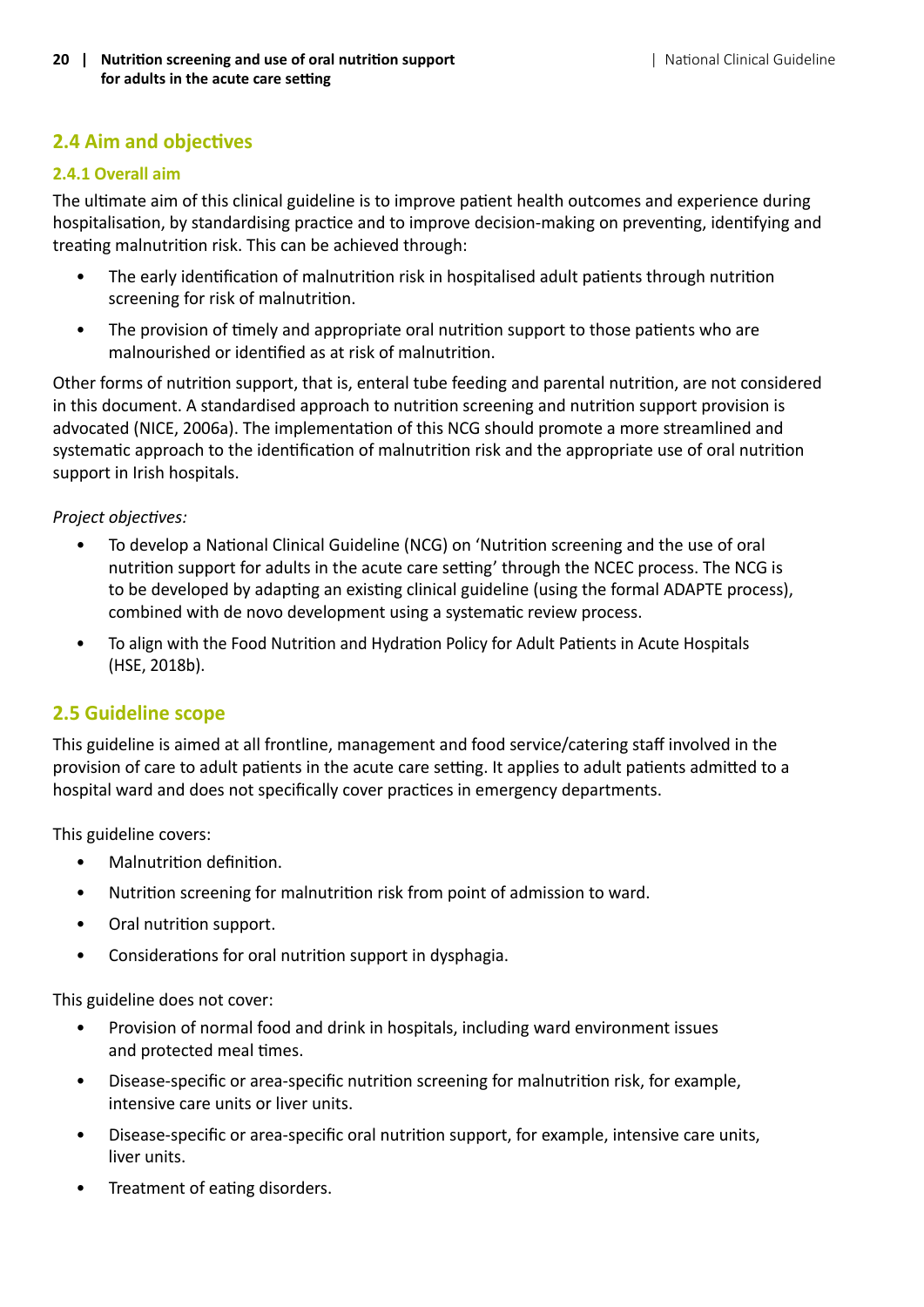## 2.4 Aim and objectives

### 2.4.1 Overall aim

The ultimate aim of this clinical guideline is to improve patient health outcomes and experience during hospitalisation, by standardising practice and to improve decision-making on preventing, identifying and treating malnutrition risk. This can be achieved through:

- The early identification of malnutrition risk in hospitalised adult patients through nutrition screening for risk of malnutrition.
- The provision of timely and appropriate oral nutrition support to those patients who are malnourished or identified as at risk of malnutrition.

Other forms of nutrition support, that is, enteral tube feeding and parental nutrition, are not considered in this document. A standardised approach to nutrition screening and nutrition support provision is advocated (NICE, 2006a). The implementation of this NCG should promote a more streamlined and systematic approach to the identification of malnutrition risk and the appropriate use of oral nutrition support in Irish hospitals.

*Project objectives:*

- To develop a National Clinical Guideline (NCG) on 'Nutrition screening and the use of oral nutrition support for adults in the acute care setting' through the NCEC process. The NCG is to be developed by adapting an existing clinical guideline (using the formal ADAPTE process), combined with de novo development using a systematic review process.
- To align with the Food Nutrition and Hydration Policy for Adult Patients in Acute Hospitals (HSE, 2018b).

## 2.5 Guideline scope

This guideline is aimed at all frontline, management and food service/catering staff involved in the provision of care to adult patients in the acute care setting. It applies to adult patients admitted to a hospital ward and does not specifically cover practices in emergency departments.

This guideline covers:

- Malnutrition definition.
- Nutrition screening for malnutrition risk from point of admission to ward.
- Oral nutrition support.
- Considerations for oral nutrition support in dysphagia.

This guideline does not cover:

- Provision of normal food and drink in hospitals, including ward environment issues and protected meal times.
- Disease-specific or area-specific nutrition screening for malnutrition risk, for example, intensive care units or liver units.
- Disease-specific or area-specific oral nutrition support, for example, intensive care units, liver units.
- Treatment of eating disorders.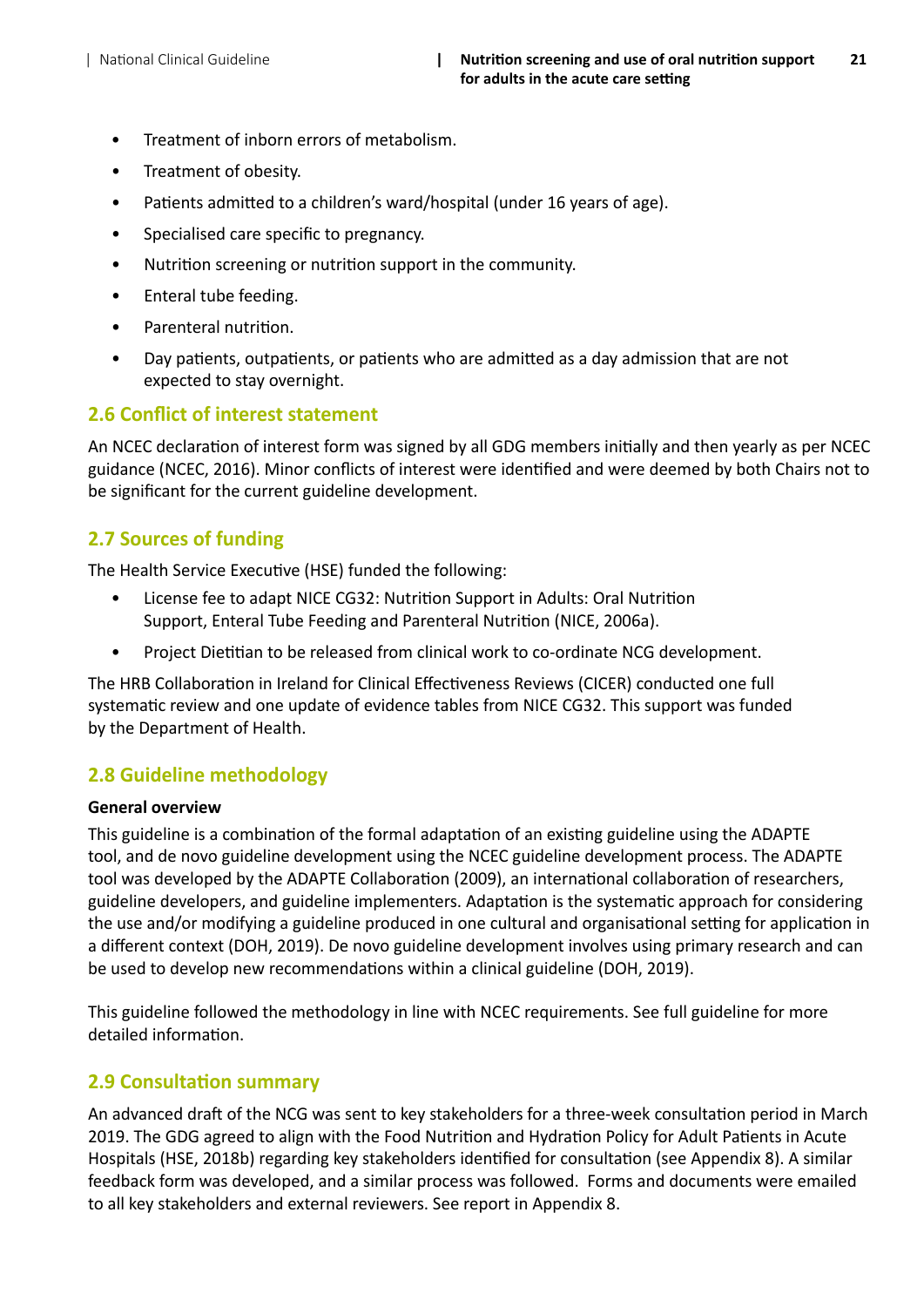- Treatment of inborn errors of metabolism.
- Treatment of obesity.
- Patients admitted to a children's ward/hospital (under 16 years of age).
- Specialised care specific to pregnancy.
- Nutrition screening or nutrition support in the community.
- Enteral tube feeding.
- Parenteral nutrition.
- Day patients, outpatients, or patients who are admitted as a day admission that are not expected to stay overnight.

## 2.6 Conflict of interest statement

An NCEC declaration of interest form was signed by all GDG members initially and then yearly as per NCEC guidance (NCEC, 2016). Minor conflicts of interest were identified and were deemed by both Chairs not to be significant for the current guideline development.

## 2.7 Sources of funding

The Health Service Executive (HSE) funded the following:

- License fee to adapt NICE CG32: Nutrition Support in Adults: Oral Nutrition Support, Enteral Tube Feeding and Parenteral Nutrition (NICE, 2006a).
- Project Dietitian to be released from clinical work to co-ordinate NCG development.

The HRB Collaboration in Ireland for Clinical Effectiveness Reviews (CICER) conducted one full systematic review and one update of evidence tables from NICE CG32. This support was funded by the Department of Health.

## 2.8 Guideline methodology

**General overview**

This guideline is a combination of the formal adaptation of an existing guideline using the ADAPTE tool, and de novo guideline development using the NCEC guideline development process. The ADAPTE tool was developed by the ADAPTE Collaboration (2009), an international collaboration of researchers, guideline developers, and guideline implementers. Adaptation is the systematic approach for considering the use and/or modifying a guideline produced in one cultural and organisational setting for application in a different context (DOH, 2019). De novo guideline development involves using primary research and can be used to develop new recommendations within a clinical guideline (DOH, 2019).

This guideline followed the methodology in line with NCEC requirements. See full guideline for more detailed information.

## 2.9 Consultation summary

An advanced draft of the NCG was sent to key stakeholders for a three-week consultation period in March 2019. The GDG agreed to align with the Food Nutrition and Hydration Policy for Adult Patients in Acute Hospitals (HSE, 2018b) regarding key stakeholders identified for consultation (see Appendix 8). A similar feedback form was developed, and a similar process was followed. Forms and documents were emailed to all key stakeholders and external reviewers. See report in Appendix 8.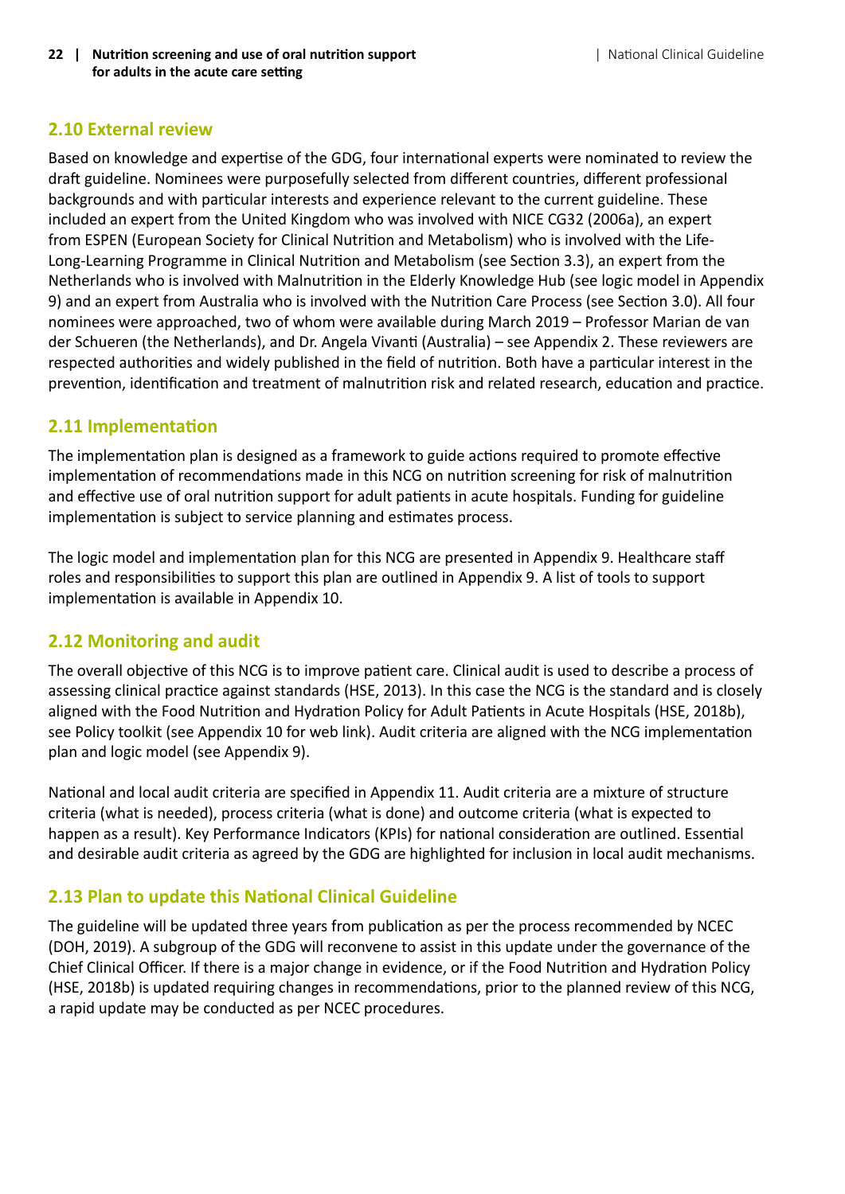## 2.10 External review

Based on knowledge and expertise of the GDG, four international experts were nominated to review the draft guideline. Nominees were purposefully selected from different countries, different professional backgrounds and with particular interests and experience relevant to the current guideline. These included an expert from the United Kingdom who was involved with NICE CG32 (2006a), an expert from ESPEN (European Society for Clinical Nutrition and Metabolism) who is involved with the Life-Long-Learning Programme in Clinical Nutrition and Metabolism (see Section 3.3), an expert from the Netherlands who is involved with Malnutrition in the Elderly Knowledge Hub (see logic model in Appendix 9) and an expert from Australia who is involved with the Nutrition Care Process (see Section 3.0). All four nominees were approached, two of whom were available during March 2019 – Professor Marian de van der Schueren (the Netherlands), and Dr. Angela Vivanti (Australia) – see Appendix 2. These reviewers are respected authorities and widely published in the field of nutrition. Both have a particular interest in the prevention, identification and treatment of malnutrition risk and related research, education and practice.

## 2.11 Implementation

The implementation plan is designed as a framework to guide actions required to promote effective implementation of recommendations made in this NCG on nutrition screening for risk of malnutrition and effective use of oral nutrition support for adult patients in acute hospitals. Funding for guideline implementation is subject to service planning and estimates process.

The logic model and implementation plan for this NCG are presented in Appendix 9. Healthcare staff roles and responsibilities to support this plan are outlined in Appendix 9. A list of tools to support implementation is available in Appendix 10.

## 2.12 Monitoring and audit

The overall objective of this NCG is to improve patient care. Clinical audit is used to describe a process of assessing clinical practice against standards (HSE, 2013). In this case the NCG is the standard and is closely aligned with the Food Nutrition and Hydration Policy for Adult Patients in Acute Hospitals (HSE, 2018b), see Policy toolkit (see Appendix 10 for web link). Audit criteria are aligned with the NCG implementation plan and logic model (see Appendix 9).

National and local audit criteria are specified in Appendix 11. Audit criteria are a mixture of structure criteria (what is needed), process criteria (what is done) and outcome criteria (what is expected to happen as a result). Key Performance Indicators (KPIs) for national consideration are outlined. Essential and desirable audit criteria as agreed by the GDG are highlighted for inclusion in local audit mechanisms.

## 2.13 Plan to update this National Clinical Guideline

The guideline will be updated three years from publication as per the process recommended by NCEC (DOH, 2019). A subgroup of the GDG will reconvene to assist in this update under the governance of the Chief Clinical Officer. If there is a major change in evidence, or if the Food Nutrition and Hydration Policy (HSE, 2018b) is updated requiring changes in recommendations, prior to the planned review of this NCG, a rapid update may be conducted as per NCEC procedures.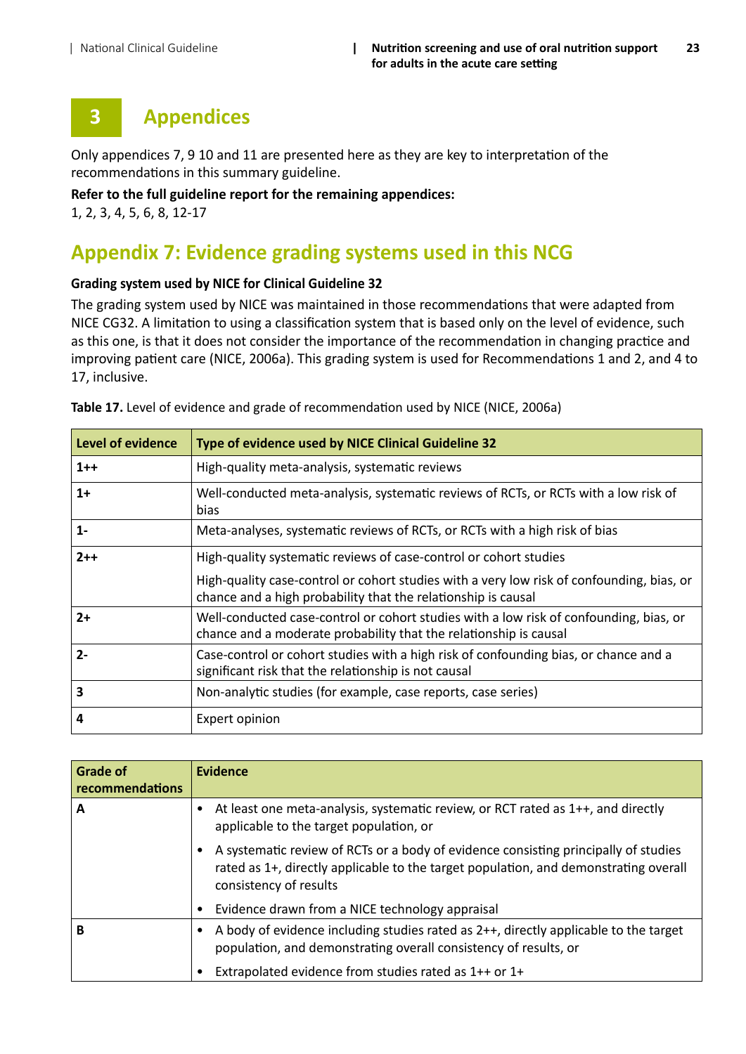# 3 Appendices

Only appendices 7, 9 10 and 11 are presented here as they are key to interpretation of the recommendations in this summary guideline.

**Refer to the full guideline report for the remaining appendices:**
1, 2, 3, 4, 5, 6, 8, 12-17

## Appendix 7: Evidence grading systems used in this NCG

**Grading system used by NICE for Clinical Guideline 32**

The grading system used by NICE was maintained in those recommendations that were adapted from NICE CG32. A limitation to using a classification system that is based only on the level of evidence, such as this one, is that it does not consider the importance of the recommendation in changing practice and improving patient care (NICE, 2006a). This grading system is used for Recommendations 1 and 2, and 4 to 17, inclusive.

**Table 17.** Level of evidence and grade of recommendation used by NICE (NICE, 2006a)

| Level of evidence | Type of evidence used by NICE Clinical Guideline 32 |
|---|---|
| **1++** | High-quality meta-analysis, systematic reviews |
| **1+** | Well-conducted meta-analysis, systematic reviews of RCTs, or RCTs with a low risk of bias |
| **1-** | Meta-analyses, systematic reviews of RCTs, or RCTs with a high risk of bias |
| **2++** | High-quality systematic reviews of case-control or cohort studies<br>High-quality case-control or cohort studies with a very low risk of confounding, bias, or chance and a high probability that the relationship is causal |
| **2+** | Well-conducted case-control or cohort studies with a low risk of confounding, bias, or chance and a moderate probability that the relationship is causal |
| **2-** | Case-control or cohort studies with a high risk of confounding bias, or chance and a significant risk that the relationship is not causal |
| **3** | Non-analytic studies (for example, case reports, case series) |
| **4** | Expert opinion |

| Grade of recommendations | Evidence |
|---|---|
| **A** | • At least one meta-analysis, systematic review, or RCT rated as 1++, and directly applicable to the target population, or<br>• A systematic review of RCTs or a body of evidence consisting principally of studies rated as 1+, directly applicable to the target population, and demonstrating overall consistency of results<br>• Evidence drawn from a NICE technology appraisal |
| **B** | • A body of evidence including studies rated as 2++, directly applicable to the target population, and demonstrating overall consistency of results, or<br>• Extrapolated evidence from studies rated as 1++ or 1+ |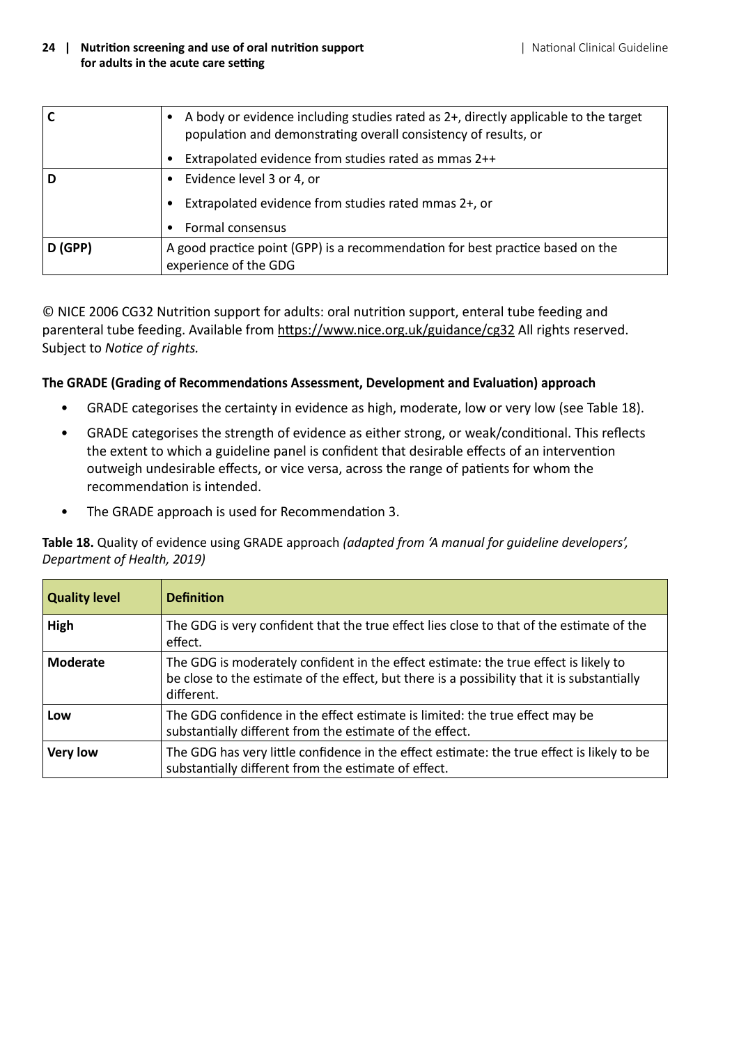| | |
|---|---|
| C | • A body or evidence including studies rated as 2+, directly applicable to the target population and demonstrating overall consistency of results, or<br>• Extrapolated evidence from studies rated as mmas 2++ |
| D | • Evidence level 3 or 4, or<br>• Extrapolated evidence from studies rated mmas 2+, or<br>• Formal consensus |
| D (GPP) | A good practice point (GPP) is a recommendation for best practice based on the experience of the GDG |

© NICE 2006 CG32 Nutrition support for adults: oral nutrition support, enteral tube feeding and parenteral tube feeding. Available from https://www.nice.org.uk/guidance/cg32 All rights reserved. Subject to *Notice of rights.*

**The GRADE (Grading of Recommendations Assessment, Development and Evaluation) approach**

- GRADE categorises the certainty in evidence as high, moderate, low or very low (see Table 18).
- GRADE categorises the strength of evidence as either strong, or weak/conditional. This reflects the extent to which a guideline panel is confident that desirable effects of an intervention outweigh undesirable effects, or vice versa, across the range of patients for whom the recommendation is intended.
- The GRADE approach is used for Recommendation 3.

**Table 18.** Quality of evidence using GRADE approach *(adapted from 'A manual for guideline developers', Department of Health, 2019)*

| Quality level | Definition |
|---|---|
| **High** | The GDG is very confident that the true effect lies close to that of the estimate of the effect. |
| **Moderate** | The GDG is moderately confident in the effect estimate: the true effect is likely to be close to the estimate of the effect, but there is a possibility that it is substantially different. |
| **Low** | The GDG confidence in the effect estimate is limited: the true effect may be substantially different from the estimate of the effect. |
| **Very low** | The GDG has very little confidence in the effect estimate: the true effect is likely to be substantially different from the estimate of effect. |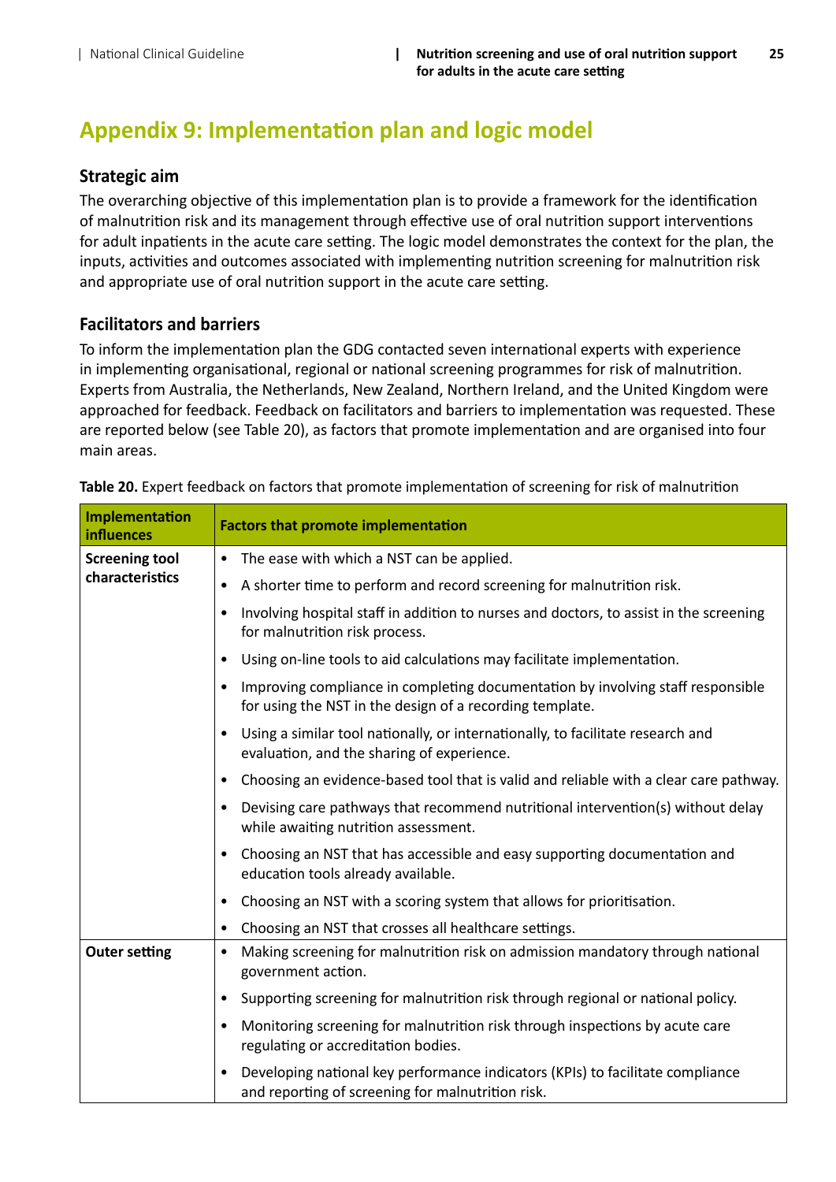# Appendix 9: Implementation plan and logic model

## Strategic aim

The overarching objective of this implementation plan is to provide a framework for the identification of malnutrition risk and its management through effective use of oral nutrition support interventions for adult inpatients in the acute care setting. The logic model demonstrates the context for the plan, the inputs, activities and outcomes associated with implementing nutrition screening for malnutrition risk and appropriate use of oral nutrition support in the acute care setting.

## Facilitators and barriers

To inform the implementation plan the GDG contacted seven international experts with experience in implementing organisational, regional or national screening programmes for risk of malnutrition. Experts from Australia, the Netherlands, New Zealand, Northern Ireland, and the United Kingdom were approached for feedback. Feedback on facilitators and barriers to implementation was requested. These are reported below (see Table 20), as factors that promote implementation and are organised into four main areas.

**Table 20.** Expert feedback on factors that promote implementation of screening for risk of malnutrition

| Implementation influences | Factors that promote implementation |
|---|---|
| **Screening tool characteristics** | • The ease with which a NST can be applied. |
| | • A shorter time to perform and record screening for malnutrition risk. |
| | • Involving hospital staff in addition to nurses and doctors, to assist in the screening for malnutrition risk process. |
| | • Using on-line tools to aid calculations may facilitate implementation. |
| | • Improving compliance in completing documentation by involving staff responsible for using the NST in the design of a recording template. |
| | • Using a similar tool nationally, or internationally, to facilitate research and evaluation, and the sharing of experience. |
| | • Choosing an evidence-based tool that is valid and reliable with a clear care pathway. |
| | • Devising care pathways that recommend nutritional intervention(s) without delay while awaiting nutrition assessment. |
| | • Choosing an NST that has accessible and easy supporting documentation and education tools already available. |
| | • Choosing an NST with a scoring system that allows for prioritisation. |
| | • Choosing an NST that crosses all healthcare settings. |
| **Outer setting** | • Making screening for malnutrition risk on admission mandatory through national government action. |
| | • Supporting screening for malnutrition risk through regional or national policy. |
| | • Monitoring screening for malnutrition risk through inspections by acute care regulating or accreditation bodies. |
| | • Developing national key performance indicators (KPIs) to facilitate compliance and reporting of screening for malnutrition risk. |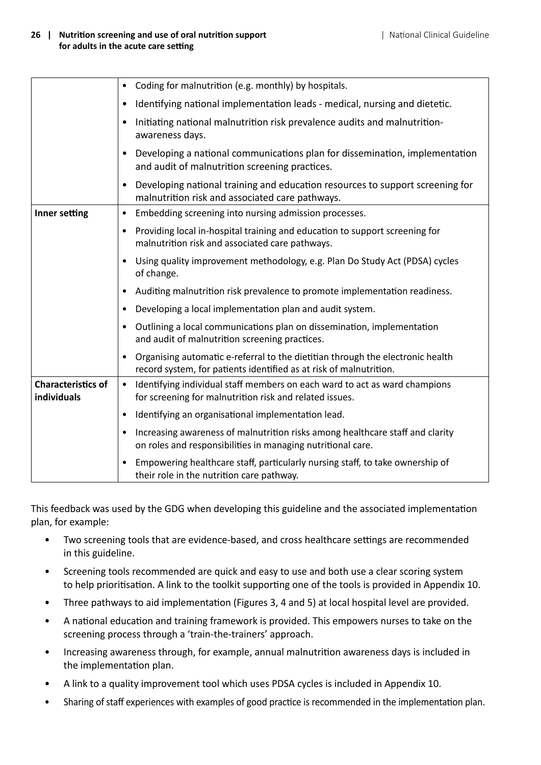| | |
|---|---|
| | • Coding for malnutrition (e.g. monthly) by hospitals.<br>• Identifying national implementation leads - medical, nursing and dietetic.<br>• Initiating national malnutrition risk prevalence audits and malnutrition-awareness days.<br>• Developing a national communications plan for dissemination, implementation and audit of malnutrition screening practices.<br>• Developing national training and education resources to support screening for malnutrition risk and associated care pathways. |
| **Inner setting** | • Embedding screening into nursing admission processes.<br>• Providing local in-hospital training and education to support screening for malnutrition risk and associated care pathways.<br>• Using quality improvement methodology, e.g. Plan Do Study Act (PDSA) cycles of change.<br>• Auditing malnutrition risk prevalence to promote implementation readiness.<br>• Developing a local implementation plan and audit system.<br>• Outlining a local communications plan on dissemination, implementation and audit of malnutrition screening practices.<br>• Organising automatic e-referral to the dietitian through the electronic health record system, for patients identified as at risk of malnutrition. |
| **Characteristics of individuals** | • Identifying individual staff members on each ward to act as ward champions for screening for malnutrition risk and related issues.<br>• Identifying an organisational implementation lead.<br>• Increasing awareness of malnutrition risks among healthcare staff and clarity on roles and responsibilities in managing nutritional care.<br>• Empowering healthcare staff, particularly nursing staff, to take ownership of their role in the nutrition care pathway. |

This feedback was used by the GDG when developing this guideline and the associated implementation plan, for example:

- Two screening tools that are evidence-based, and cross healthcare settings are recommended in this guideline.
- Screening tools recommended are quick and easy to use and both use a clear scoring system to help prioritisation. A link to the toolkit supporting one of the tools is provided in Appendix 10.
- Three pathways to aid implementation (Figures 3, 4 and 5) at local hospital level are provided.
- A national education and training framework is provided. This empowers nurses to take on the screening process through a 'train-the-trainers' approach.
- Increasing awareness through, for example, annual malnutrition awareness days is included in the implementation plan.
- A link to a quality improvement tool which uses PDSA cycles is included in Appendix 10.
- Sharing of staff experiences with examples of good practice is recommended in the implementation plan.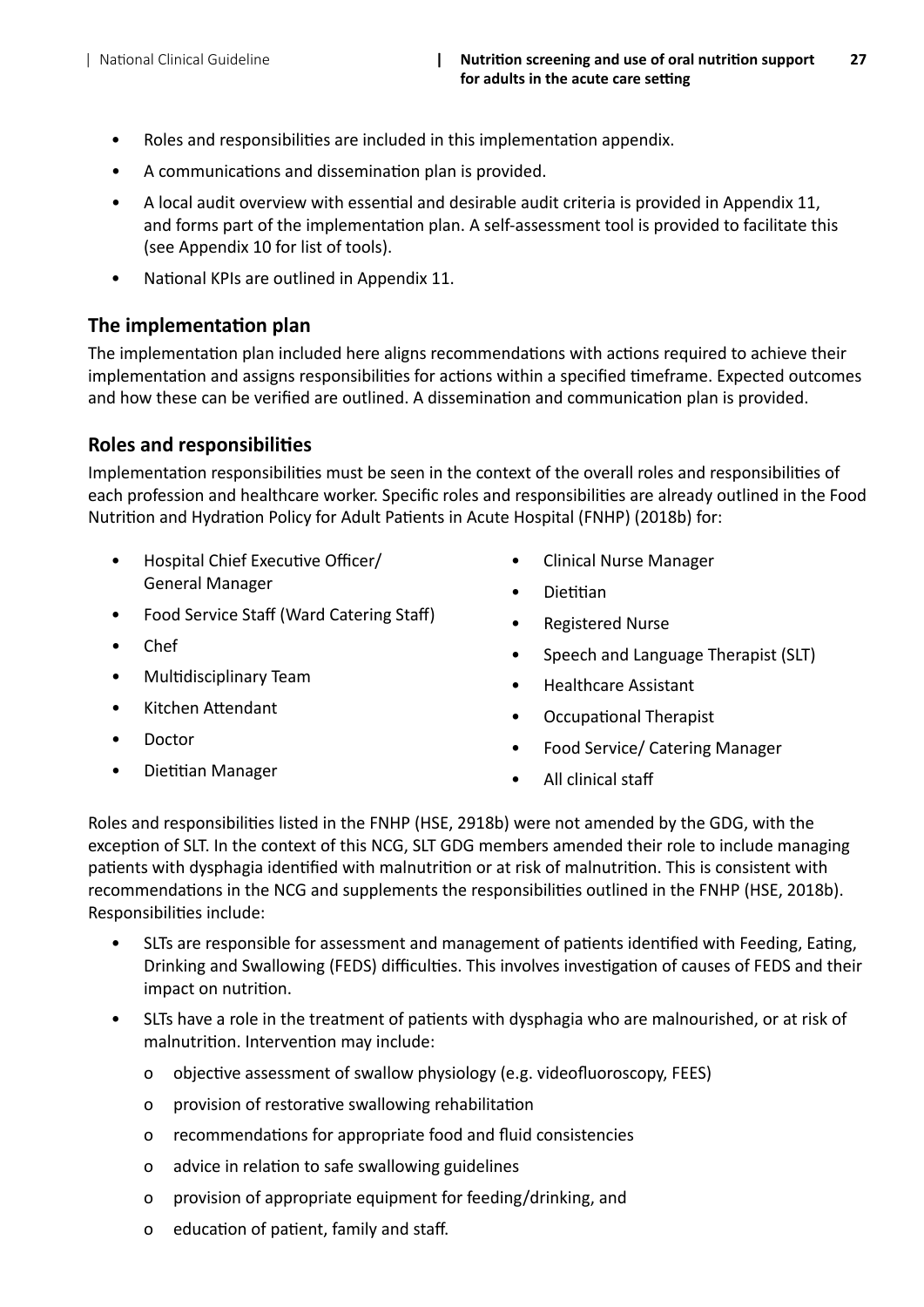- Roles and responsibilities are included in this implementation appendix.
- A communications and dissemination plan is provided.
- A local audit overview with essential and desirable audit criteria is provided in Appendix 11, and forms part of the implementation plan. A self-assessment tool is provided to facilitate this (see Appendix 10 for list of tools).
- National KPIs are outlined in Appendix 11.

## The implementation plan

The implementation plan included here aligns recommendations with actions required to achieve their implementation and assigns responsibilities for actions within a specified timeframe. Expected outcomes and how these can be verified are outlined. A dissemination and communication plan is provided.

## Roles and responsibilities

Implementation responsibilities must be seen in the context of the overall roles and responsibilities of each profession and healthcare worker. Specific roles and responsibilities are already outlined in the Food Nutrition and Hydration Policy for Adult Patients in Acute Hospital (FNHP) (2018b) for:

- Hospital Chief Executive Officer/ General Manager
- Food Service Staff (Ward Catering Staff)
- Chef
- Multidisciplinary Team
- Kitchen Attendant
- Doctor
- Dietitian Manager
- Clinical Nurse Manager
- Dietitian
- Registered Nurse
- Speech and Language Therapist (SLT)
- Healthcare Assistant
- Occupational Therapist
- Food Service/ Catering Manager
- All clinical staff

Roles and responsibilities listed in the FNHP (HSE, 2918b) were not amended by the GDG, with the exception of SLT. In the context of this NCG, SLT GDG members amended their role to include managing patients with dysphagia identified with malnutrition or at risk of malnutrition. This is consistent with recommendations in the NCG and supplements the responsibilities outlined in the FNHP (HSE, 2018b). Responsibilities include:

- SLTs are responsible for assessment and management of patients identified with Feeding, Eating, Drinking and Swallowing (FEDS) difficulties. This involves investigation of causes of FEDS and their impact on nutrition.
- SLTs have a role in the treatment of patients with dysphagia who are malnourished, or at risk of malnutrition. Intervention may include:
  - objective assessment of swallow physiology (e.g. videofluoroscopy, FEES)
  - provision of restorative swallowing rehabilitation
  - recommendations for appropriate food and fluid consistencies
  - advice in relation to safe swallowing guidelines
  - provision of appropriate equipment for feeding/drinking, and
  - education of patient, family and staff.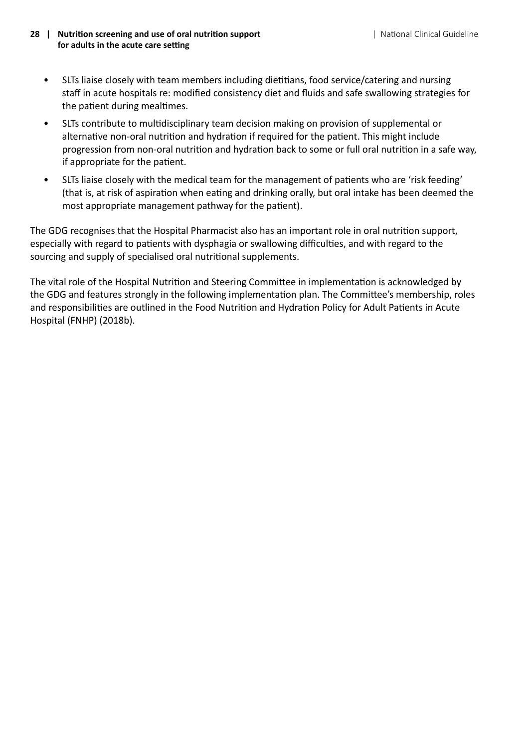- SLTs liaise closely with team members including dietitians, food service/catering and nursing staff in acute hospitals re: modified consistency diet and fluids and safe swallowing strategies for the patient during mealtimes.
- SLTs contribute to multidisciplinary team decision making on provision of supplemental or alternative non-oral nutrition and hydration if required for the patient. This might include progression from non-oral nutrition and hydration back to some or full oral nutrition in a safe way, if appropriate for the patient.
- SLTs liaise closely with the medical team for the management of patients who are 'risk feeding' (that is, at risk of aspiration when eating and drinking orally, but oral intake has been deemed the most appropriate management pathway for the patient).

The GDG recognises that the Hospital Pharmacist also has an important role in oral nutrition support, especially with regard to patients with dysphagia or swallowing difficulties, and with regard to the sourcing and supply of specialised oral nutritional supplements.

The vital role of the Hospital Nutrition and Steering Committee in implementation is acknowledged by the GDG and features strongly in the following implementation plan. The Committee's membership, roles and responsibilities are outlined in the Food Nutrition and Hydration Policy for Adult Patients in Acute Hospital (FNHP) (2018b).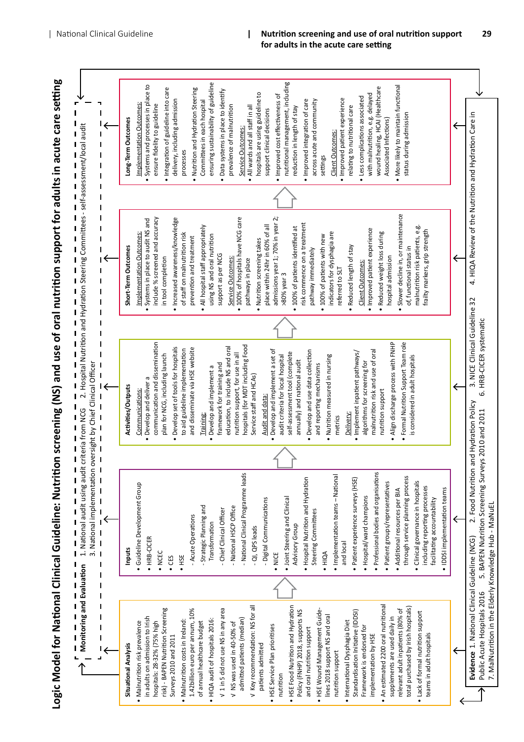# Logic Model for National Clinical Guideline: Nutrition screening (NS) and use of oral nutrition support for adults in acute care setting

**Monitoring and Evaluation** 1. National audit using audit criteria from NCG 2. Hospital Nutrition and Hydration Steering Committees - self-assessment/local audit 3. National implementation oversight by Chief Clinical Officer

## Situational Analysis

- Malnutrition risk prevalence in adults on admission to Irish hospitals: 28-32% (75% high risk) - BAPEN Nutrition Screening Surveys 2010 and 2011
- Malnutrition costs in Ireland: 1.42billion euro per annum, 10% of annual healthcare budget
- HIQA audit of hospitals 2016:
  - √ 1 in 5 did not use NS in any area
  - √ NS was used in 40-50% of admitted patients (median)
  - √ Key recommendation: NS for all patients admitted
- HSE Service Plan prioritises nutrition
- HSE Food Nutrition and Hydration Policy (FNHP) 2018, supports NS and oral nutrition support
- HSE Wound Management Guidelines 2018 support NS and oral nutrition support
- International Dysphagia Diet Standardisation Initiative (IDDSI) Framework is endorsed for implementation by HSE
- An estimated 2200 oral nutritional supplements are used daily in relevant adult inpatients (80% of total purchased by Irish hospitals)
- Lack of formal nutrition support teams in adult hospitals

## Inputs

- Guideline Development Group
- HRB-CICER
- NCEC
- CES
- HSE
  - Acute Operations
  - Strategic Planning and Transformation
  - Chief Clinical Officer
  - National HSCP Office
  - National Clinical Programme leads
  - QI, QPS leads
  - Digital Communications
- NICE
- Joint Steering and Clinical Advisory Group
- Hospital Nutrition and Hydration Steering Committees
- HIQA
- Implementation teams – National and local
- Patient experience surveys (HSE)
- Hospital/ward champions
- Professional bodies and organisations
- Patient groups/representatives
- Additional resources per BIA through service planning process
- Clinical governance in hospitals including reporting processes facilitating accountability
- IDDSI implementation teams

## Activities/Outputs

Communications:

- Develop and deliver a communication and dissemination plan for NCG, including launch
- Develop set of tools for hospitals to aid guideline implementation and disseminate via HSE website

Training:

- Develop and implement a framework for training and education, to include NS and oral nutrition support, for use in all hospitals (for MDT including Food Service staff and HCAs)

Audit and data:

- Develop and implement a set of audit criteria for local hospital self-assessment tool (complete annually) and national audit
- Develop and use data collection and reporting mechanisms
- Nutrition measured in nursing metrics

Delivery:

- Implement inpatient pathways/ algorithms for screening for malnutrition risk and use of oral nutrition support
- Align discharge process with FNHP
- Formal Nutrition Support Team role is considered in adult hospitals

## Short-Term Outcomes

Implementation Outcomes:

- Systems in place to audit NS and include % screened and accuracy in tool completion
- Increased awareness/knowledge of staff on malnutrition risk prevention and treatment
- All hospital staff appropriately using NS and oral nutrition support as per NCG

Service Outcomes:

- 100% of hospitals have NCG care pathways in place
- Nutrition screening takes place within 24hr in 60% of all admissions year 1; 70% in year 2; >80% year 3
- 100% of patients identified at risk commence on a treatment pathway immediately
- 100% of patients with new indicators for dysphagia are referred to SLT
- Reduced length of stay

Client Outcomes:

- Improved patient experience
- Reduced weight loss during hospital admission
- Slower decline in, or maintenance of, functional status in malnutrition risk patients, e.g. frailty markers, grip strength

## Long-Term Outcomes

Implementation Outcomes:

- Systems and processes in place to ensure fidelity to guideline
- Integration of guideline into care delivery, including admission processes
- Nutrition and Hydration Steering Committees in each hospital ensuring sustainability of guideline
- Data systems in place to identify prevalence of malnutrition

Service Outcomes:

- All wards and all staff in all hospitals are using guideline to support clinical decisions
- Improved cost effectiveness of nutritional management, including reduction in length of stay
- Improved integration of care across acute and community settings

Client Outcomes:

- Improved patient experience relating to nutritional care
- Less complications associated with malnutrition, e.g. delayed wound healing, HCAI (Healthcare Associated Infections)
- More likely to maintain functional status during admission

**Evidence** 1. National Clinical Guideline (NCG) 2. Food Nutrition and Hydration Policy 3. NICE Clinical Guideline 32 4. HIQA Review of the Nutrition and Hydration Care in Public Acute Hospitals 2016 5. BAPEN Nutrition Screening Surveys 2010 and 2011 6. HRB-CICER systematic 7. MalNutrition in the Elderly Knowledge Hub - MaNuEL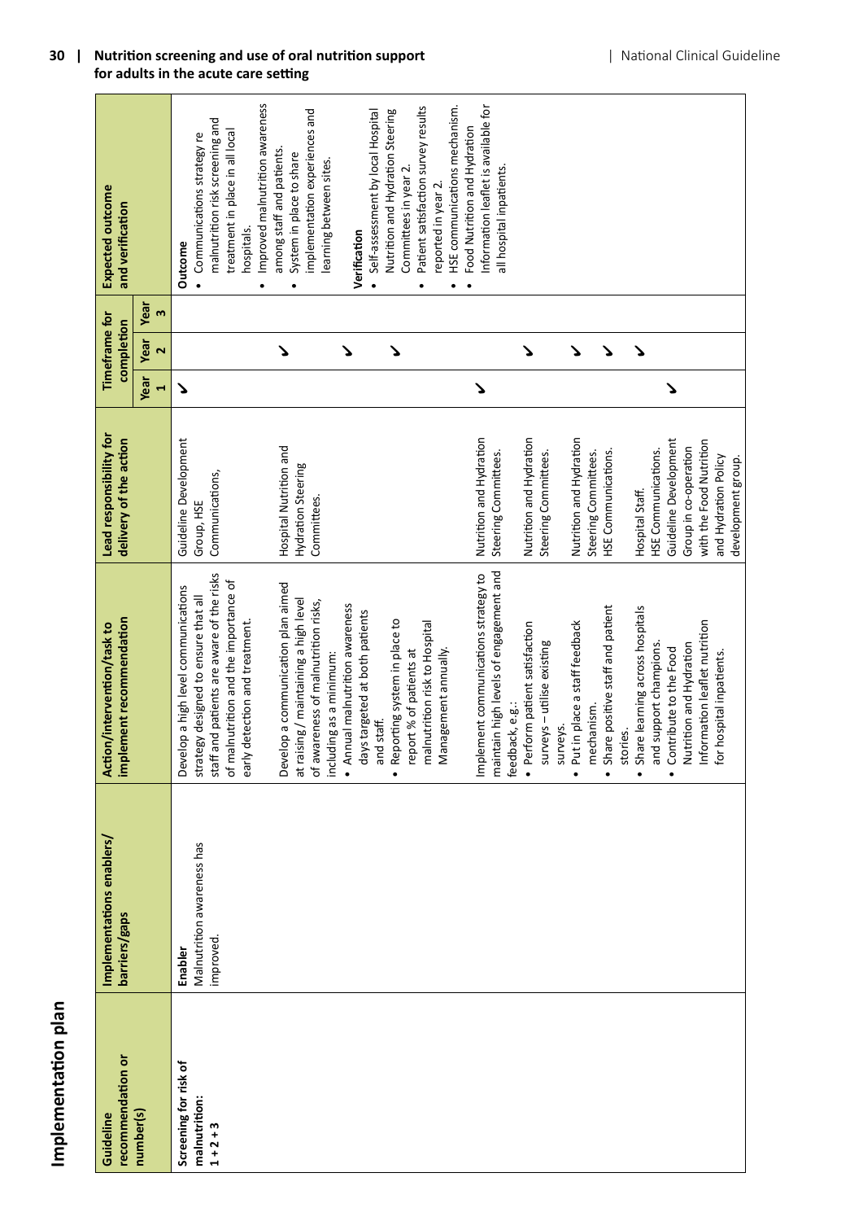# Implementation plan

| Guideline recommendation or number(s) | Implementations enablers/ barriers/gaps | Action/intervention/task to implement recommendation | Lead responsibility for delivery of the action | Timeframe for completion | | | Expected outcome and verification |
|---|---|---|---|---|---|---|---|
| | | | | Year 1 | Year 2 | Year 3 | |
| **Screening for risk of malnutrition: 1 + 2 + 3** | **Enabler** Malnutrition awareness has improved. | Develop a high level communications strategy designed to ensure that all staff and patients are aware of the risks of malnutrition and the importance of early detection and treatment. | Guideline Development Group, HSE Communications, | ✓ | | | **Outcome** • Communications strategy re malnutrition risk screening and treatment in place in all local hospitals. • Improved malnutrition awareness among staff and patients. • System in place to share implementation experiences and learning between sites. **Verification** • Self-assessment by local Hospital Nutrition and Hydration Steering Committees in year 2. • Patient satisfaction survey results reported in year 2. • HSE communications mechanism. • Food Nutrition and Hydration Information leaflet is available for all hospital inpatients. |
| | | Develop a communication plan aimed at raising / maintaining a high level of awareness of malnutrition risks, including as a minimum: • Annual malnutrition awareness days targeted at both patients and staff. • Reporting system in place to report % of patients at malnutrition risk to Hospital Management annually. | Hospital Nutrition and Hydration Steering Committees. | | ✓ | | |
| | | | | | ✓ | | |
| | | | | | ✓ | | |
| | | Implement communications strategy to maintain high levels of engagement and feedback, e.g.: | Nutrition and Hydration Steering Committees. | ✓ | | | |
| | | • Perform patient satisfaction surveys – utilise existing surveys. | Nutrition and Hydration Steering Committees. | | ✓ | | |
| | | • Put in place a staff feedback mechanism. | Nutrition and Hydration Steering Committees. HSE Communications. | | ✓ | | |
| | | • Share positive staff and patient stories. | | | ✓ | | |
| | | • Share learning across hospitals and support champions. | Hospital Staff. HSE Communications. | | ✓ | | |
| | | • Contribute to the Food Nutrition and Hydration Information leaflet nutrition for hospital inpatients. | Guideline Development Group in co-operation with the Food Nutrition and Hydration Policy development group. | ✓ | | | |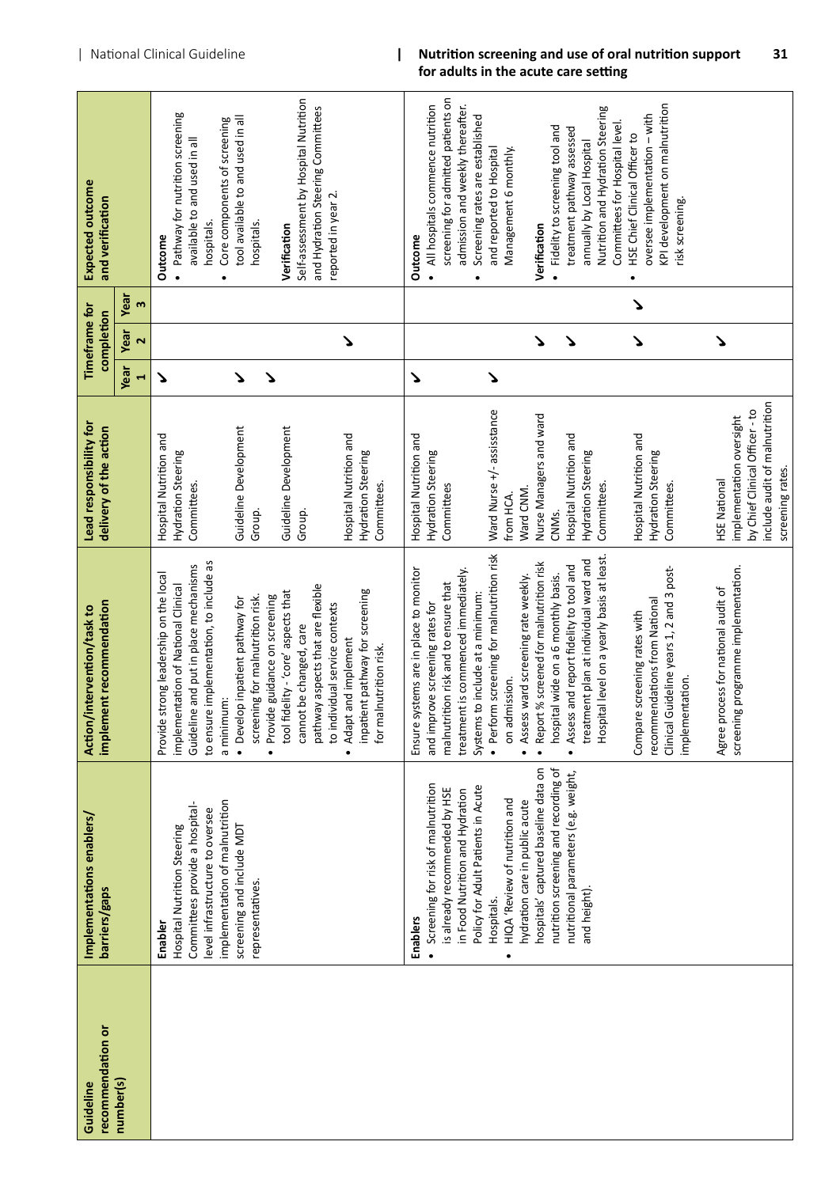| Guideline recommendation or number(s) | Implementations enablers/ barriers/gaps | Action/intervention/task to implement recommendation | Lead responsibility for delivery of the action | Timeframe for completion | | | Expected outcome and verification |
|---|---|---|---|---|---|---|---|
| | | | | Year 1 | Year 2 | Year 3 | |
| | **Enabler**<br>Hospital Nutrition Steering Committees provide a hospital-level infrastructure to oversee implementation of malnutrition screening and include MDT representatives. | Provide strong leadership on the local implementation of National Clinical Guideline and put in place mechanisms to ensure implementation, to include as a minimum:<br>• Develop inpatient pathway for screening for malnutrition risk.<br>• Provide guidance on screening tool fidelity - 'core' aspects that cannot be changed, care pathway aspects that are flexible to individual service contexts<br>• Adapt and implement inpatient pathway for screening for malnutrition risk. | Hospital Nutrition and Hydration Steering Committees.<br><br>Guideline Development Group.<br><br>Guideline Development Group.<br><br>Hospital Nutrition and Hydration Steering Committees. | ✓<br><br>✓<br><br>✓ | <br><br><br><br><br><br>✓ | | **Outcome**<br>• Pathway for nutrition screening available to and used in all hospitals.<br>• Core components of screening tool available to and used in all hospitals.<br><br>**Verification**<br>Self-assessment by Hospital Nutrition and Hydration Steering Committees reported in year 2. |
| | **Enablers**<br>• Screening for risk of malnutrition is already recommended by HSE in Food Nutrition and Hydration Policy for Adult Patients in Acute Hospitals.<br>• HIQA 'Review of nutrition and hydration care in public acute hospitals' captured baseline data on nutrition screening and recording of nutritional parameters (e.g. weight, and height). | Ensure systems are in place to monitor and improve screening rates for malnutrition risk and to ensure that treatment is commenced immediately. Systems to include at a minimum:<br>• Perform screening for malnutrition risk on admission.<br>• Assess ward screening rate weekly.<br>• Report % screened for malnutrition risk hospital wide on a 6 monthly basis.<br>• Assess and report fidelity to tool and treatment plan at individual ward and Hospital level on a yearly basis at least.<br><br>Compare screening rates with recommendations from National Clinical Guideline years 1, 2 and 3 post-implementation.<br><br>Agree process for national audit of screening programme implementation. | Hospital Nutrition and Hydration Steering Committees<br><br>Ward Nurse +/- assisstance from HCA.<br>Ward CNM.<br>Nurse Managers and ward CNMs.<br>Hospital Nutrition and Hydration Steering Committees.<br><br>Hospital Nutrition and Hydration Steering Committees.<br><br>HSE National implementation oversight by Chief Clinical Officer - to include audit of malnutrition screening rates. | ✓<br><br>✓ | <br><br><br>✓<br>✓<br><br>✓<br><br>✓ | <br><br><br><br><br>✓ | **Outcome**<br>• All hospitals commence nutrition screening for admitted patients on admission and weekly thereafter.<br>• Screening rates are established and reported to Hospital Management 6 monthly.<br><br>**Verification**<br>• Fidelity to screening tool and treatment pathway assessed annually by Local Hospital Nutrition and Hydration Steering Committees for Hospital level.<br>• HSE Chief Clinical Officer to oversee implementation – with KPI development on malnutrition risk screening. |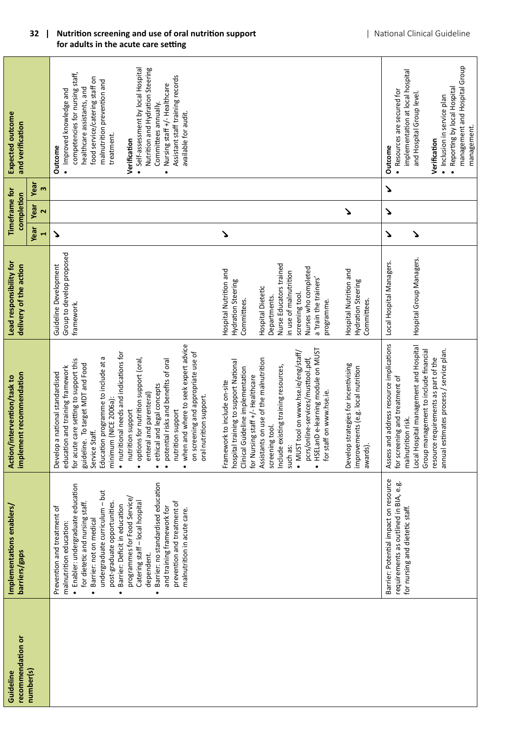| Guideline recommendation or number(s) | Implementations enablers/ barriers/gaps | Action/intervention/task to implement recommendation | Lead responsibility for delivery of the action | Timeframe for completion | | | Expected outcome and verification |
|---|---|---|---|---|---|---|---|
| | | | | Year 1 | Year 2 | Year 3 | |
| | Prevention and treatment of malnutrition education:<br>• Enabler: undergraduate education for dietetic and nursing staff.<br>• Barrier: not on medical undergraduate curriculum – but post-graduate opportunities.<br>• Barrier: Deficit in education programmes for Food Service/ Catering staff – local hospital dependent.<br>• Barrier: no standardised education and training framework for prevention and treatment of malnutrition in acute care. | Develop a national standardised education and training framework for acute care setting to support this guideline. To target MDT and Food Service Staff.<br>Education programme to include at a minimum (NICE 2006a):<br>• nutritional needs and indications for nutrition support<br>• options for nutrition support (oral, enteral and parenteral)<br>• ethical and legal concepts<br>• potential risks and benefits of oral nutrition support<br>• when and where to seek expert advice on screening and appropriate use of oral nutrition support. | Guideline Development Group to develop proposed framework. | ✓ | | | **Outcome**<br>• Improved knowledge and competencies for nursing staff, healthcare assistants, and food service/catering staff on malnutrition prevention and treatment.<br><br>**Verification**<br>• Self-assessment by local Hospital Nutrition and Hydration Steering Committees annually.<br>• Nursing staff +/- Healthcare Assistant staff training records available for audit. |
| | | Framework to include on-site hospital training to support National Clinical Guideline implementation for Nursing staff +/- Healthcare Assistants on use of the malnutrition screening tool.<br>Include existing training resources, such as:<br>• MUST tool on www.hse.ie/eng/staff/pcrs/online-services/musttool.pdf,<br>• HSELanD e-learning module on MUST for staff on www.hse.ie. | Hospital Nutrition and Hydration Steering Committees.<br><br>Hospital Dietetic Departments.<br>Nurse Educators trained in use of malnutrition screening tool.<br>Nurses who completed a 'train the trainers' programme. | ✓ | | | |
| | | Develop strategies for incentivising improvements (e.g. local nutrition awards). | Hospital Nutrition and Hydration Steering Committees. | | ✓ | | |
| | Barrier: Potential impact on resource requirements as outlined in BIA, e.g. for nursing and dietetic staff. | Assess and address resource implications for screening and treatment of malnutrition risk.<br>Local Hospital management and Hospital Group management to include financial resource requirements as part of the annual estimates process / service plan. | Local Hospital Managers.<br><br>Hospital Group Managers. | ✓<br><br>✓ | ✓ | ✓ | **Outcome**<br>• Resources are secured for implementation at local hospital and Hospital Group level.<br><br>**Verification**<br>• Inclusion in service plan<br>• Reporting by local Hospital management and Hospital Group management. |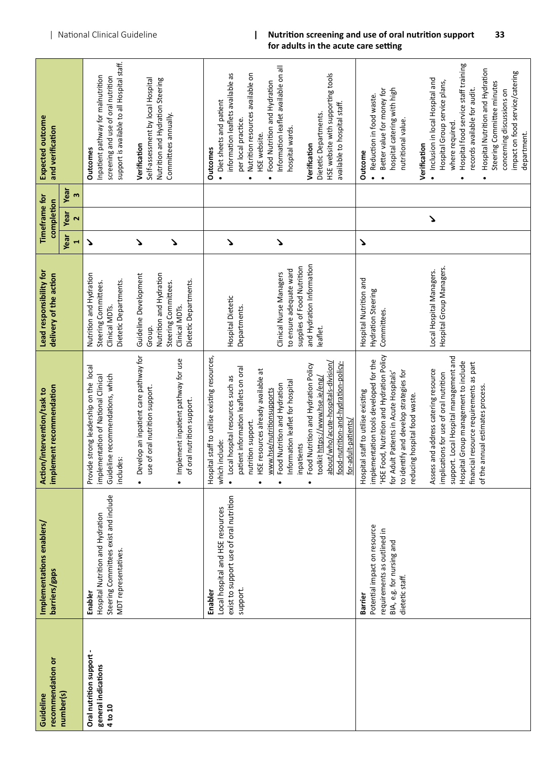| Guideline recommendation or number(s) | Implementation enablers/ barriers/gaps | Action/intervention/task to implement recommendation | Lead responsibility for delivery of the action | Timeframe for completion | | | Expected outcome and verification |
|---|---|---|---|---|---|---|---|
| | | | | Year 1 | Year 2 | Year 3 | |
| **Oral nutrition support - general indications 4 to 10** | **Enabler** Hospital Nutrition and Hydration Steering Committees exist and include MDT representatives. | Provide strong leadership on the local implementation of National Clinical Guideline recommendations, which includes:<br>• Develop an inpatient care pathway for use of oral nutrition support.<br>• Implement inpatient pathway for use of oral nutrition support. | Nutrition and Hydration Steering Committees. Clinical MDTs. Dietetic Departments.<br>Guideline Development Group. Nutrition and Hydration Steering Committees. Clinical MDTs. Dietetic Departments. | ✓<br>✓<br>✓ | | | **Outcomes** Inpatient pathway for malnutrition screening and use of oral nutrition support is available to all Hospital staff.<br>**Verification** Self-assessment by local Hospital Nutrition and Hydration Steering Committees annually. |
| | **Enabler** Local hospital and HSE resources exist to support use of oral nutrition support. | Hospital staff to utilise existing resources, which include:<br>• Local hospital resources such as patient information leaflets on oral nutrition support.<br>• HSE resources already available at www.hse/nutritionsupports<br>• Food Nutrition and Hydration Information leaflet for hospital inpatients<br>• Food Nutrition and Hydration Policy toolkit https://www.hse.ie/eng/about/who/acute-hospitals-division/food-nutrition-and-hydration-policy-for-adult-patients/ | Hospital Dietetic Departments.<br>Clinical Nurse Managers to ensure adequate ward supplies of Food Nutrition and Hydration Information leaflet. | ✓<br>✓ | | | **Outcomes**<br>• Diet sheets and patient information leaflets available as per local practice.<br>• Nutrition resources available on HSE website.<br>• Food Nutrition and Hydration Information leaflet available on all hospital wards.<br>**Verification** Dietetic Departments. HSE website with supporting tools available to hospital staff. |
| | **Barrier** Potential impact on resource requirements as outlined in BIA, e.g. for nursing and dietetic staff. | Hospital staff to utilise existing implementation tools developed for the 'HSE Food, Nutrition and Hydration Policy for Adult Patients in Acute Hospitals' to identify and develop strategies for reducing hospital food waste.<br>Assess and address catering resource implications for use of oral nutrition support. Local Hospital management and Hospital Group management to include financial resource requirements as part of the annual estimates process. | Hospital Nutrition and Hydration Steering Committees.<br>Local Hospital Managers. Hospital Group Managers. | ✓ | ✓ | | **Outcome**<br>• Reduction in food waste.<br>• Better value for money for hospital catering with high nutritional value.<br>**Verification**<br>• Inclusion in local Hospital and Hospital Group service plans, where required.<br>• Hospital food service staff training records available for audit.<br>• Hospital Nutrition and Hydration Steering Committee minutes concerning discussions on impact on food service/catering department. |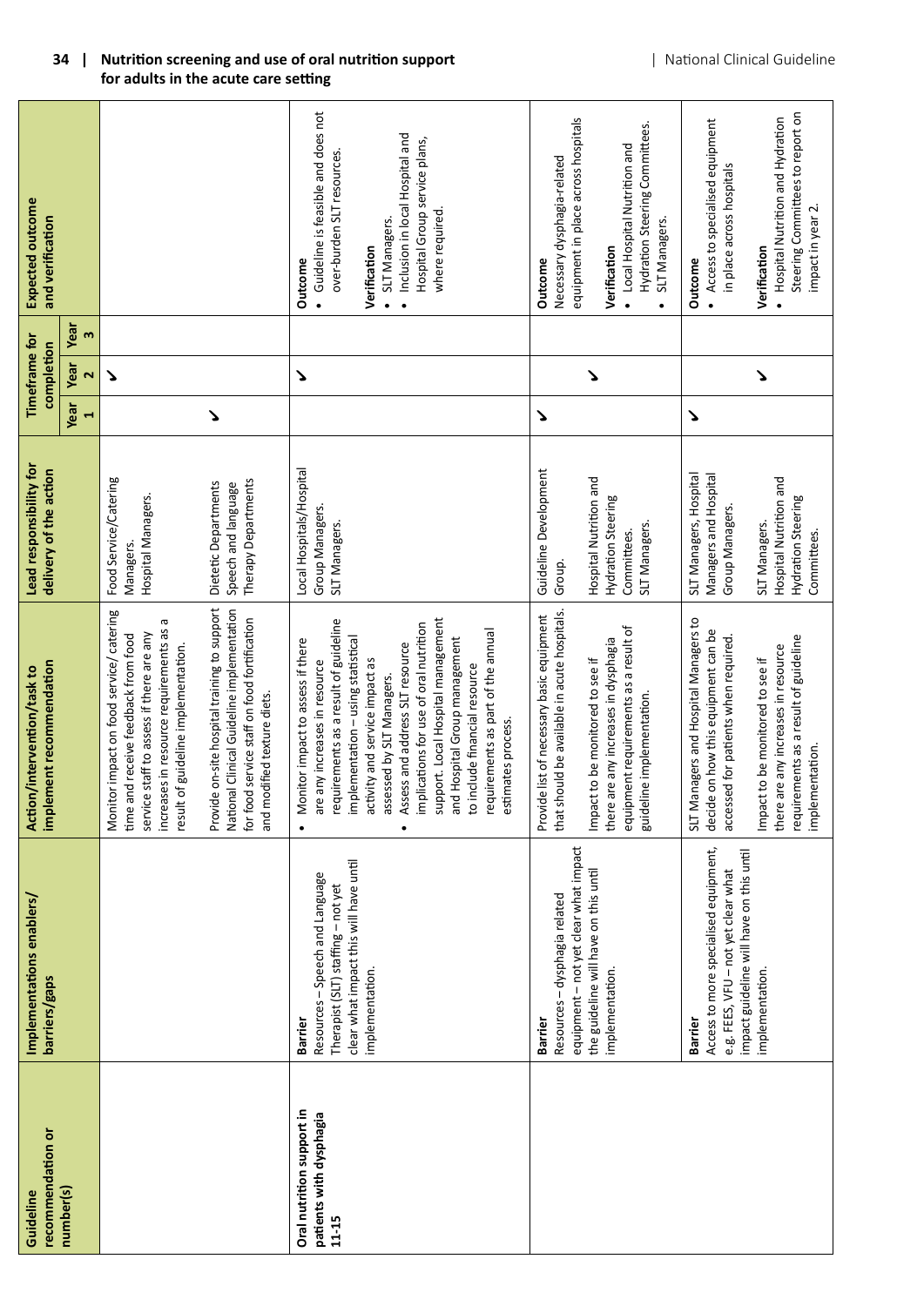| Guideline recommendation or number(s) | Implementations enablers/ barriers/gaps | Action/intervention/task to implement recommendation | Lead responsibility for delivery of the action | Timeframe for completion | | | Expected outcome and verification |
|---|---|---|---|---|---|---|---|
| | | | | Year 1 | Year 2 | Year 3 | |
| | | Monitor impact on food service/ catering time and receive feedback from food service staff to assess if there are any increases in resource requirements as a result of guideline implementation. | Food Service/Catering Managers. Hospital Managers. | | ✓ | | |
| | | Provide on-site hospital training to support National Clinical Guideline implementation for food service staff on food fortification and modified texture diets. | Dietetic Departments Speech and language Therapy Departments | ✓ | | | |
| **Oral nutrition support in patients with dysphagia 11-15** | **Barrier** Resources – Speech and Language Therapist (SLT) staffing – not yet clear what impact this will have until implementation. | • Monitor impact to assess if there are any increases in resource requirements as a result of guideline implementation – using statistical activity and service impact as assessed by SLT Managers.<br>• Assess and address SLT resource implications for use of oral nutrition support. Local Hospital Group management and Hospital Group management to include financial resource requirements as part of the annual estimates process. | Local Hospitals/Hospital Group Managers. SLT Managers. | | ✓ | | **Outcome**<br>• Guideline is feasible and does not over-burden SLT resources.<br>**Verification**<br>• SLT Managers.<br>• Inclusion in local Hospital and Hospital Group service plans, where required. |
| | **Barrier** Resources – dysphagia related equipment – not yet clear what impact the guideline will have on this until implementation. | Provide list of necessary basic equipment that should be available in acute hospitals. | Guideline Development Group. | ✓ | | | **Outcome** Necessary dysphagia-related equipment in place across hospitals<br>**Verification**<br>• Local Hospital Nutrition and Hydration Steering Committees.<br>• SLT Managers. |
| | | Impact to be monitored to see if there are any increases in dysphagia equipment requirements as a result of guideline implementation. | Hospital Nutrition and Hydration Steering Committees. SLT Managers. | | ✓ | | |
| | **Barrier** Access to more specialised equipment, e.g. FEES, VFU – not yet clear what impact guideline will have on this until implementation. | SLT Managers and Hospital Managers to decide on how this equipment can be accessed for patients when required. | SLT Managers, Hospital Managers and Hospital Group Managers. | ✓ | | | **Outcome**<br>• Access to specialised equipment in place across hospitals<br>**Verification**<br>• Hospital Nutrition and Hydration Steering Committees to report on impact in year 2. |
| | | Impact to be monitored to see if there are any increases in resource requirements as a result of guideline implementation. | SLT Managers. Hospital Nutrition and Hydration Steering Committees. | | ✓ | | |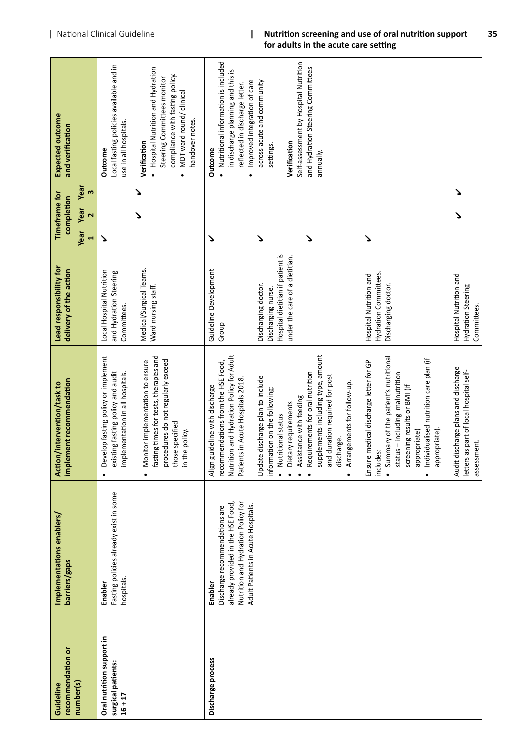| Guideline recommendation or number(s) | Implementations enablers/ barriers/gaps | Action/intervention/task to implement recommendation | Lead responsibility for delivery of the action | Timeframe for completion | | | Expected outcome and verification |
|---|---|---|---|---|---|---|---|
| | | | | Year 1 | Year 2 | Year 3 | |
| **Oral nutrition support in surgical patients: 16 + 17** | **Enabler**<br>Fasting policies already exist in some hospitals. | • Develop fasting policy or implement existing fasting policy and audit implementation in all hospitals. | Local Hospital Nutrition and Hydration Steering Committees. | ✓ | | | **Outcome**<br>Local fasting policies available and in use in all hospitals.<br><br>**Verification**<br>• Hospital Nutrition and Hydration Steering Committees monitor compliance with fasting policy.<br>• MDT ward round/ clinical handover notes. |
| | | • Monitor implementation to ensure fasting times for tests, therapies and procedures do not regularly exceed those specified in the policy. | Medical/Surgical Teams.<br>Ward nursing staff. | | ✓ | ✓ | |
| **Discharge process** | **Enabler**<br>Discharge recommendations are already provided in the HSE Food, Nutrition and Hydration Policy for Adult Patients in Acute Hospitals. | Align guideline with discharge recommendations from the HSE Food, Nutrition and Hydration Policy for Adult Patients in Acute Hospitals 2018. | Guideline Development Group | ✓ | | | **Outcome**<br>• Nutritional information is included in discharge planning and this is reflected in discharge letter.<br>• Improved integration of care across acute and community settings.<br><br>**Verification**<br>Self-assessment by Hospital Nutrition and Hydration Steering Committees annually. |
| | | Update discharge plan to include information on the following:<br>• Nutritional status<br>• Dietary requirements<br>• Assistance with feeding<br>• Requirements for oral nutrition supplements including type, amount and duration required for post discharge.<br>• Arrangements for follow-up. | Discharging doctor.<br>Discharging nurse.<br>Hospital dietitian if patient is under the care of a dietitian. | ✓ | | | |
| | | | | ✓ | | | |
| | | Ensure medical discharge letter for GP includes:<br>• Summary of the patient's nutritional status – including malnutrition screening results or BMI (if appropriate)<br>• Individualised nutrition care plan (if appropriate). | Hospital Nutrition and Hydration Committees.<br>Discharging doctor. | ✓ | | | |
| | | Audit discharge plans and discharge letters as part of local hospital self-assessment. | Hospital Nutrition and Hydration Steering Committees. | | ✓ | ✓ | |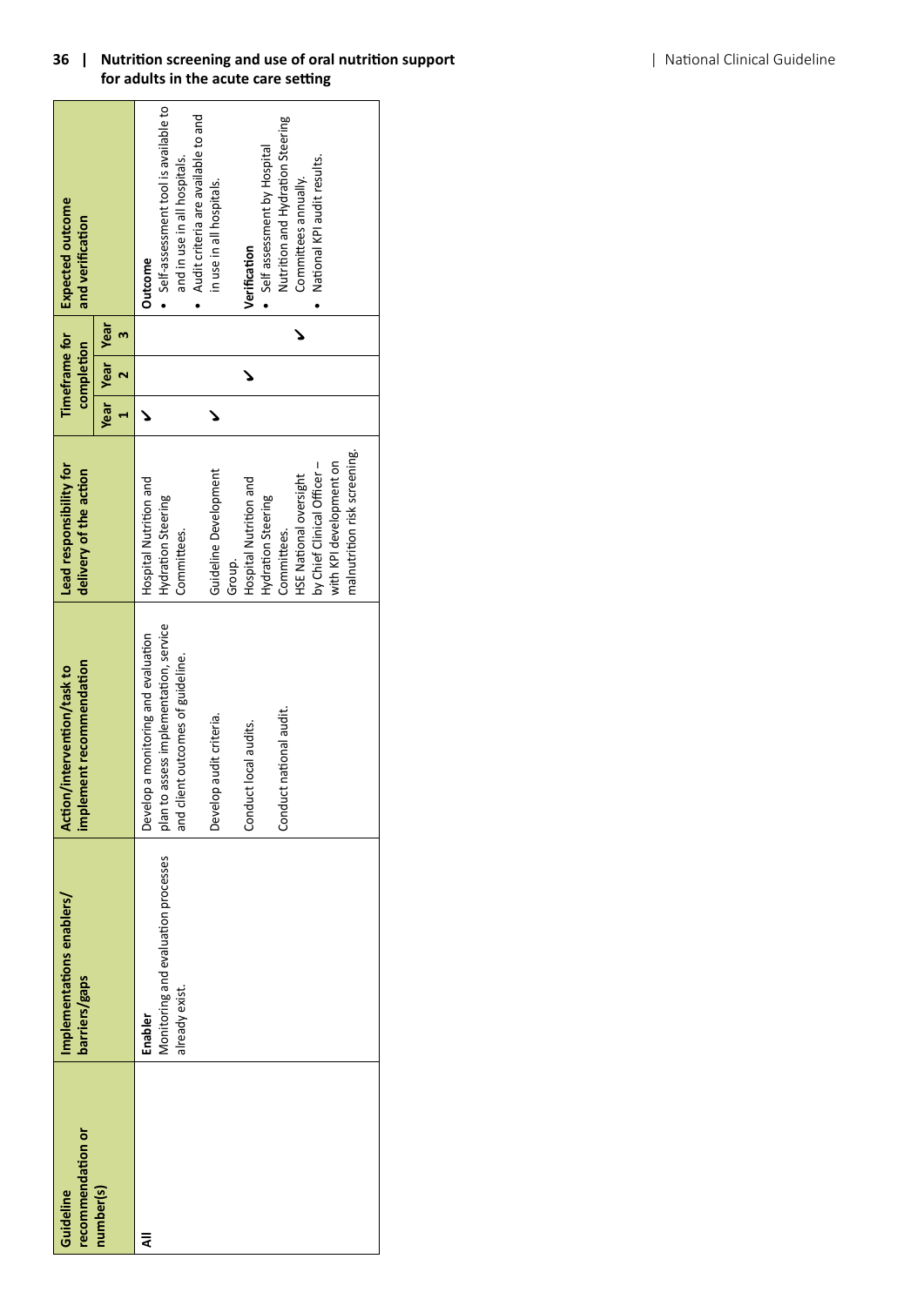| Guideline recommendation or number(s) | Implementations enablers/ barriers/gaps | Action/intervention/task to implement recommendation | Lead responsibility for delivery of the action | Timeframe for completion | | | Expected outcome and verification |
|---|---|---|---|---|---|---|---|
| | | | | Year 1 | Year 2 | Year 3 | |
| All | **Enabler**<br>Monitoring and evaluation processes already exist. | Develop a monitoring and evaluation plan to assess implementation, service and client outcomes of guideline. | Hospital Nutrition and Hydration Steering Committees. | ✓ | | | **Outcome**<br>• Self-assessment tool is available to and in use in all hospitals.<br>• Audit criteria are available to and in use in all hospitals.<br><br>**Verification**<br>• Self assessment by Hospital Nutrition and Hydration Steering Committees annually.<br>• National KPI audit results. |
| | | Develop audit criteria. | Guideline Development Group. | ✓ | | | |
| | | Conduct local audits. | Hospital Nutrition and Hydration Steering Committees. | | ✓ | | |
| | | Conduct national audit. | HSE National oversight by Chief Clinical Officer – with KPI development on malnutrition risk screening. | | | ✓ | |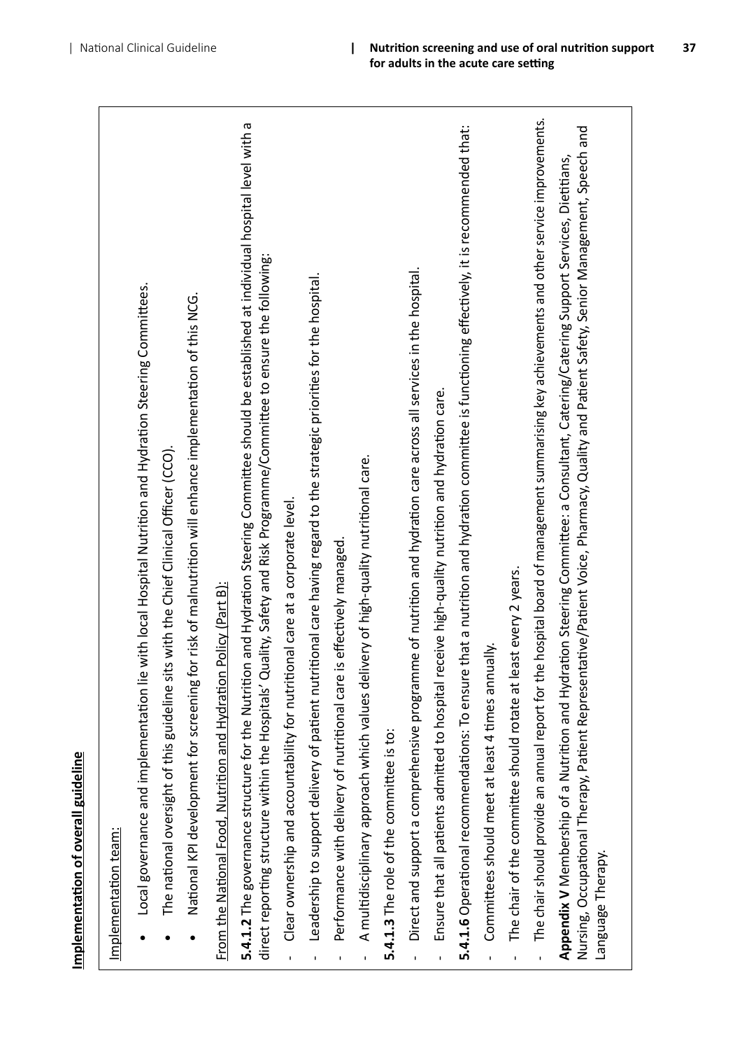**Implementation of overall guideline**

Implementation team:

- Local governance and implementation lie with local Hospital Nutrition and Hydration Steering Committees.
- The national oversight of this guideline sits with the Chief Clinical Officer (CCO).
- National KPI development for screening for risk of malnutrition will enhance implementation of this NCG.

From the National Food, Nutrition and Hydration Policy (Part B):

**5.4.1.2** The governance structure for the Nutrition and Hydration Steering Committee should be established at individual hospital level with a direct reporting structure within the Hospitals' Quality, Safety and Risk Programme/Committee to ensure the following:

- Clear ownership and accountability for nutritional care at a corporate level.
- Leadership to support delivery of patient nutritional care having regard to the strategic priorities for the hospital.
- Performance with delivery of nutritional care is effectively managed.
- A multidisciplinary approach which values delivery of high-quality nutritional care.

**5.4.1.3** The role of the committee is to:

- Direct and support a comprehensive programme of nutrition and hydration care across all services in the hospital.
- Ensure that all patients admitted to hospital receive high-quality nutrition and hydration care.

**5.4.1.6** Operational recommendations: To ensure that a nutrition and hydration committee is functioning effectively, it is recommended that:

- Committees should meet at least 4 times annually.
- The chair of the committee should rotate at least every 2 years.
- The chair should provide an annual report for the hospital board of management summarising key achievements and other service improvements.

**Appendix V** Membership of a Nutrition and Hydration Steering Committee: a Consultant, Catering/Catering Support Services, Dietitians, Nursing, Occupational Therapy, Patient Representative/Patient Voice, Pharmacy, Quality and Patient Safety, Senior Management, Speech and Language Therapy.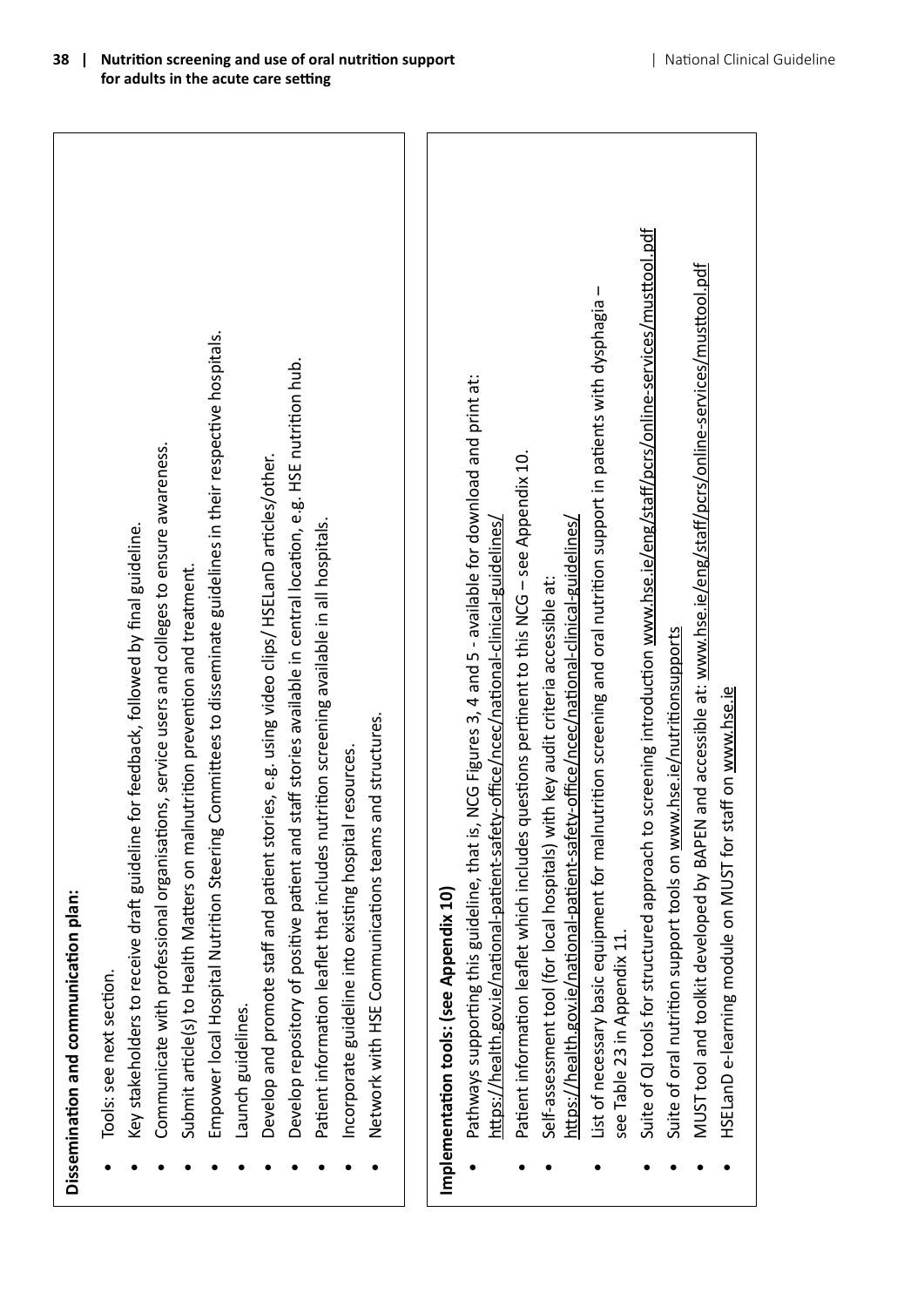**Dissemination and communication plan:**

- Tools: see next section.
- Key stakeholders to receive draft guideline for feedback, followed by final guideline.
- Communicate with professional organisations, service users and colleges to ensure awareness.
- Submit article(s) to Health Matters on malnutrition prevention and treatment.
- Empower local Hospital Nutrition Steering Committees to disseminate guidelines in their respective hospitals.
- Launch guidelines.
- Develop and promote staff and patient stories, e.g. using video clips/ HSELanD articles/other.
- Develop repository of positive patient and staff stories available in central location, e.g. HSE nutrition hub.
- Patient information leaflet that includes nutrition screening available in all hospitals.
- Incorporate guideline into existing hospital resources.
- Network with HSE Communications teams and structures.

**Implementation tools: (see Appendix 10)**

- Pathways supporting this guideline, that is, NCG Figures 3, 4 and 5 - available for download and print at: https://health.gov.ie/national-patient-safety-office/ncec/national-clinical-guidelines/
- Patient information leaflet which includes questions pertinent to this NCG – see Appendix 10.
- Self-assessment tool (for local hospitals) with key audit criteria accessible at: https://health.gov.ie/national-patient-safety-office/ncec/national-clinical-guidelines/
- List of necessary basic equipment for malnutrition screening and oral nutrition support in patients with dysphagia – see Table 23 in Appendix 11.
- Suite of QI tools for structured approach to screening introduction www.hse.ie/eng/staff/pcrs/online-services/musttool.pdf
- Suite of oral nutrition support tools on www.hse.ie/nutritionsupports
- MUST tool and toolkit developed by BAPEN and accessible at: www.hse.ie/eng/staff/pcrs/online-services/musttool.pdf
- HSELanD e-learning module on MUST for staff on www.hse.ie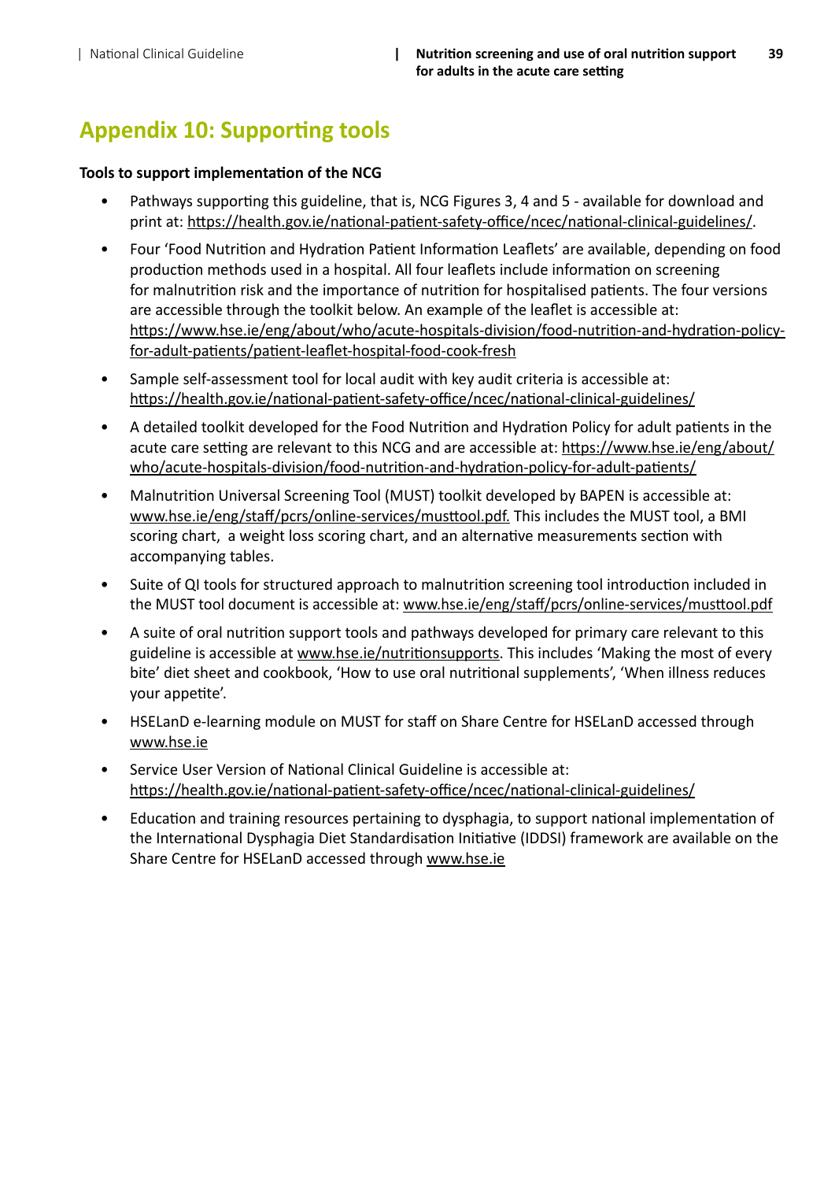# Appendix 10: Supporting tools

**Tools to support implementation of the NCG**

- Pathways supporting this guideline, that is, NCG Figures 3, 4 and 5 - available for download and print at: https://health.gov.ie/national-patient-safety-office/ncec/national-clinical-guidelines/.
- Four 'Food Nutrition and Hydration Patient Information Leaflets' are available, depending on food production methods used in a hospital. All four leaflets include information on screening for malnutrition risk and the importance of nutrition for hospitalised patients. The four versions are accessible through the toolkit below. An example of the leaflet is accessible at: https://www.hse.ie/eng/about/who/acute-hospitals-division/food-nutrition-and-hydration-policy-for-adult-patients/patient-leaflet-hospital-food-cook-fresh
- Sample self-assessment tool for local audit with key audit criteria is accessible at: https://health.gov.ie/national-patient-safety-office/ncec/national-clinical-guidelines/
- A detailed toolkit developed for the Food Nutrition and Hydration Policy for adult patients in the acute care setting are relevant to this NCG and are accessible at: https://www.hse.ie/eng/about/who/acute-hospitals-division/food-nutrition-and-hydration-policy-for-adult-patients/
- Malnutrition Universal Screening Tool (MUST) toolkit developed by BAPEN is accessible at: www.hse.ie/eng/staff/pcrs/online-services/musttool.pdf. This includes the MUST tool, a BMI scoring chart, a weight loss scoring chart, and an alternative measurements section with accompanying tables.
- Suite of QI tools for structured approach to malnutrition screening tool introduction included in the MUST tool document is accessible at: www.hse.ie/eng/staff/pcrs/online-services/musttool.pdf
- A suite of oral nutrition support tools and pathways developed for primary care relevant to this guideline is accessible at www.hse.ie/nutritionsupports. This includes 'Making the most of every bite' diet sheet and cookbook, 'How to use oral nutritional supplements', 'When illness reduces your appetite'.
- HSELanD e-learning module on MUST for staff on Share Centre for HSELanD accessed through www.hse.ie
- Service User Version of National Clinical Guideline is accessible at: https://health.gov.ie/national-patient-safety-office/ncec/national-clinical-guidelines/
- Education and training resources pertaining to dysphagia, to support national implementation of the International Dysphagia Diet Standardisation Initiative (IDDSI) framework are available on the Share Centre for HSELanD accessed through www.hse.ie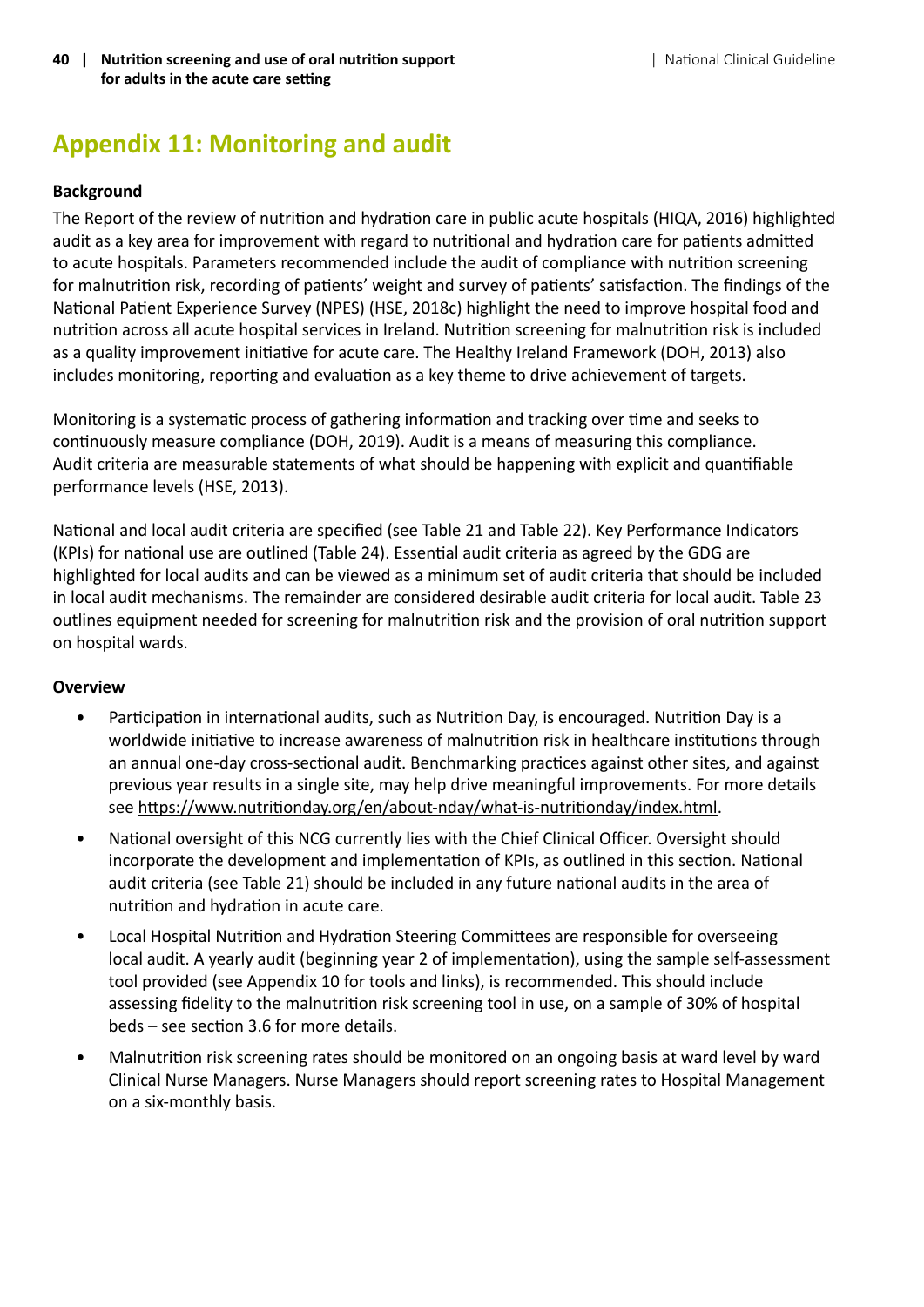# Appendix 11: Monitoring and audit

**Background**

The Report of the review of nutrition and hydration care in public acute hospitals (HIQA, 2016) highlighted audit as a key area for improvement with regard to nutritional and hydration care for patients admitted to acute hospitals. Parameters recommended include the audit of compliance with nutrition screening for malnutrition risk, recording of patients' weight and survey of patients' satisfaction. The findings of the National Patient Experience Survey (NPES) (HSE, 2018c) highlight the need to improve hospital food and nutrition across all acute hospital services in Ireland. Nutrition screening for malnutrition risk is included as a quality improvement initiative for acute care. The Healthy Ireland Framework (DOH, 2013) also includes monitoring, reporting and evaluation as a key theme to drive achievement of targets.

Monitoring is a systematic process of gathering information and tracking over time and seeks to continuously measure compliance (DOH, 2019). Audit is a means of measuring this compliance. Audit criteria are measurable statements of what should be happening with explicit and quantifiable performance levels (HSE, 2013).

National and local audit criteria are specified (see Table 21 and Table 22). Key Performance Indicators (KPIs) for national use are outlined (Table 24). Essential audit criteria as agreed by the GDG are highlighted for local audits and can be viewed as a minimum set of audit criteria that should be included in local audit mechanisms. The remainder are considered desirable audit criteria for local audit. Table 23 outlines equipment needed for screening for malnutrition risk and the provision of oral nutrition support on hospital wards.

**Overview**

- Participation in international audits, such as Nutrition Day, is encouraged. Nutrition Day is a worldwide initiative to increase awareness of malnutrition risk in healthcare institutions through an annual one-day cross-sectional audit. Benchmarking practices against other sites, and against previous year results in a single site, may help drive meaningful improvements. For more details see https://www.nutritionday.org/en/about-nday/what-is-nutritionday/index.html.
- National oversight of this NCG currently lies with the Chief Clinical Officer. Oversight should incorporate the development and implementation of KPIs, as outlined in this section. National audit criteria (see Table 21) should be included in any future national audits in the area of nutrition and hydration in acute care.
- Local Hospital Nutrition and Hydration Steering Committees are responsible for overseeing local audit. A yearly audit (beginning year 2 of implementation), using the sample self-assessment tool provided (see Appendix 10 for tools and links), is recommended. This should include assessing fidelity to the malnutrition risk screening tool in use, on a sample of 30% of hospital beds – see section 3.6 for more details.
- Malnutrition risk screening rates should be monitored on an ongoing basis at ward level by ward Clinical Nurse Managers. Nurse Managers should report screening rates to Hospital Management on a six-monthly basis.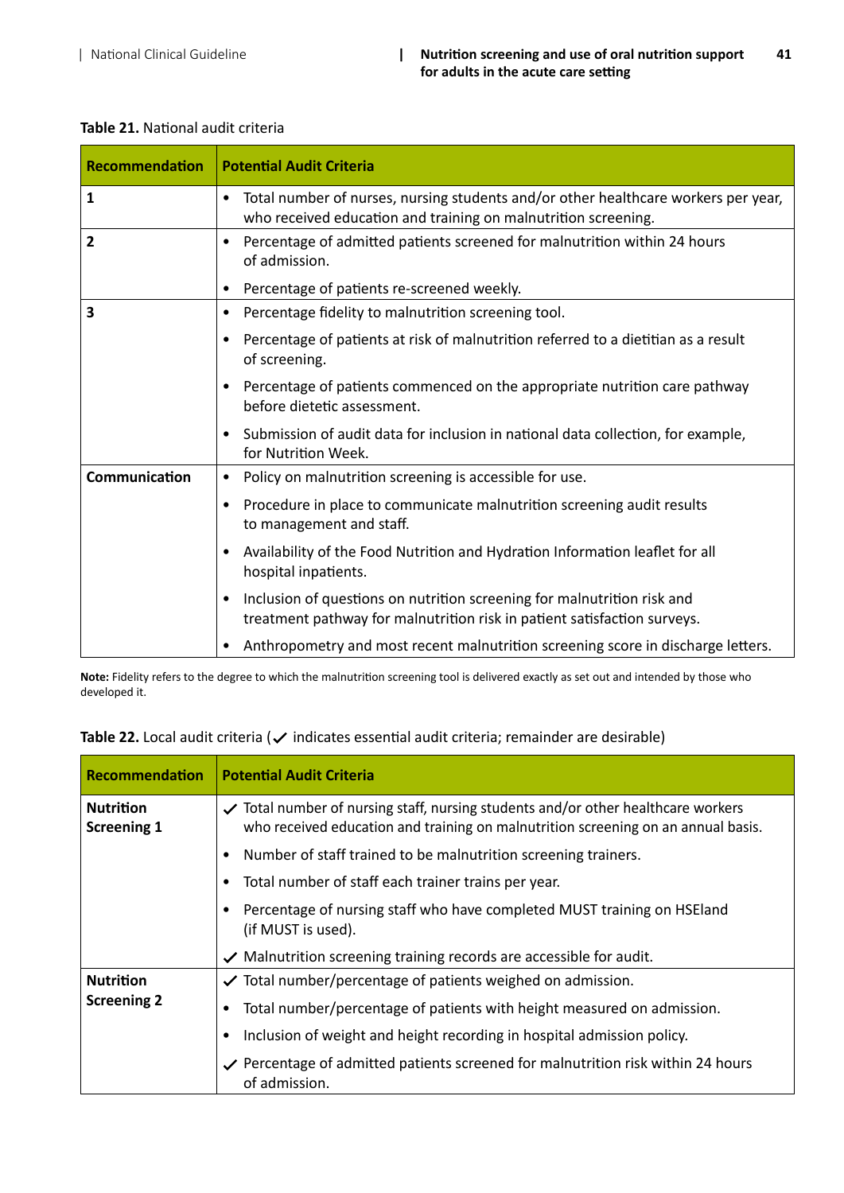**Table 21.** National audit criteria

| Recommendation | Potential Audit Criteria |
| --- | --- |
| **1** | • Total number of nurses, nursing students and/or other healthcare workers per year, who received education and training on malnutrition screening. |
| **2** | • Percentage of admitted patients screened for malnutrition within 24 hours of admission.<br>• Percentage of patients re-screened weekly. |
| **3** | • Percentage fidelity to malnutrition screening tool.<br>• Percentage of patients at risk of malnutrition referred to a dietitian as a result of screening.<br>• Percentage of patients commenced on the appropriate nutrition care pathway before dietetic assessment.<br>• Submission of audit data for inclusion in national data collection, for example, for Nutrition Week. |
| **Communication** | • Policy on malnutrition screening is accessible for use.<br>• Procedure in place to communicate malnutrition screening audit results to management and staff.<br>• Availability of the Food Nutrition and Hydration Information leaflet for all hospital inpatients.<br>• Inclusion of questions on nutrition screening for malnutrition risk and treatment pathway for malnutrition risk in patient satisfaction surveys.<br>• Anthropometry and most recent malnutrition screening score in discharge letters. |

**Note:** Fidelity refers to the degree to which the malnutrition screening tool is delivered exactly as set out and intended by those who developed it.

**Table 22.** Local audit criteria (✓ indicates essential audit criteria; remainder are desirable)

| Recommendation | Potential Audit Criteria |
| --- | --- |
| **Nutrition Screening 1** | ✓ Total number of nursing staff, nursing students and/or other healthcare workers who received education and training on malnutrition screening on an annual basis.<br>• Number of staff trained to be malnutrition screening trainers.<br>• Total number of staff each trainer trains per year.<br>• Percentage of nursing staff who have completed MUST training on HSEland (if MUST is used).<br>✓ Malnutrition screening training records are accessible for audit. |
| **Nutrition Screening 2** | ✓ Total number/percentage of patients weighed on admission.<br>• Total number/percentage of patients with height measured on admission.<br>• Inclusion of weight and height recording in hospital admission policy.<br>✓ Percentage of admitted patients screened for malnutrition risk within 24 hours of admission. |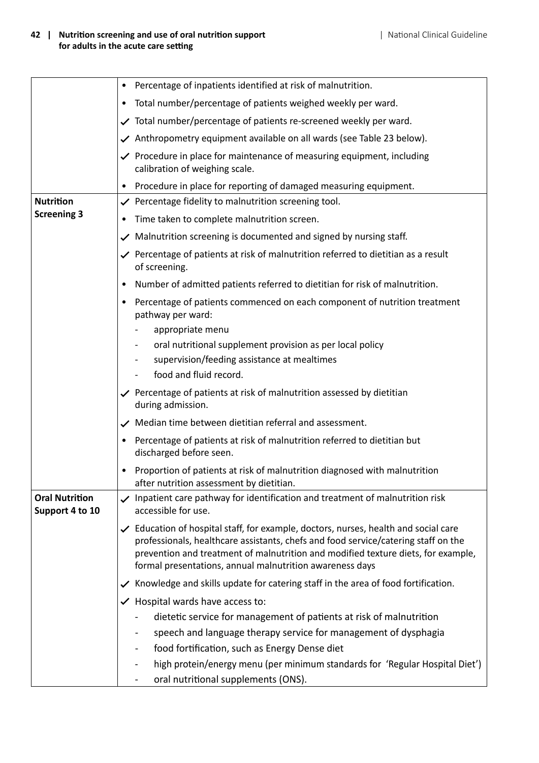| | |
|---|---|
| | • Percentage of inpatients identified at risk of malnutrition.<br>• Total number/percentage of patients weighed weekly per ward.<br>✓ Total number/percentage of patients re-screened weekly per ward.<br>✓ Anthropometry equipment available on all wards (see Table 23 below).<br>✓ Procedure in place for maintenance of measuring equipment, including calibration of weighing scale.<br>• Procedure in place for reporting of damaged measuring equipment. |
| **Nutrition Screening 3** | ✓ Percentage fidelity to malnutrition screening tool.<br>• Time taken to complete malnutrition screen.<br>✓ Malnutrition screening is documented and signed by nursing staff.<br>✓ Percentage of patients at risk of malnutrition referred to dietitian as a result of screening.<br>• Number of admitted patients referred to dietitian for risk of malnutrition.<br>• Percentage of patients commenced on each component of nutrition treatment pathway per ward:<br>- appropriate menu<br>- oral nutritional supplement provision as per local policy<br>- supervision/feeding assistance at mealtimes<br>- food and fluid record.<br>✓ Percentage of patients at risk of malnutrition assessed by dietitian during admission.<br>✓ Median time between dietitian referral and assessment.<br>• Percentage of patients at risk of malnutrition referred to dietitian but discharged before seen.<br>• Proportion of patients at risk of malnutrition diagnosed with malnutrition after nutrition assessment by dietitian. |
| **Oral Nutrition Support 4 to 10** | ✓ Inpatient care pathway for identification and treatment of malnutrition risk accessible for use.<br>✓ Education of hospital staff, for example, doctors, nurses, health and social care professionals, healthcare assistants, chefs and food service/catering staff on the prevention and treatment of malnutrition and modified texture diets, for example, formal presentations, annual malnutrition awareness days<br>✓ Knowledge and skills update for catering staff in the area of food fortification.<br>✓ Hospital wards have access to:<br>- dietetic service for management of patients at risk of malnutrition<br>- speech and language therapy service for management of dysphagia<br>- food fortification, such as Energy Dense diet<br>- high protein/energy menu (per minimum standards for 'Regular Hospital Diet')<br>- oral nutritional supplements (ONS). |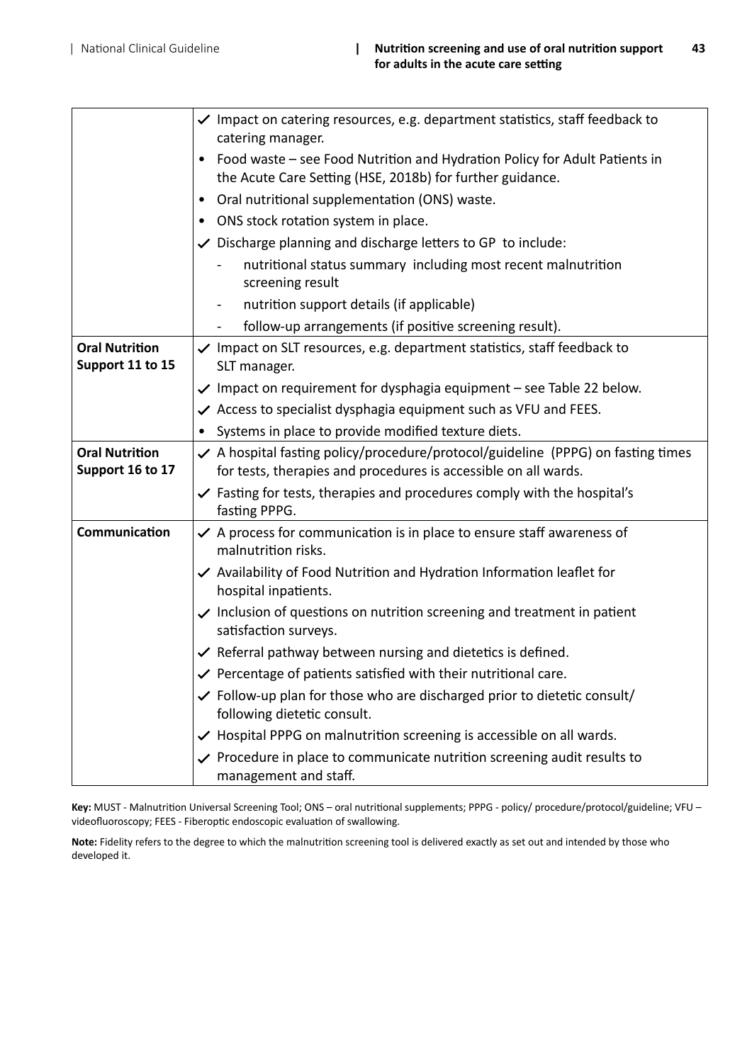| | |
|---|---|
| | ✓ Impact on catering resources, e.g. department statistics, staff feedback to catering manager.<br>• Food waste – see Food Nutrition and Hydration Policy for Adult Patients in the Acute Care Setting (HSE, 2018b) for further guidance.<br>• Oral nutritional supplementation (ONS) waste.<br>• ONS stock rotation system in place.<br>✓ Discharge planning and discharge letters to GP to include:<br>- nutritional status summary including most recent malnutrition screening result<br>- nutrition support details (if applicable)<br>- follow-up arrangements (if positive screening result). |
| **Oral Nutrition Support 11 to 15** | ✓ Impact on SLT resources, e.g. department statistics, staff feedback to SLT manager.<br>✓ Impact on requirement for dysphagia equipment – see Table 22 below.<br>✓ Access to specialist dysphagia equipment such as VFU and FEES.<br>• Systems in place to provide modified texture diets. |
| **Oral Nutrition Support 16 to 17** | ✓ A hospital fasting policy/procedure/protocol/guideline (PPPG) on fasting times for tests, therapies and procedures is accessible on all wards.<br>✓ Fasting for tests, therapies and procedures comply with the hospital's fasting PPPG. |
| **Communication** | ✓ A process for communication is in place to ensure staff awareness of malnutrition risks.<br>✓ Availability of Food Nutrition and Hydration Information leaflet for hospital inpatients.<br>✓ Inclusion of questions on nutrition screening and treatment in patient satisfaction surveys.<br>✓ Referral pathway between nursing and dietetics is defined.<br>✓ Percentage of patients satisfied with their nutritional care.<br>✓ Follow-up plan for those who are discharged prior to dietetic consult/ following dietetic consult.<br>✓ Hospital PPPG on malnutrition screening is accessible on all wards.<br>✓ Procedure in place to communicate nutrition screening audit results to management and staff. |

**Key:** MUST - Malnutrition Universal Screening Tool; ONS – oral nutritional supplements; PPPG - policy/ procedure/protocol/guideline; VFU – videofluoroscopy; FEES - Fiberoptic endoscopic evaluation of swallowing.

**Note:** Fidelity refers to the degree to which the malnutrition screening tool is delivered exactly as set out and intended by those who developed it.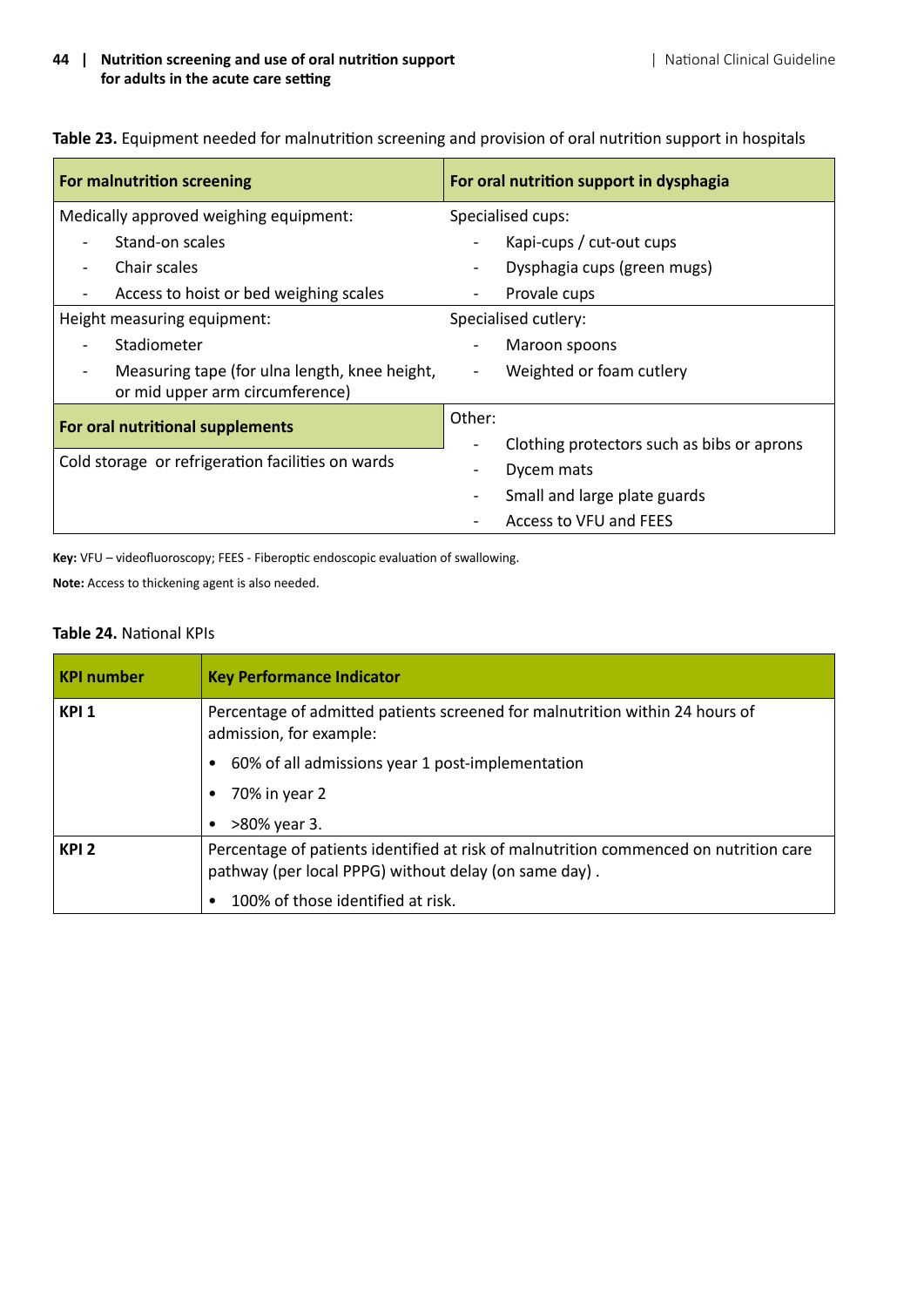**Table 23.** Equipment needed for malnutrition screening and provision of oral nutrition support in hospitals

| For malnutrition screening | For oral nutrition support in dysphagia |
|---|---|
| Medically approved weighing equipment:<br>- Stand-on scales<br>- Chair scales<br>- Access to hoist or bed weighing scales | Specialised cups:<br>- Kapi-cups / cut-out cups<br>- Dysphagia cups (green mugs)<br>- Provale cups |
| Height measuring equipment:<br>- Stadiometer<br>- Measuring tape (for ulna length, knee height, or mid upper arm circumference) | Specialised cutlery:<br>- Maroon spoons<br>- Weighted or foam cutlery |
| **For oral nutritional supplements**<br>Cold storage or refrigeration facilities on wards | Other:<br>- Clothing protectors such as bibs or aprons<br>- Dycem mats<br>- Small and large plate guards<br>- Access to VFU and FEES |

**Key:** VFU – videofluoroscopy; FEES - Fiberoptic endoscopic evaluation of swallowing.

**Note:** Access to thickening agent is also needed.

**Table 24.** National KPIs

| KPI number | Key Performance Indicator |
|---|---|
| **KPI 1** | Percentage of admitted patients screened for malnutrition within 24 hours of admission, for example:<br>• 60% of all admissions year 1 post-implementation<br>• 70% in year 2<br>• >80% year 3. |
| **KPI 2** | Percentage of patients identified at risk of malnutrition commenced on nutrition care pathway (per local PPPG) without delay (on same day) .<br>• 100% of those identified at risk. |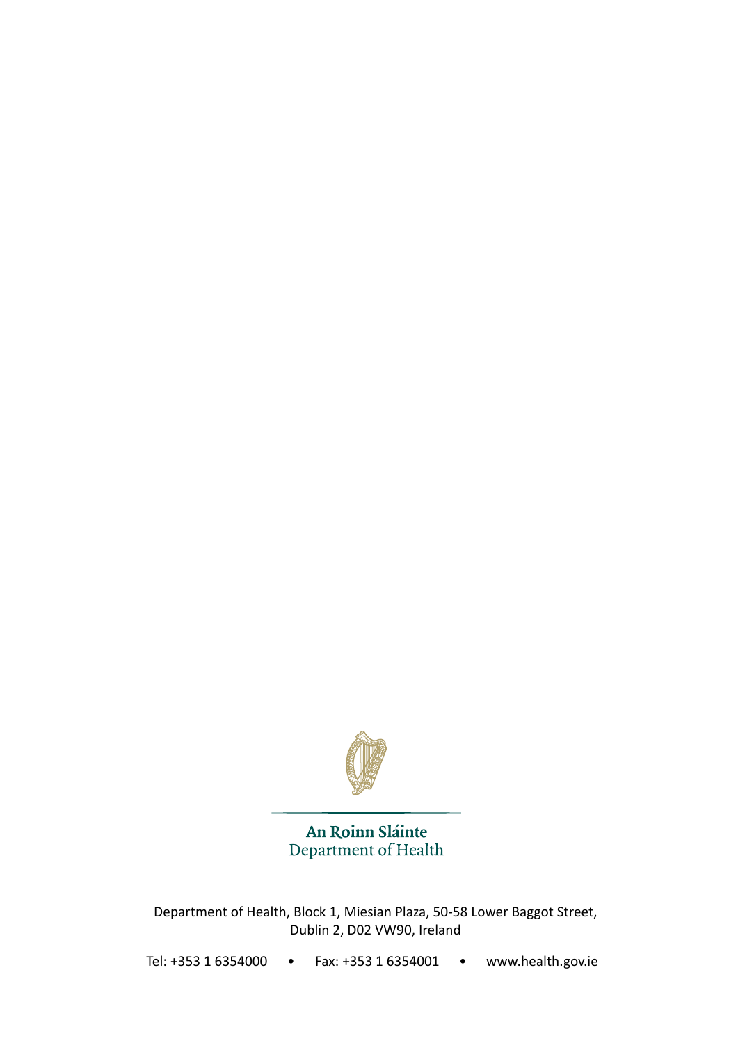An Roinn Sláinte
Department of Health

Department of Health, Block 1, Miesian Plaza, 50-58 Lower Baggot Street, Dublin 2, D02 VW90, Ireland

Tel: +353 1 6354000 • Fax: +353 1 6354001 • www.health.gov.ie